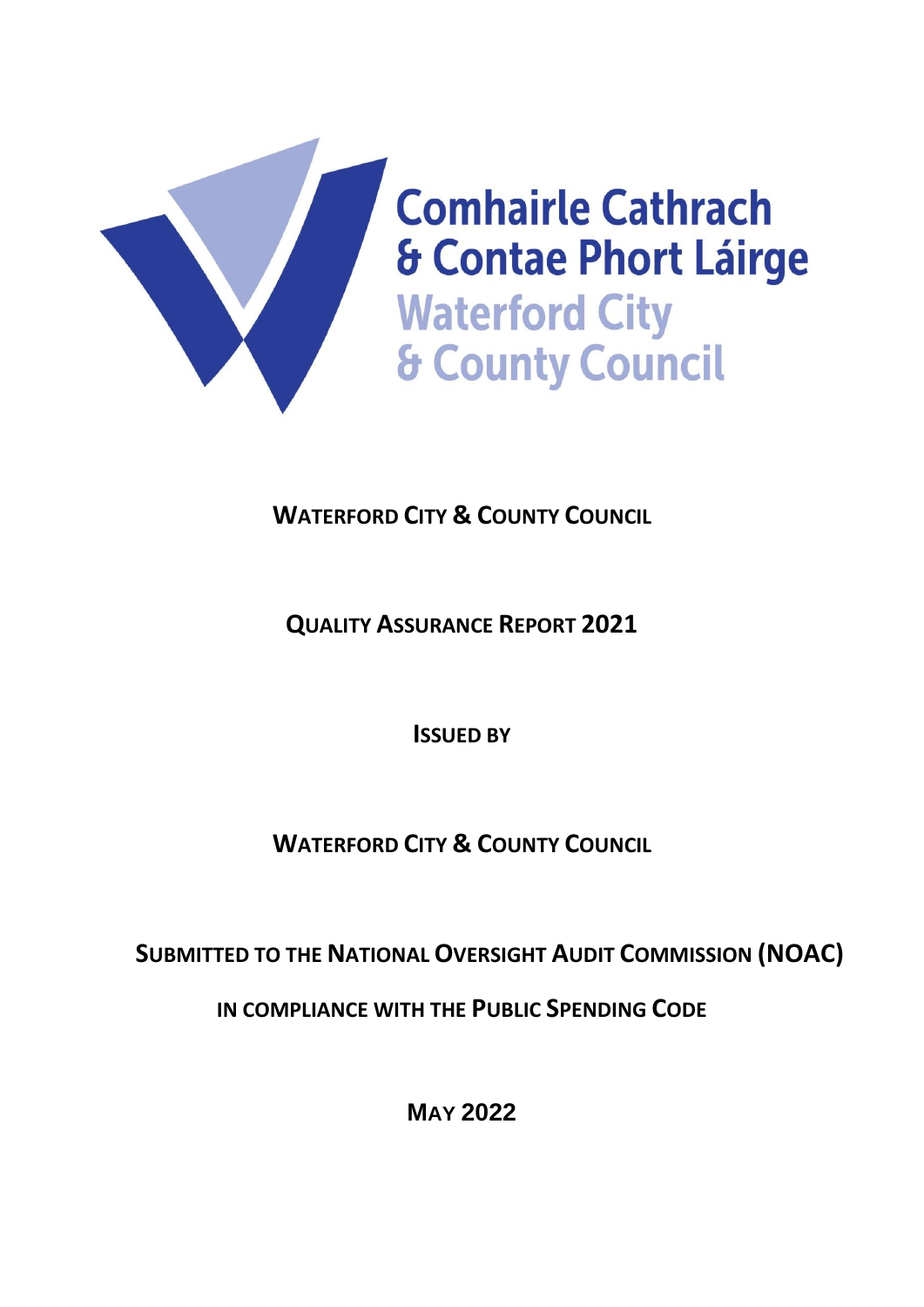Comhairle Cathrach & Contae Phort Láirge

Waterford City & County Council

# WATERFORD CITY & COUNTY COUNCIL

## QUALITY ASSURANCE REPORT 2021

**ISSUED BY**

**WATERFORD CITY & COUNTY COUNCIL**

**SUBMITTED TO THE NATIONAL OVERSIGHT AUDIT COMMISSION (NOAC)**

**IN COMPLIANCE WITH THE PUBLIC SPENDING CODE**

**MAY 2022**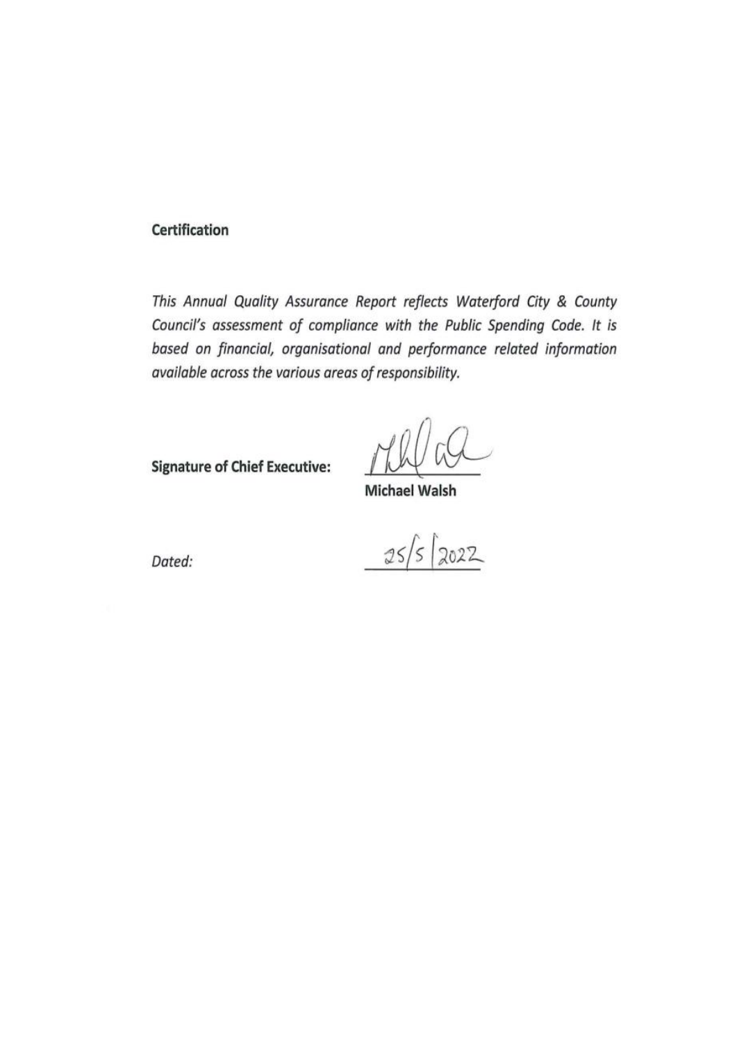**Certification**

*This Annual Quality Assurance Report reflects Waterford City & County Council's assessment of compliance with the Public Spending Code. It is based on financial, organisational and performance related information available across the various areas of responsibility.*

**Signature of Chief Executive:**

**Michael Walsh**

*Dated:* 25/5/2022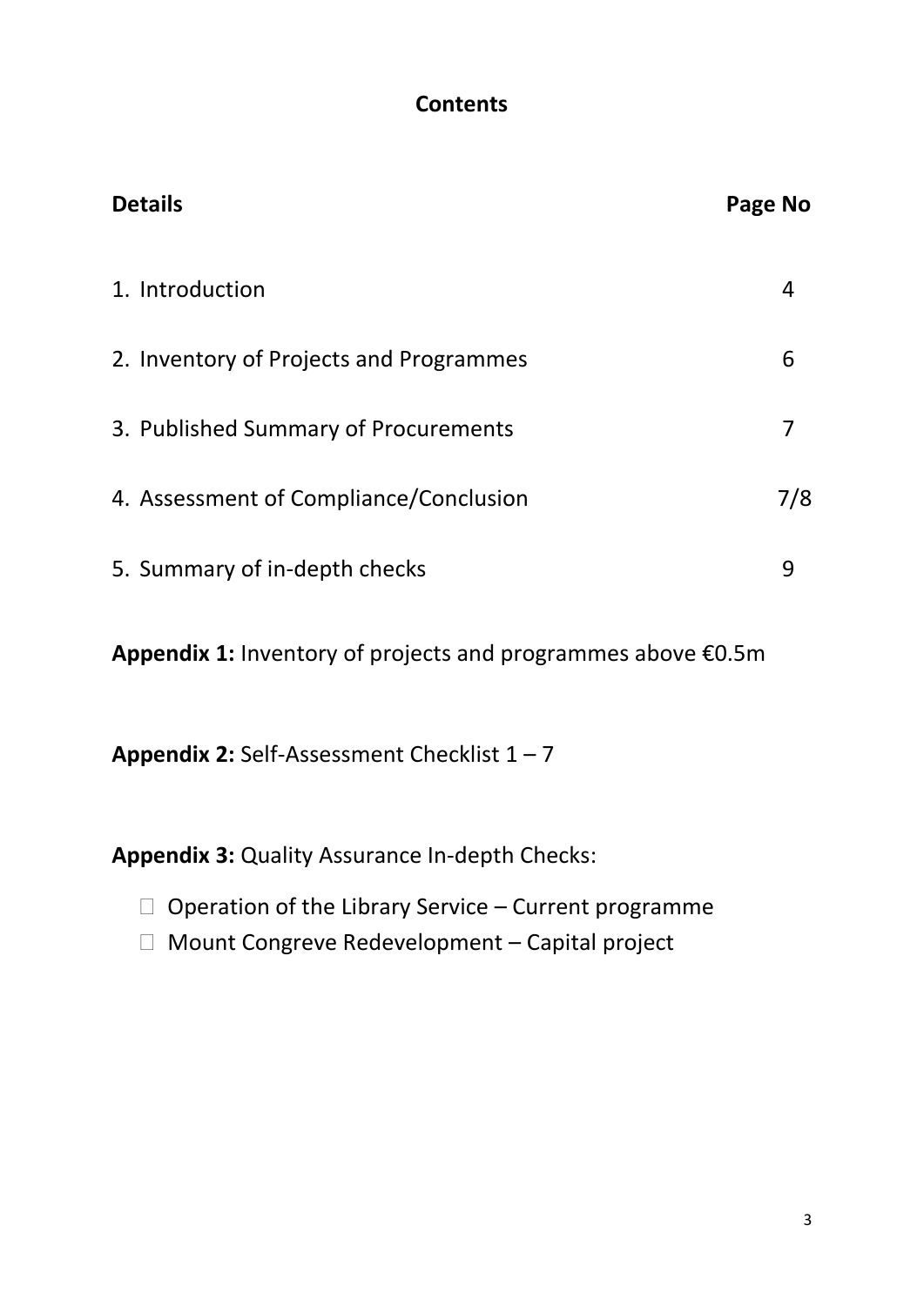## Contents

| Details | Page No |
|---|---|
| 1. Introduction | 4 |
| 2. Inventory of Projects and Programmes | 6 |
| 3. Published Summary of Procurements | 7 |
| 4. Assessment of Compliance/Conclusion | 7/8 |
| 5. Summary of in-depth checks | 9 |

**Appendix 1:** Inventory of projects and programmes above €0.5m

**Appendix 2:** Self-Assessment Checklist 1 – 7

**Appendix 3:** Quality Assurance In-depth Checks:

- Operation of the Library Service – Current programme
- Mount Congreve Redevelopment – Capital project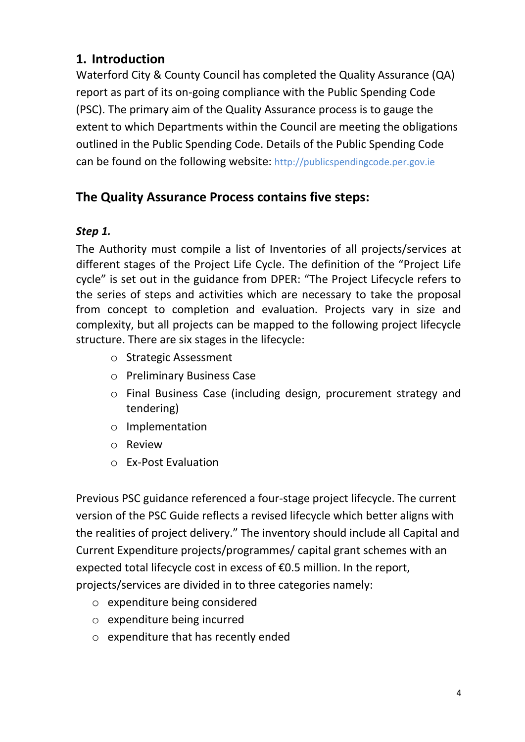## 1. Introduction

Waterford City & County Council has completed the Quality Assurance (QA) report as part of its on-going compliance with the Public Spending Code (PSC). The primary aim of the Quality Assurance process is to gauge the extent to which Departments within the Council are meeting the obligations outlined in the Public Spending Code. Details of the Public Spending Code can be found on the following website: http://publicspendingcode.per.gov.ie

## The Quality Assurance Process contains five steps:

### *Step 1.*

The Authority must compile a list of Inventories of all projects/services at different stages of the Project Life Cycle. The definition of the "Project Life cycle" is set out in the guidance from DPER: "The Project Lifecycle refers to the series of steps and activities which are necessary to take the proposal from concept to completion and evaluation. Projects vary in size and complexity, but all projects can be mapped to the following project lifecycle structure. There are six stages in the lifecycle:

- Strategic Assessment
- Preliminary Business Case
- Final Business Case (including design, procurement strategy and tendering)
- Implementation
- Review
- Ex-Post Evaluation

Previous PSC guidance referenced a four-stage project lifecycle. The current version of the PSC Guide reflects a revised lifecycle which better aligns with the realities of project delivery." The inventory should include all Capital and Current Expenditure projects/programmes/ capital grant schemes with an expected total lifecycle cost in excess of €0.5 million. In the report, projects/services are divided in to three categories namely:

- expenditure being considered
- expenditure being incurred
- expenditure that has recently ended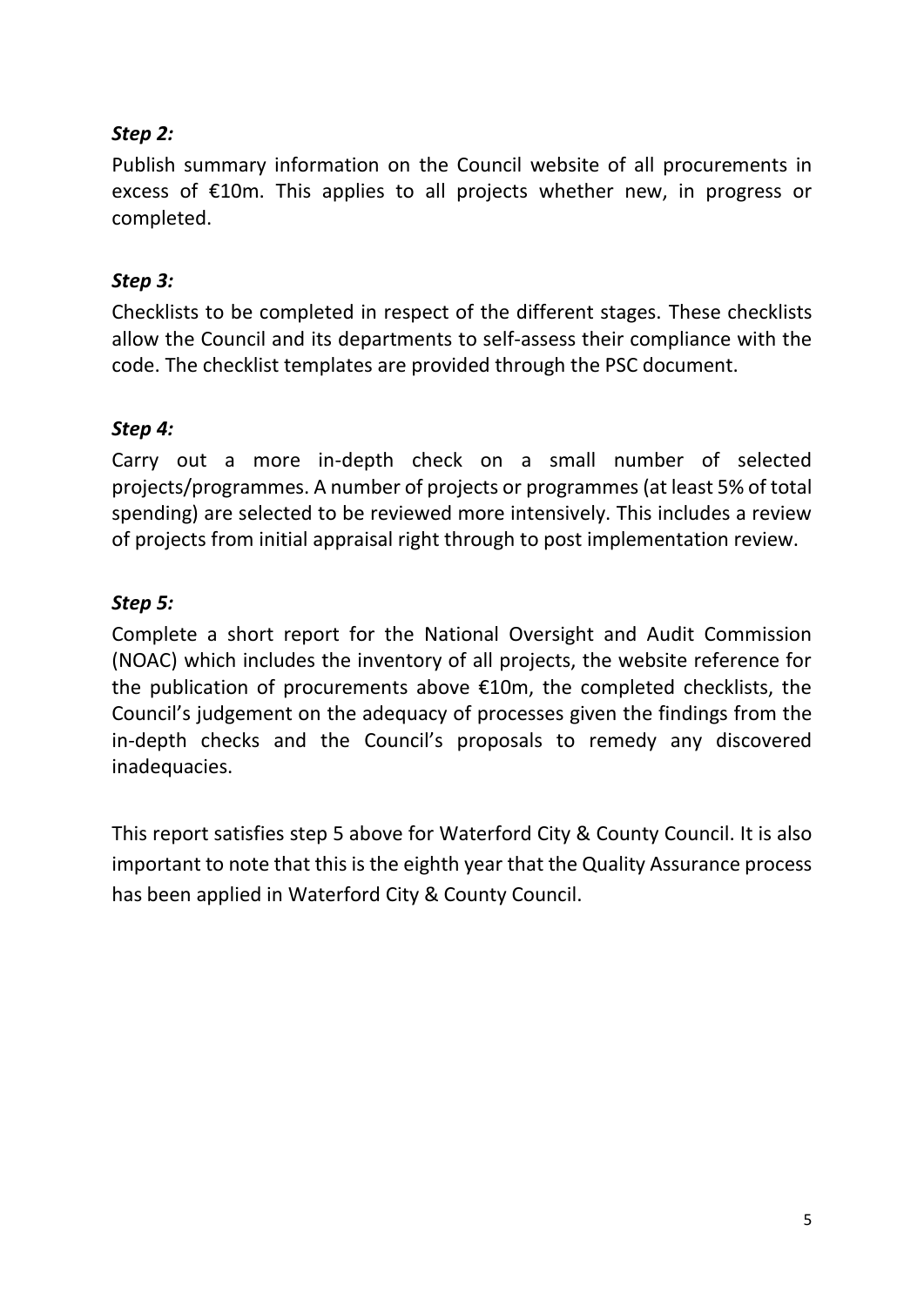***Step 2:***

Publish summary information on the Council website of all procurements in excess of €10m. This applies to all projects whether new, in progress or completed.

***Step 3:***

Checklists to be completed in respect of the different stages. These checklists allow the Council and its departments to self-assess their compliance with the code. The checklist templates are provided through the PSC document.

***Step 4:***

Carry out a more in-depth check on a small number of selected projects/programmes. A number of projects or programmes (at least 5% of total spending) are selected to be reviewed more intensively. This includes a review of projects from initial appraisal right through to post implementation review.

***Step 5:***

Complete a short report for the National Oversight and Audit Commission (NOAC) which includes the inventory of all projects, the website reference for the publication of procurements above €10m, the completed checklists, the Council's judgement on the adequacy of processes given the findings from the in-depth checks and the Council's proposals to remedy any discovered inadequacies.

This report satisfies step 5 above for Waterford City & County Council. It is also important to note that this is the eighth year that the Quality Assurance process has been applied in Waterford City & County Council.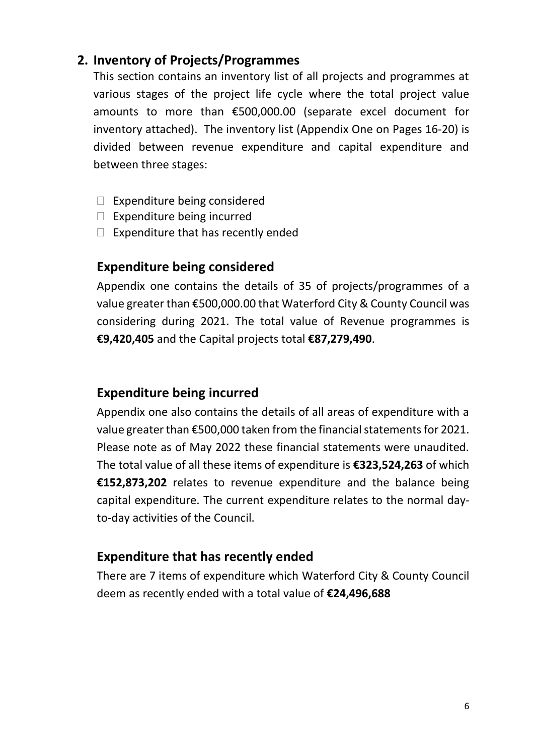## 2. Inventory of Projects/Programmes

This section contains an inventory list of all projects and programmes at various stages of the project life cycle where the total project value amounts to more than €500,000.00 (separate excel document for inventory attached). The inventory list (Appendix One on Pages 16-20) is divided between revenue expenditure and capital expenditure and between three stages:

- Expenditure being considered
- Expenditure being incurred
- Expenditure that has recently ended

### Expenditure being considered

Appendix one contains the details of 35 of projects/programmes of a value greater than €500,000.00 that Waterford City & County Council was considering during 2021. The total value of Revenue programmes is **€9,420,405** and the Capital projects total **€87,279,490**.

### Expenditure being incurred

Appendix one also contains the details of all areas of expenditure with a value greater than €500,000 taken from the financial statements for 2021. Please note as of May 2022 these financial statements were unaudited. The total value of all these items of expenditure is **€323,524,263** of which **€152,873,202** relates to revenue expenditure and the balance being capital expenditure. The current expenditure relates to the normal day-to-day activities of the Council.

### Expenditure that has recently ended

There are 7 items of expenditure which Waterford City & County Council deem as recently ended with a total value of **€24,496,688**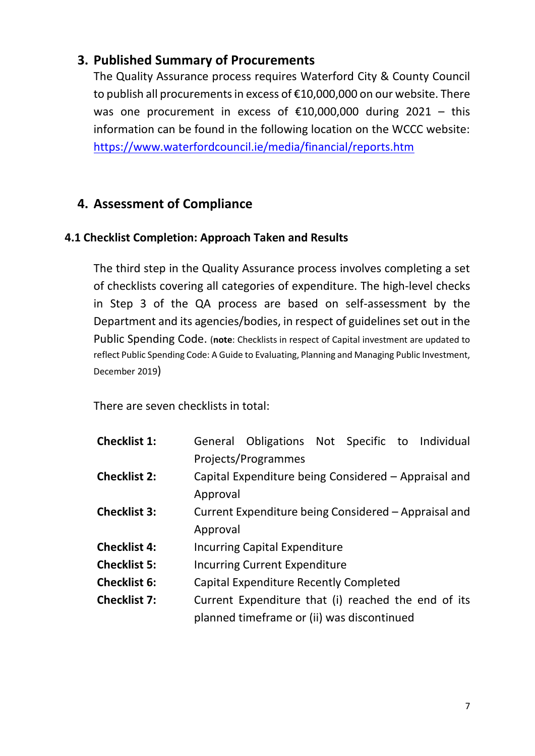## 3. Published Summary of Procurements

The Quality Assurance process requires Waterford City & County Council to publish all procurements in excess of €10,000,000 on our website. There was one procurement in excess of €10,000,000 during 2021 – this information can be found in the following location on the WCCC website: https://www.waterfordcouncil.ie/media/financial/reports.htm

## 4. Assessment of Compliance

### 4.1 Checklist Completion: Approach Taken and Results

The third step in the Quality Assurance process involves completing a set of checklists covering all categories of expenditure. The high-level checks in Step 3 of the QA process are based on self-assessment by the Department and its agencies/bodies, in respect of guidelines set out in the Public Spending Code. (**note**: Checklists in respect of Capital investment are updated to reflect Public Spending Code: A Guide to Evaluating, Planning and Managing Public Investment, December 2019)

There are seven checklists in total:

| | |
|---|---|
| **Checklist 1:** | General Obligations Not Specific to Individual Projects/Programmes |
| **Checklist 2:** | Capital Expenditure being Considered – Appraisal and Approval |
| **Checklist 3:** | Current Expenditure being Considered – Appraisal and Approval |
| **Checklist 4:** | Incurring Capital Expenditure |
| **Checklist 5:** | Incurring Current Expenditure |
| **Checklist 6:** | Capital Expenditure Recently Completed |
| **Checklist 7:** | Current Expenditure that (i) reached the end of its planned timeframe or (ii) was discontinued |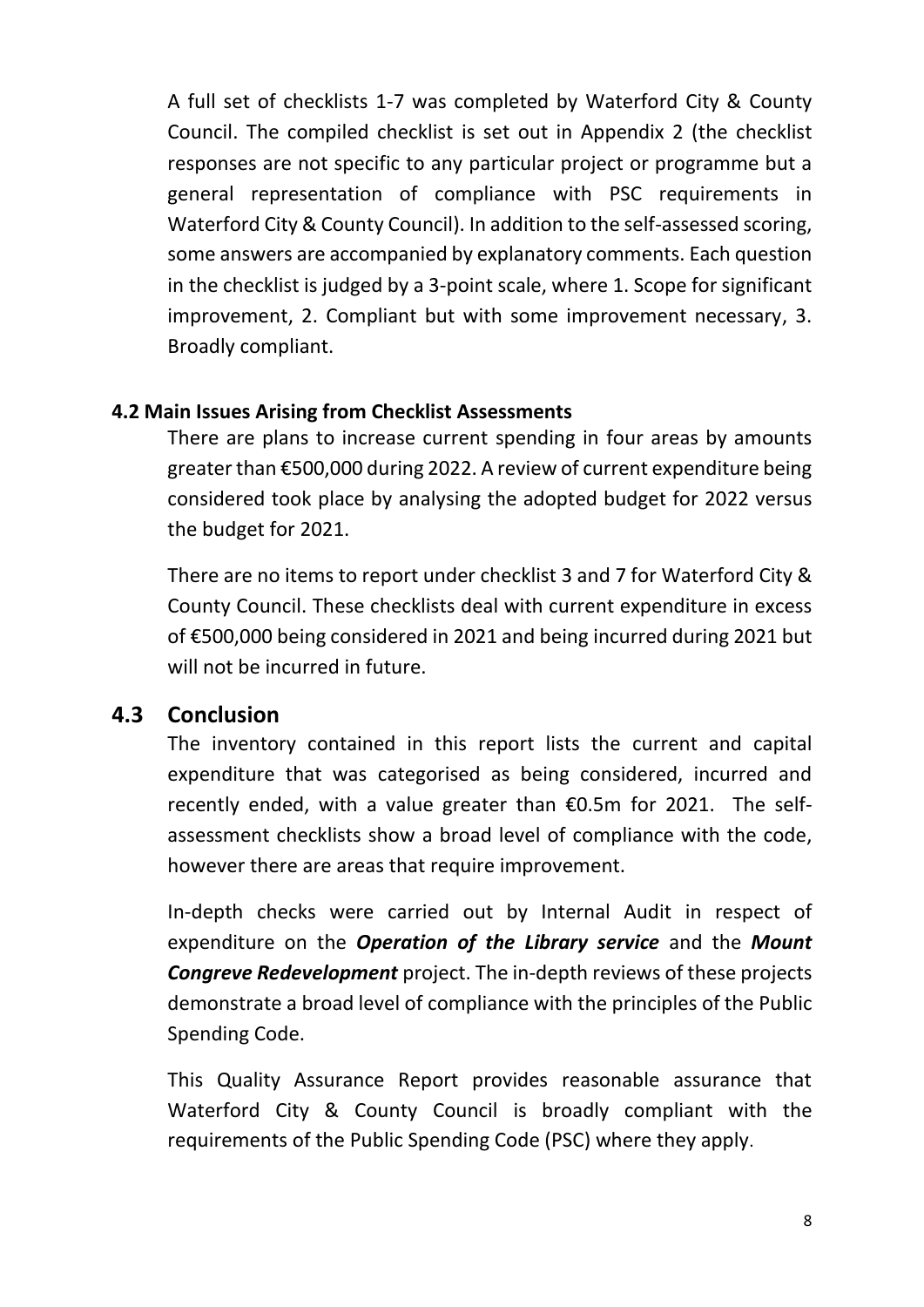A full set of checklists 1-7 was completed by Waterford City & County Council. The compiled checklist is set out in Appendix 2 (the checklist responses are not specific to any particular project or programme but a general representation of compliance with PSC requirements in Waterford City & County Council). In addition to the self-assessed scoring, some answers are accompanied by explanatory comments. Each question in the checklist is judged by a 3-point scale, where 1. Scope for significant improvement, 2. Compliant but with some improvement necessary, 3. Broadly compliant.

### 4.2 Main Issues Arising from Checklist Assessments

There are plans to increase current spending in four areas by amounts greater than €500,000 during 2022. A review of current expenditure being considered took place by analysing the adopted budget for 2022 versus the budget for 2021.

There are no items to report under checklist 3 and 7 for Waterford City & County Council. These checklists deal with current expenditure in excess of €500,000 being considered in 2021 and being incurred during 2021 but will not be incurred in future.

## 4.3 Conclusion

The inventory contained in this report lists the current and capital expenditure that was categorised as being considered, incurred and recently ended, with a value greater than €0.5m for 2021. The self-assessment checklists show a broad level of compliance with the code, however there are areas that require improvement.

In-depth checks were carried out by Internal Audit in respect of expenditure on the ***Operation of the Library service*** and the ***Mount Congreve Redevelopment*** project. The in-depth reviews of these projects demonstrate a broad level of compliance with the principles of the Public Spending Code.

This Quality Assurance Report provides reasonable assurance that Waterford City & County Council is broadly compliant with the requirements of the Public Spending Code (PSC) where they apply.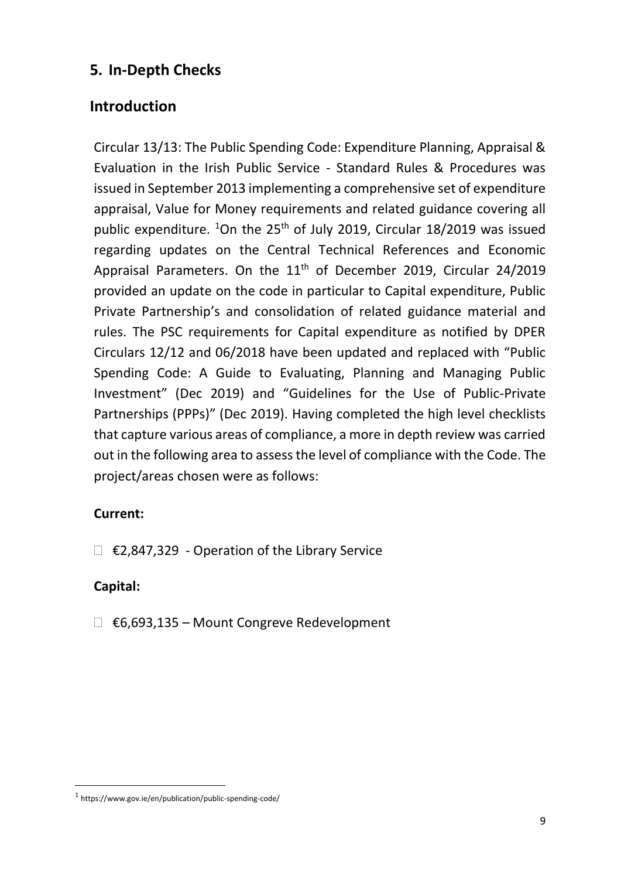## 5. In-Depth Checks

## Introduction

Circular 13/13: The Public Spending Code: Expenditure Planning, Appraisal & Evaluation in the Irish Public Service - Standard Rules & Procedures was issued in September 2013 implementing a comprehensive set of expenditure appraisal, Value for Money requirements and related guidance covering all public expenditure. [1]On the 25th of July 2019, Circular 18/2019 was issued regarding updates on the Central Technical References and Economic Appraisal Parameters. On the 11th of December 2019, Circular 24/2019 provided an update on the code in particular to Capital expenditure, Public Private Partnership's and consolidation of related guidance material and rules. The PSC requirements for Capital expenditure as notified by DPER Circulars 12/12 and 06/2018 have been updated and replaced with "Public Spending Code: A Guide to Evaluating, Planning and Managing Public Investment" (Dec 2019) and "Guidelines for the Use of Public-Private Partnerships (PPPs)" (Dec 2019). Having completed the high level checklists that capture various areas of compliance, a more in depth review was carried out in the following area to assess the level of compliance with the Code. The project/areas chosen were as follows:

**Current:**

- €2,847,329 - Operation of the Library Service

**Capital:**

- €6,693,135 – Mount Congreve Redevelopment

[1] https://www.gov.ie/en/publication/public-spending-code/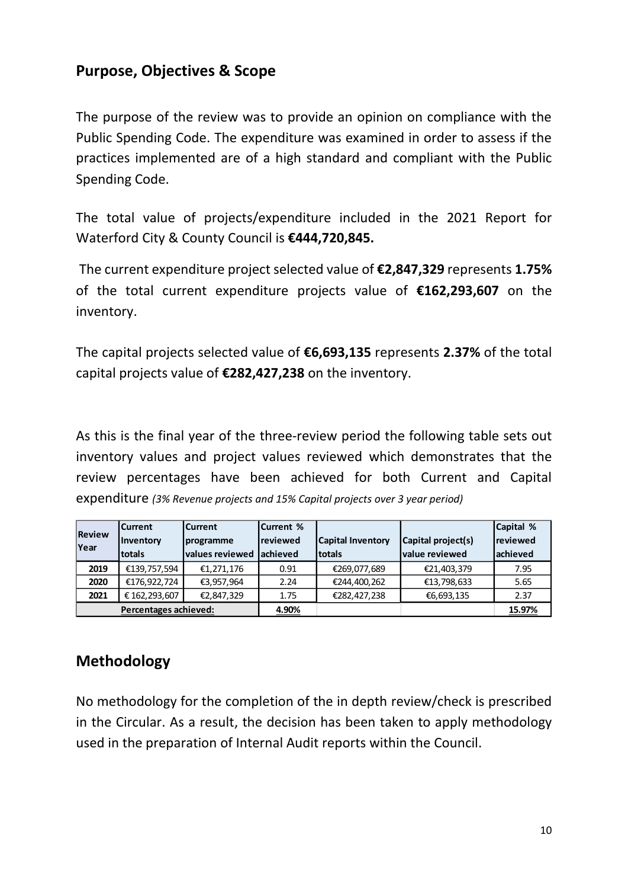## Purpose, Objectives & Scope

The purpose of the review was to provide an opinion on compliance with the Public Spending Code. The expenditure was examined in order to assess if the practices implemented are of a high standard and compliant with the Public Spending Code.

The total value of projects/expenditure included in the 2021 Report for Waterford City & County Council is **€444,720,845.**

The current expenditure project selected value of **€2,847,329** represents **1.75%** of the total current expenditure projects value of **€162,293,607** on the inventory.

The capital projects selected value of **€6,693,135** represents **2.37%** of the total capital projects value of **€282,427,238** on the inventory.

As this is the final year of the three-review period the following table sets out inventory values and project values reviewed which demonstrates that the review percentages have been achieved for both Current and Capital expenditure *(3% Revenue projects and 15% Capital projects over 3 year period)*

| Review Year | Current Inventory totals | Current programme values reviewed | Current % reviewed achieved | Capital Inventory totals | Capital project(s) value reviewed | Capital % reviewed achieved |
|---|---|---|---|---|---|---|
| 2019 | €139,757,594 | €1,271,176 | 0.91 | €269,077,689 | €21,403,379 | 7.95 |
| 2020 | €176,922,724 | €3,957,964 | 2.24 | €244,400,262 | €13,798,633 | 5.65 |
| 2021 | € 162,293,607 | €2,847,329 | 1.75 | €282,427,238 | €6,693,135 | 2.37 |
| **Percentages achieved:** | | | **4.90%** | | | **15.97%** |

## Methodology

No methodology for the completion of the in depth review/check is prescribed in the Circular. As a result, the decision has been taken to apply methodology used in the preparation of Internal Audit reports within the Council.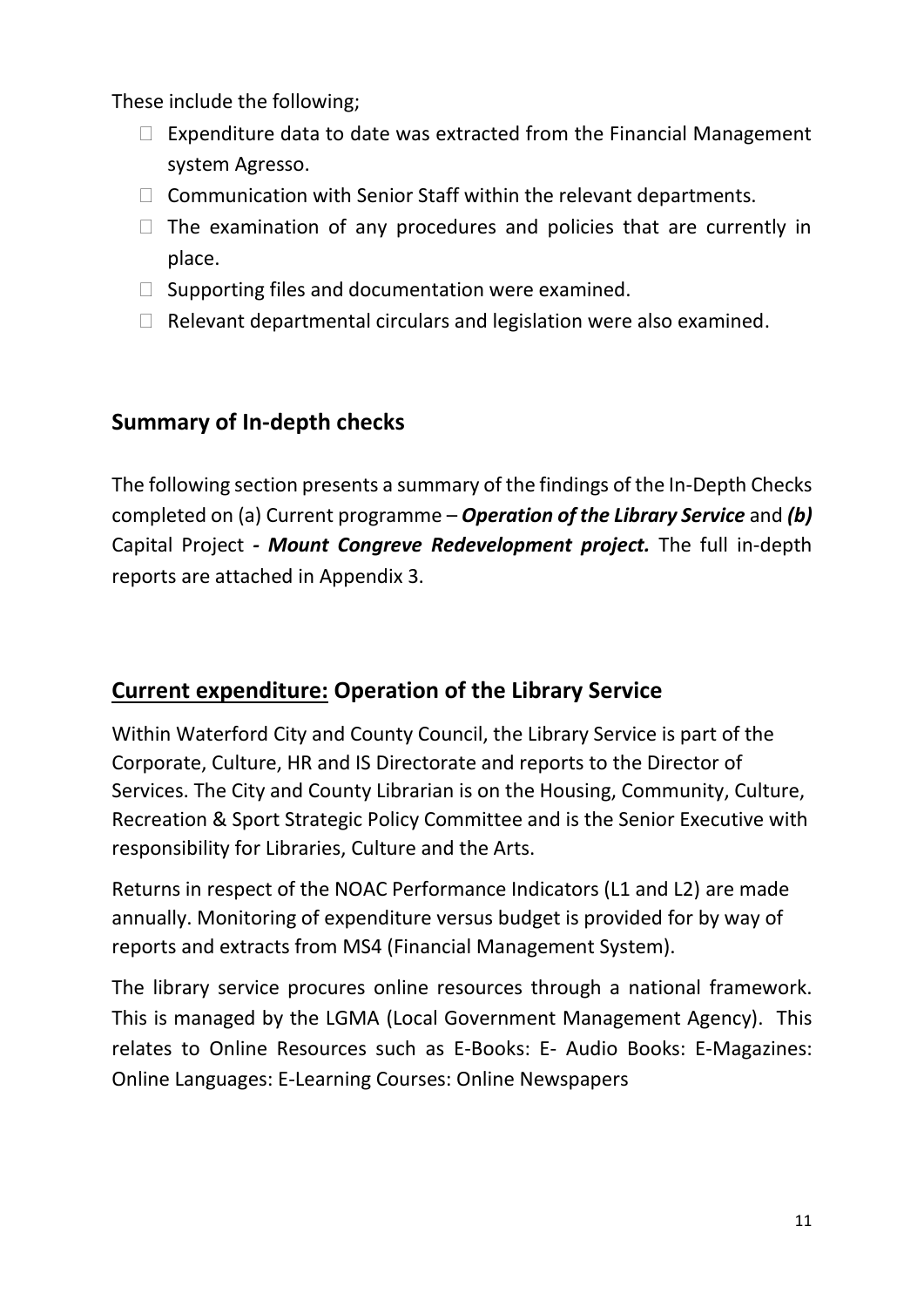These include the following;

- Expenditure data to date was extracted from the Financial Management system Agresso.
- Communication with Senior Staff within the relevant departments.
- The examination of any procedures and policies that are currently in place.
- Supporting files and documentation were examined.
- Relevant departmental circulars and legislation were also examined.

## Summary of In-depth checks

The following section presents a summary of the findings of the In-Depth Checks completed on (a) Current programme – ***Operation of the Library Service*** and ***(b)*** Capital Project ***- Mount Congreve Redevelopment project.*** The full in-depth reports are attached in Appendix 3.

## <u>Current expenditure:</u> Operation of the Library Service

Within Waterford City and County Council, the Library Service is part of the Corporate, Culture, HR and IS Directorate and reports to the Director of Services. The City and County Librarian is on the Housing, Community, Culture, Recreation & Sport Strategic Policy Committee and is the Senior Executive with responsibility for Libraries, Culture and the Arts.

Returns in respect of the NOAC Performance Indicators (L1 and L2) are made annually. Monitoring of expenditure versus budget is provided for by way of reports and extracts from MS4 (Financial Management System).

The library service procures online resources through a national framework. This is managed by the LGMA (Local Government Management Agency). This relates to Online Resources such as E-Books: E- Audio Books: E-Magazines: Online Languages: E-Learning Courses: Online Newspapers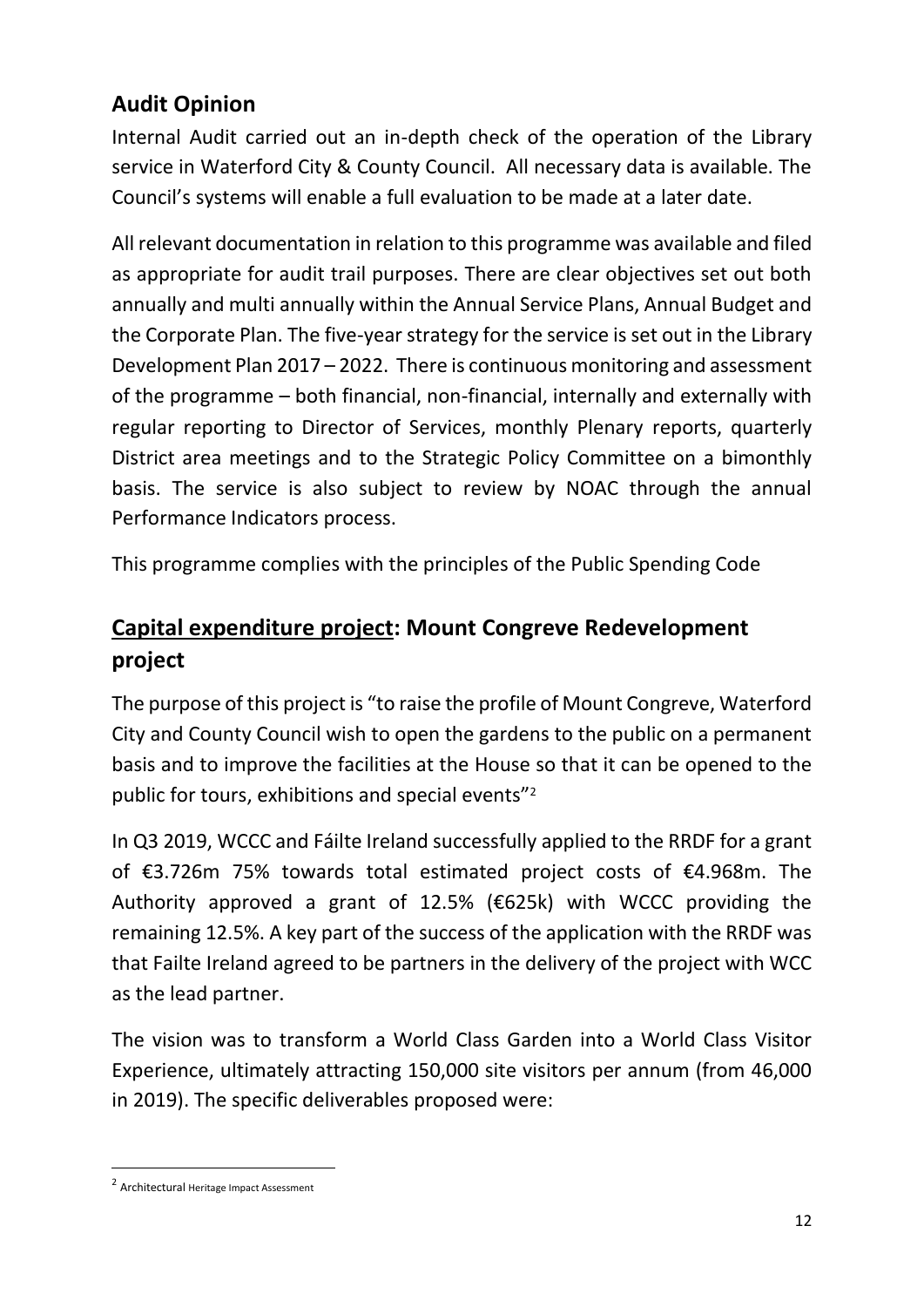## Audit Opinion

Internal Audit carried out an in-depth check of the operation of the Library service in Waterford City & County Council. All necessary data is available. The Council's systems will enable a full evaluation to be made at a later date.

All relevant documentation in relation to this programme was available and filed as appropriate for audit trail purposes. There are clear objectives set out both annually and multi annually within the Annual Service Plans, Annual Budget and the Corporate Plan. The five-year strategy for the service is set out in the Library Development Plan 2017 – 2022. There is continuous monitoring and assessment of the programme – both financial, non-financial, internally and externally with regular reporting to Director of Services, monthly Plenary reports, quarterly District area meetings and to the Strategic Policy Committee on a bimonthly basis. The service is also subject to review by NOAC through the annual Performance Indicators process.

This programme complies with the principles of the Public Spending Code

## <u>Capital expenditure project</u>: Mount Congreve Redevelopment project

The purpose of this project is "to raise the profile of Mount Congreve, Waterford City and County Council wish to open the gardens to the public on a permanent basis and to improve the facilities at the House so that it can be opened to the public for tours, exhibitions and special events"[2]

In Q3 2019, WCCC and Fáilte Ireland successfully applied to the RRDF for a grant of €3.726m 75% towards total estimated project costs of €4.968m. The Authority approved a grant of 12.5% (€625k) with WCCC providing the remaining 12.5%. A key part of the success of the application with the RRDF was that Failte Ireland agreed to be partners in the delivery of the project with WCC as the lead partner.

The vision was to transform a World Class Garden into a World Class Visitor Experience, ultimately attracting 150,000 site visitors per annum (from 46,000 in 2019). The specific deliverables proposed were:

---

[2] Architectural Heritage Impact Assessment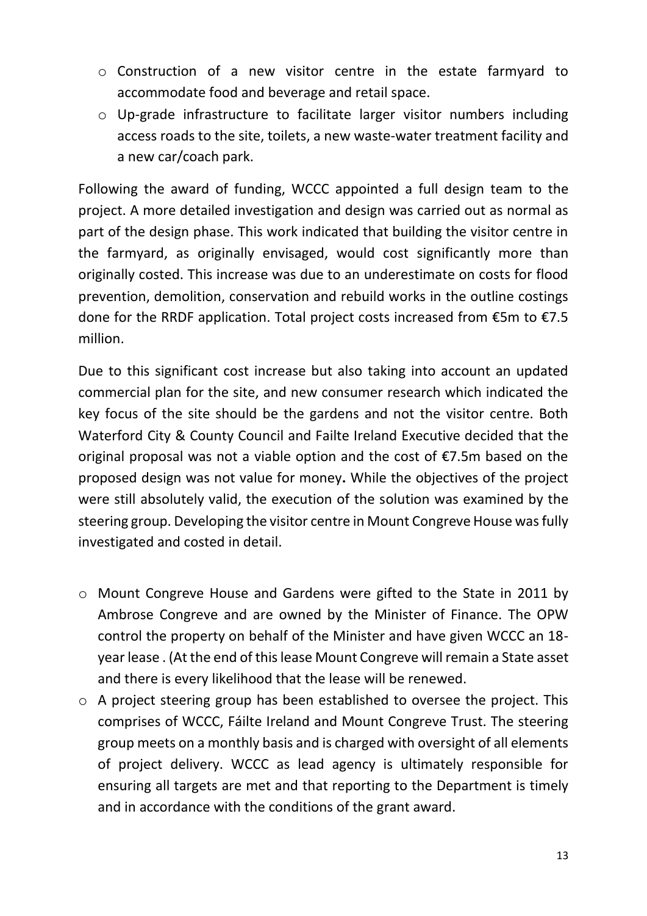- Construction of a new visitor centre in the estate farmyard to accommodate food and beverage and retail space.
- Up-grade infrastructure to facilitate larger visitor numbers including access roads to the site, toilets, a new waste-water treatment facility and a new car/coach park.

Following the award of funding, WCCC appointed a full design team to the project. A more detailed investigation and design was carried out as normal as part of the design phase. This work indicated that building the visitor centre in the farmyard, as originally envisaged, would cost significantly more than originally costed. This increase was due to an underestimate on costs for flood prevention, demolition, conservation and rebuild works in the outline costings done for the RRDF application. Total project costs increased from €5m to €7.5 million.

Due to this significant cost increase but also taking into account an updated commercial plan for the site, and new consumer research which indicated the key focus of the site should be the gardens and not the visitor centre. Both Waterford City & County Council and Failte Ireland Executive decided that the original proposal was not a viable option and the cost of €7.5m based on the proposed design was not value for money**.** While the objectives of the project were still absolutely valid, the execution of the solution was examined by the steering group. Developing the visitor centre in Mount Congreve House was fully investigated and costed in detail.

- Mount Congreve House and Gardens were gifted to the State in 2011 by Ambrose Congreve and are owned by the Minister of Finance. The OPW control the property on behalf of the Minister and have given WCCC an 18-year lease . (At the end of this lease Mount Congreve will remain a State asset and there is every likelihood that the lease will be renewed.
- A project steering group has been established to oversee the project. This comprises of WCCC, Fáilte Ireland and Mount Congreve Trust. The steering group meets on a monthly basis and is charged with oversight of all elements of project delivery. WCCC as lead agency is ultimately responsible for ensuring all targets are met and that reporting to the Department is timely and in accordance with the conditions of the grant award.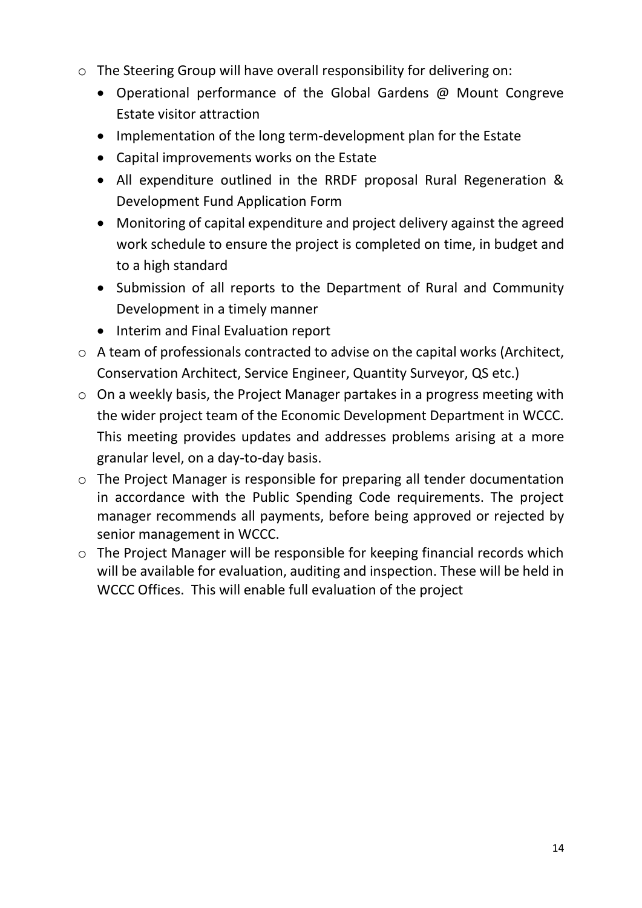- The Steering Group will have overall responsibility for delivering on:
  - Operational performance of the Global Gardens @ Mount Congreve Estate visitor attraction
  - Implementation of the long term-development plan for the Estate
  - Capital improvements works on the Estate
  - All expenditure outlined in the RRDF proposal Rural Regeneration & Development Fund Application Form
  - Monitoring of capital expenditure and project delivery against the agreed work schedule to ensure the project is completed on time, in budget and to a high standard
  - Submission of all reports to the Department of Rural and Community Development in a timely manner
  - Interim and Final Evaluation report
- A team of professionals contracted to advise on the capital works (Architect, Conservation Architect, Service Engineer, Quantity Surveyor, QS etc.)
- On a weekly basis, the Project Manager partakes in a progress meeting with the wider project team of the Economic Development Department in WCCC. This meeting provides updates and addresses problems arising at a more granular level, on a day-to-day basis.
- The Project Manager is responsible for preparing all tender documentation in accordance with the Public Spending Code requirements. The project manager recommends all payments, before being approved or rejected by senior management in WCCC.
- The Project Manager will be responsible for keeping financial records which will be available for evaluation, auditing and inspection. These will be held in WCCC Offices. This will enable full evaluation of the project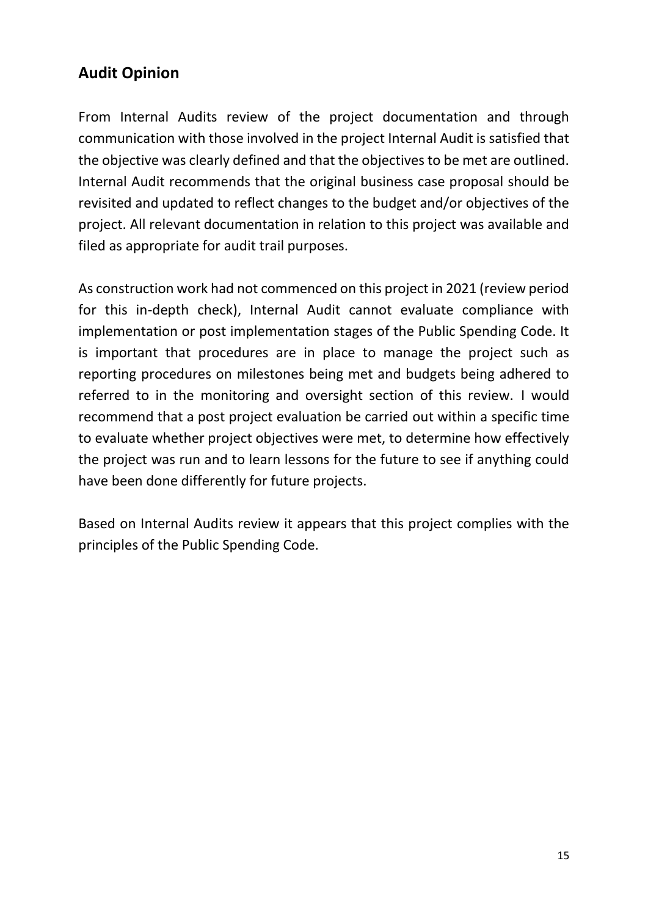## Audit Opinion

From Internal Audits review of the project documentation and through communication with those involved in the project Internal Audit is satisfied that the objective was clearly defined and that the objectives to be met are outlined. Internal Audit recommends that the original business case proposal should be revisited and updated to reflect changes to the budget and/or objectives of the project. All relevant documentation in relation to this project was available and filed as appropriate for audit trail purposes.

As construction work had not commenced on this project in 2021 (review period for this in-depth check), Internal Audit cannot evaluate compliance with implementation or post implementation stages of the Public Spending Code. It is important that procedures are in place to manage the project such as reporting procedures on milestones being met and budgets being adhered to referred to in the monitoring and oversight section of this review. I would recommend that a post project evaluation be carried out within a specific time to evaluate whether project objectives were met, to determine how effectively the project was run and to learn lessons for the future to see if anything could have been done differently for future projects.

Based on Internal Audits review it appears that this project complies with the principles of the Public Spending Code.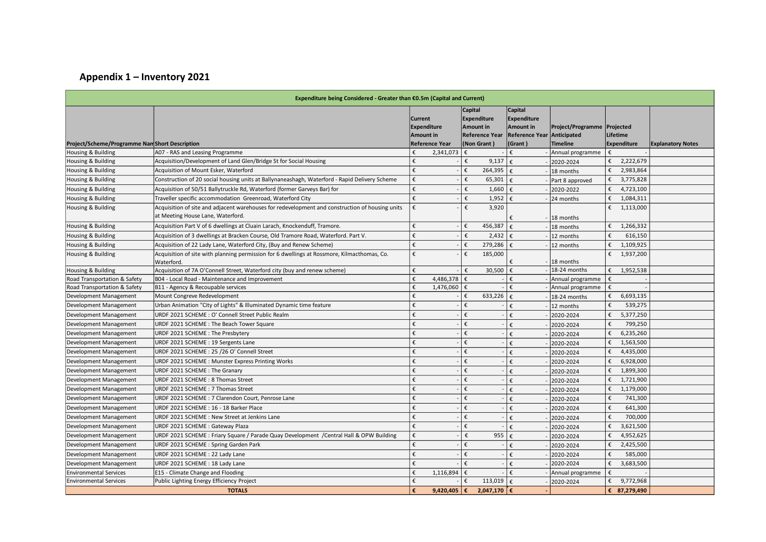## Appendix 1 – Inventory 2021

| Expenditure being Considered - Greater than €0.5m (Capital and Current) | | | | | | | |
|---|---|---|---|---|---|---|---|
| Project/Scheme/Programme Name | Short Description | Current Expenditure Amount in Reference Year | Capital Expenditure Amount in Reference Year (Non Grant) | Capital Expenditure Amount in Reference Year (Grant) | Project/Programme Anticipated Timeline | Projected Lifetime Expenditure | Explanatory Notes |
| Housing & Building | A07 - RAS and Leasing Programme | € 2,341,073 | € - | € - | Annual programme | € - | |
| Housing & Building | Acquisition/Development of Land Glen/Bridge St for Social Housing | € - | € 9,137 | € - | 2020-2024 | € 2,222,679 | |
| Housing & Building | Acquisition of Mount Esker, Waterford | € - | € 264,395 | € - | 18 months | € 2,983,864 | |
| Housing & Building | Construction of 20 social housing units at Ballynaneashagh, Waterford - Rapid Delivery Scheme | € - | € 65,301 | € - | Part 8 approved | € 3,775,828 | |
| Housing & Building | Acquisition of 50/51 Ballytruckle Rd, Waterford (former Garveys Bar) for | € - | € 1,660 | € - | 2020-2022 | € 4,723,100 | |
| Housing & Building | Traveller specific accommodation Greenroad, Waterford City | € - | € 1,952 | € - | 24 months | € 1,084,311 | |
| Housing & Building | Acquisition of site and adjacent warehouses for redevelopment and construction of housing units at Meeting House Lane, Waterford. | € - | € 3,920 | € - | 18 months | € 1,113,000 | |
| Housing & Building | Acquisition Part V of 6 dwellings at Cluain Larach, Knockenduff, Tramore. | € - | € 456,387 | € - | 18 months | € 1,266,332 | |
| Housing & Building | Acquisition of 3 dwellings at Bracken Course, Old Tramore Road, Waterford. Part V. | € - | € 2,432 | € - | 12 months | € 616,150 | |
| Housing & Building | Acquisition of 22 Lady Lane, Waterford City, (Buy and Renew Scheme) | € - | € 279,286 | € - | 12 months | € 1,109,925 | |
| Housing & Building | Acquisition of site with planning permission for 6 dwellings at Rossmore, Kilmacthomas, Co. Waterford. | € - | € 185,000 | € - | 18 months | € 1,937,200 | |
| Housing & Building | Acquisition of 7A O'Connell Street, Waterford city (buy and renew scheme) | € - | € 30,500 | € - | 18-24 months | € 1,952,538 | |
| Road Transportation & Safety | B04 - Local Road - Maintenance and Improvement | € 4,486,378 | € - | € - | Annual programme | € - | |
| Road Transportation & Safety | B11 - Agency & Recoupable services | € 1,476,060 | € - | € - | Annual programme | € - | |
| Development Management | Mount Congreve Redevelopment | € - | € 633,226 | € - | 18-24 months | € 6,693,135 | |
| Development Management | Urban Animation "City of Lights" & Illuminated Dynamic time feature | € - | € - | € - | 12 months | € 539,275 | |
| Development Management | URDF 2021 SCHEME : O' Connell Street Public Realm | € - | € - | € - | 2020-2024 | € 5,377,250 | |
| Development Management | URDF 2021 SCHEME : The Beach Tower Square | € - | € - | € - | 2020-2024 | € 799,250 | |
| Development Management | URDF 2021 SCHEME : The Presbytery | € - | € - | € - | 2020-2024 | € 6,235,260 | |
| Development Management | URDF 2021 SCHEME : 19 Sergents Lane | € - | € - | € - | 2020-2024 | € 1,563,500 | |
| Development Management | URDF 2021 SCHEME : 25 /26 O' Connell Street | € - | € - | € - | 2020-2024 | € 4,435,000 | |
| Development Management | URDF 2021 SCHEME : Munster Express Printing Works | € - | € - | € - | 2020-2024 | € 6,928,000 | |
| Development Management | URDF 2021 SCHEME : The Granary | € - | € - | € - | 2020-2024 | € 1,899,300 | |
| Development Management | URDF 2021 SCHEME : 8 Thomas Street | € - | € - | € - | 2020-2024 | € 1,721,900 | |
| Development Management | URDF 2021 SCHEME : 7 Thomas Street | € - | € - | € - | 2020-2024 | € 1,179,000 | |
| Development Management | URDF 2021 SCHEME : 7 Clarendon Court, Penrose Lane | € - | € - | € - | 2020-2024 | € 741,300 | |
| Development Management | URDF 2021 SCHEME : 16 - 18 Barker Place | € - | € - | € - | 2020-2024 | € 641,300 | |
| Development Management | URDF 2021 SCHEME : New Street at Jenkins Lane | € - | € - | € - | 2020-2024 | € 700,000 | |
| Development Management | URDF 2021 SCHEME : Gateway Plaza | € - | € - | € - | 2020-2024 | € 3,621,500 | |
| Development Management | URDF 2021 SCHEME : Friary Square / Parade Quay Development /Central Hall & OPW Building | € - | € 955 | € - | 2020-2024 | € 4,952,625 | |
| Development Management | URDF 2021 SCHEME : Spring Garden Park | € - | € - | € - | 2020-2024 | € 2,425,500 | |
| Development Management | URDF 2021 SCHEME : 22 Lady Lane | € - | € - | € - | 2020-2024 | € 585,000 | |
| Development Management | URDF 2021 SCHEME : 18 Lady Lane | € - | € - | € - | 2020-2024 | € 3,683,500 | |
| Environmental Services | E15 - Climate Change and Flooding | € 1,116,894 | € - | € - | Annual programme | € - | |
| Environmental Services | Public Lighting Energy Efficiency Project | € - | € 113,019 | € - | 2020-2024 | € 9,772,968 | |
| **TOTALS** | | **€ 9,420,405** | **€ 2,047,170** | **€ -** | | **€ 87,279,490** | |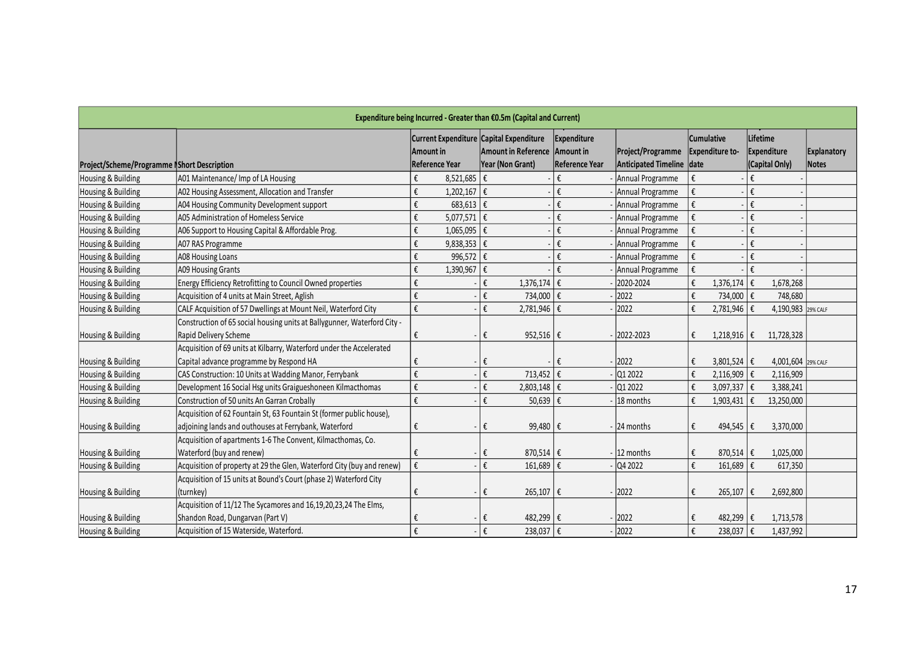| Expenditure being Incurred - Greater than €0.5m (Capital and Current) | | | | | | | | |
|---|---|---|---|---|---|---|---|---|
| Project/Scheme/Programme Name | Short Description | Current Expenditure Amount in Reference Year | Capital Expenditure Amount in Reference Year (Non Grant) | Expenditure Amount in Reference Year | Project/Programme Anticipated Timeline | Cumulative Expenditure to-date | Lifetime Expenditure (Capital Only) | Explanatory Notes |
| Housing & Building | A01 Maintenance/ Imp of LA Housing | € 8,521,685 | € - | € - | Annual Programme | € - | € - | |
| Housing & Building | A02 Housing Assessment, Allocation and Transfer | € 1,202,167 | € - | € - | Annual Programme | € - | € - | |
| Housing & Building | A04 Housing Community Development support | € 683,613 | € - | € - | Annual Programme | € - | € - | |
| Housing & Building | A05 Administration of Homeless Service | € 5,077,571 | € - | € - | Annual Programme | € - | € - | |
| Housing & Building | A06 Support to Housing Capital & Affordable Prog. | € 1,065,095 | € - | € - | Annual Programme | € - | € - | |
| Housing & Building | A07 RAS Programme | € 9,838,353 | € - | € - | Annual Programme | € - | € - | |
| Housing & Building | A08 Housing Loans | € 996,572 | € - | € - | Annual Programme | € - | € - | |
| Housing & Building | A09 Housing Grants | € 1,390,967 | € - | € - | Annual Programme | € - | € - | |
| Housing & Building | Energy Efficiency Retrofitting to Council Owned properties | € - | € 1,376,174 | € - | 2020-2024 | € 1,376,174 | € 1,678,268 | |
| Housing & Building | Acquisition of 4 units at Main Street, Aglish | € - | € 734,000 | € - | 2022 | € 734,000 | € 748,680 | |
| Housing & Building | CALF Acquisition of 57 Dwellings at Mount Neil, Waterford City | € - | € 2,781,946 | € - | 2022 | € 2,781,946 | € 4,190,983 | 29% CALF |
| Housing & Building | Construction of 65 social housing units at Ballygunner, Waterford City - Rapid Delivery Scheme | € - | € 952,516 | € - | 2022-2023 | € 1,218,916 | € 11,728,328 | |
| Housing & Building | Acquisition of 69 units at Kilbarry, Waterford under the Accelerated Capital advance programme by Respond HA | € - | € - | € - | 2022 | € 3,801,524 | € 4,001,604 | 29% CALF |
| Housing & Building | CAS Construction: 10 Units at Wadding Manor, Ferrybank | € - | € 713,452 | € - | Q1 2022 | € 2,116,909 | € 2,116,909 | |
| Housing & Building | Development 16 Social Hsg units Graigueshoneen Kilmacthomas | € - | € 2,803,148 | € - | Q1 2022 | € 3,097,337 | € 3,388,241 | |
| Housing & Building | Construction of 50 units An Garran Crobally | € - | € 50,639 | € - | 18 months | € 1,903,431 | € 13,250,000 | |
| Housing & Building | Acquisition of 62 Fountain St, 63 Fountain St (former public house), adjoining lands and outhouses at Ferrybank, Waterford | € - | € 99,480 | € - | 24 months | € 494,545 | € 3,370,000 | |
| Housing & Building | Acquisition of apartments 1-6 The Convent, Kilmacthomas, Co. Waterford (buy and renew) | € - | € 870,514 | € - | 12 months | € 870,514 | € 1,025,000 | |
| Housing & Building | Acquisition of property at 29 the Glen, Waterford City (buy and renew) | € - | € 161,689 | € - | Q4 2022 | € 161,689 | € 617,350 | |
| Housing & Building | Acquisition of 15 units at Bound's Court (phase 2) Waterford City (turnkey) | € - | € 265,107 | € - | 2022 | € 265,107 | € 2,692,800 | |
| Housing & Building | Acquisition of 11/12 The Sycamores and 16,19,20,23,24 The Elms, Shandon Road, Dungarvan (Part V) | € - | € 482,299 | € - | 2022 | € 482,299 | € 1,713,578 | |
| Housing & Building | Acquisition of 15 Waterside, Waterford. | € - | € 238,037 | € - | 2022 | € 238,037 | € 1,437,992 | |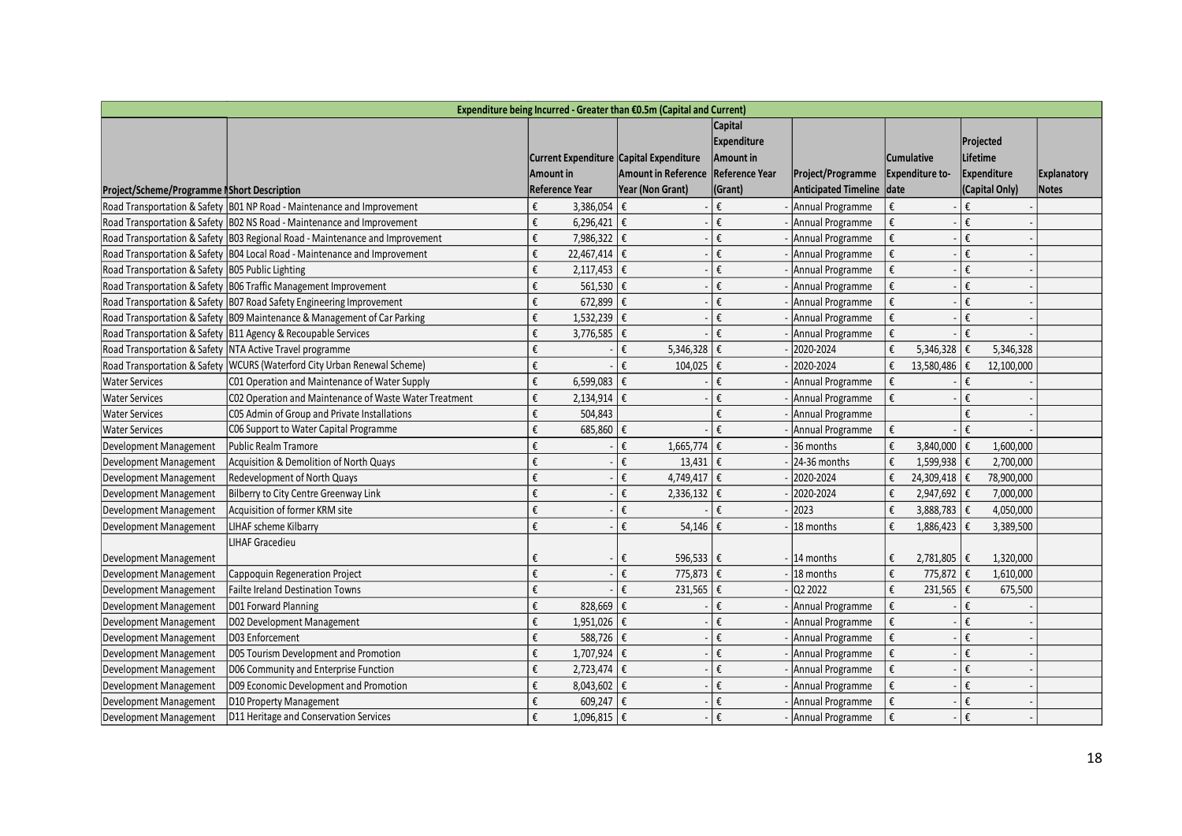| Expenditure being Incurred - Greater than €0.5m (Capital and Current) | | | | | | | | |
|---|---|---|---|---|---|---|---|---|
| Project/Scheme/Programme Name | Short Description | Current Expenditure Amount in Reference Year | Capital Expenditure Amount in Reference Year (Non Grant) | Capital Expenditure Amount in Reference Year (Grant) | Project/Programme Anticipated Timeline | Cumulative Expenditure to-date | Projected Lifetime Expenditure (Capital Only) | Explanatory Notes |
| Road Transportation & Safety | B01 NP Road - Maintenance and Improvement | € 3,386,054 | € - | € - | Annual Programme | € - | € - | |
| Road Transportation & Safety | B02 NS Road - Maintenance and Improvement | € 6,296,421 | € - | € - | Annual Programme | € - | € - | |
| Road Transportation & Safety | B03 Regional Road - Maintenance and Improvement | € 7,986,322 | € - | € - | Annual Programme | € - | € - | |
| Road Transportation & Safety | B04 Local Road - Maintenance and Improvement | € 22,467,414 | € - | € - | Annual Programme | € - | € - | |
| Road Transportation & Safety | B05 Public Lighting | € 2,117,453 | € - | € - | Annual Programme | € - | € - | |
| Road Transportation & Safety | B06 Traffic Management Improvement | € 561,530 | € - | € - | Annual Programme | € - | € - | |
| Road Transportation & Safety | B07 Road Safety Engineering Improvement | € 672,899 | € - | € - | Annual Programme | € - | € - | |
| Road Transportation & Safety | B09 Maintenance & Management of Car Parking | € 1,532,239 | € - | € - | Annual Programme | € - | € - | |
| Road Transportation & Safety | B11 Agency & Recoupable Services | € 3,776,585 | € - | € - | Annual Programme | € - | € - | |
| Road Transportation & Safety | NTA Active Travel programme | € - | € 5,346,328 | € - | 2020-2024 | € 5,346,328 | € 5,346,328 | |
| Road Transportation & Safety | WCURS (Waterford City Urban Renewal Scheme) | € - | € 104,025 | € - | 2020-2024 | € 13,580,486 | € 12,100,000 | |
| Water Services | C01 Operation and Maintenance of Water Supply | € 6,599,083 | € - | € - | Annual Programme | € - | € - | |
| Water Services | C02 Operation and Maintenance of Waste Water Treatment | € 2,134,914 | € - | € - | Annual Programme | € - | € - | |
| Water Services | C05 Admin of Group and Private Installations | € 504,843 | | € - | Annual Programme | | € - | |
| Water Services | C06 Support to Water Capital Programme | € 685,860 | € - | € - | Annual Programme | € - | € - | |
| Development Management | Public Realm Tramore | € - | € 1,665,774 | € - | 36 months | € 3,840,000 | € 1,600,000 | |
| Development Management | Acquisition & Demolition of North Quays | € - | € 13,431 | € - | 24-36 months | € 1,599,938 | € 2,700,000 | |
| Development Management | Redevelopment of North Quays | € - | € 4,749,417 | € - | 2020-2024 | € 24,309,418 | € 78,900,000 | |
| Development Management | Bilberry to City Centre Greenway Link | € - | € 2,336,132 | € - | 2020-2024 | € 2,947,692 | € 7,000,000 | |
| Development Management | Acquisition of former KRM site | € - | € | € - | 2023 | € 3,888,783 | € 4,050,000 | |
| Development Management | LIHAF scheme Kilbarry | € - | € 54,146 | € - | 18 months | € 1,886,423 | € 3,389,500 | |
| Development Management | LIHAF Gracedieu | € - | € 596,533 | € - | 14 months | € 2,781,805 | € 1,320,000 | |
| Development Management | Cappoquin Regeneration Project | € - | € 775,873 | € - | 18 months | € 775,872 | € 1,610,000 | |
| Development Management | Failte Ireland Destination Towns | € - | € 231,565 | € - | Q2 2022 | € 231,565 | € 675,500 | |
| Development Management | D01 Forward Planning | € 828,669 | € - | € - | Annual Programme | € - | € - | |
| Development Management | D02 Development Management | € 1,951,026 | € - | € - | Annual Programme | € - | € - | |
| Development Management | D03 Enforcement | € 588,726 | € - | € - | Annual Programme | € - | € - | |
| Development Management | D05 Tourism Development and Promotion | € 1,707,924 | € - | € - | Annual Programme | € - | € - | |
| Development Management | D06 Community and Enterprise Function | € 2,723,474 | € - | € - | Annual Programme | € - | € - | |
| Development Management | D09 Economic Development and Promotion | € 8,043,602 | € - | € - | Annual Programme | € - | € - | |
| Development Management | D10 Property Management | € 609,247 | € - | € - | Annual Programme | € - | € - | |
| Development Management | D11 Heritage and Conservation Services | € 1,096,815 | € - | € - | Annual Programme | € - | € - | |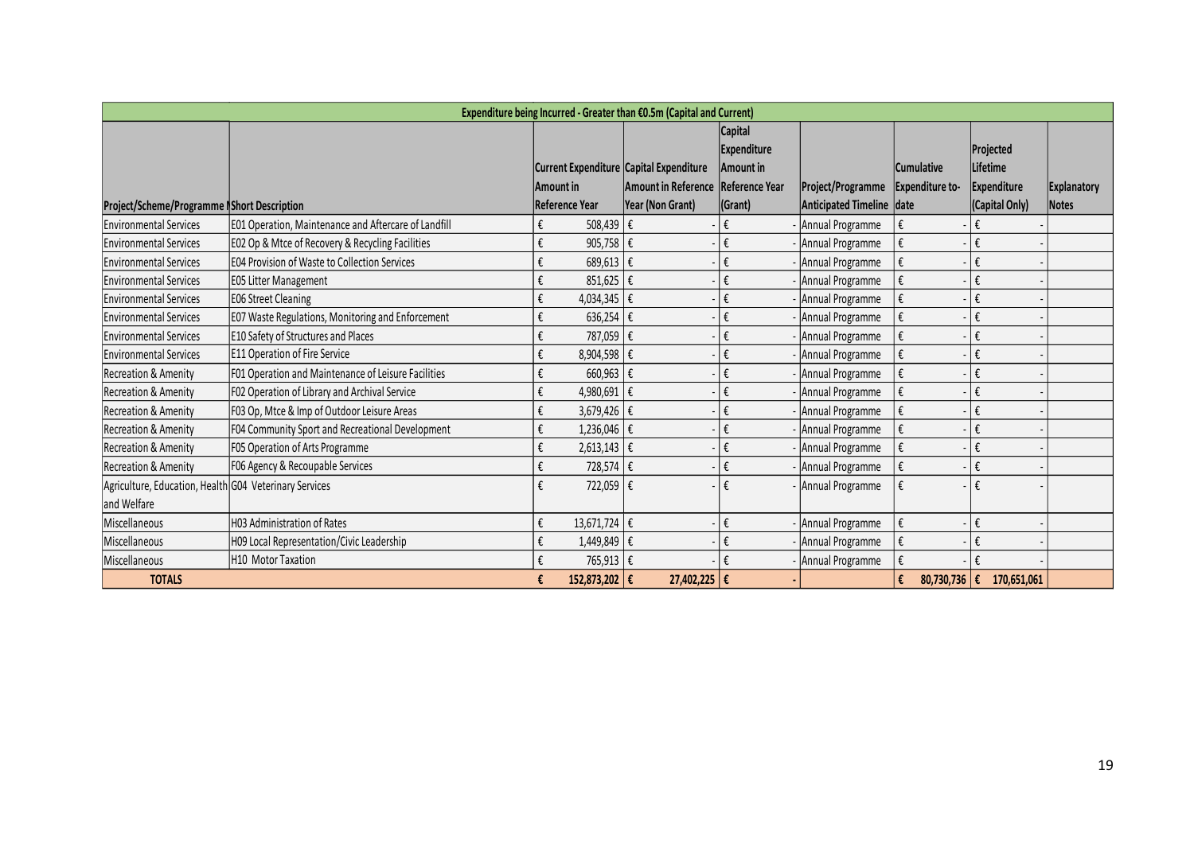| Expenditure being Incurred - Greater than €0.5m (Capital and Current) | | | | | | | | |
|---|---|---|---|---|---|---|---|---|
| Project/Scheme/Programme Name | Short Description | Current Expenditure Amount in Reference Year | Capital Expenditure Amount in Reference Year (Non Grant) | Capital Expenditure Amount in Reference Year (Grant) | Project/Programme Anticipated Timeline | Cumulative Expenditure to-date | Projected Lifetime Expenditure (Capital Only) | Explanatory Notes |
| Environmental Services | E01 Operation, Maintenance and Aftercare of Landfill | € 508,439 | € - | € - | Annual Programme | € - | € - | |
| Environmental Services | E02 Op & Mtce of Recovery & Recycling Facilities | € 905,758 | € - | € - | Annual Programme | € - | € - | |
| Environmental Services | E04 Provision of Waste to Collection Services | € 689,613 | € - | € - | Annual Programme | € - | € - | |
| Environmental Services | E05 Litter Management | € 851,625 | € - | € - | Annual Programme | € - | € - | |
| Environmental Services | E06 Street Cleaning | € 4,034,345 | € - | € - | Annual Programme | € - | € - | |
| Environmental Services | E07 Waste Regulations, Monitoring and Enforcement | € 636,254 | € - | € - | Annual Programme | € - | € - | |
| Environmental Services | E10 Safety of Structures and Places | € 787,059 | € - | € - | Annual Programme | € - | € - | |
| Environmental Services | E11 Operation of Fire Service | € 8,904,598 | € - | € - | Annual Programme | € - | € - | |
| Recreation & Amenity | F01 Operation and Maintenance of Leisure Facilities | € 660,963 | € - | € - | Annual Programme | € - | € - | |
| Recreation & Amenity | F02 Operation of Library and Archival Service | € 4,980,691 | € - | € - | Annual Programme | € - | € - | |
| Recreation & Amenity | F03 Op, Mtce & Imp of Outdoor Leisure Areas | € 3,679,426 | € - | € - | Annual Programme | € - | € - | |
| Recreation & Amenity | F04 Community Sport and Recreational Development | € 1,236,046 | € - | € - | Annual Programme | € - | € - | |
| Recreation & Amenity | F05 Operation of Arts Programme | € 2,613,143 | € - | € - | Annual Programme | € - | € - | |
| Recreation & Amenity | F06 Agency & Recoupable Services | € 728,574 | € - | € - | Annual Programme | € - | € - | |
| Agriculture, Education, Health and Welfare | G04 Veterinary Services | € 722,059 | € - | € - | Annual Programme | € - | € - | |
| Miscellaneous | H03 Administration of Rates | € 13,671,724 | € - | € - | Annual Programme | € - | € - | |
| Miscellaneous | H09 Local Representation/Civic Leadership | € 1,449,849 | € - | € - | Annual Programme | € - | € - | |
| Miscellaneous | H10 Motor Taxation | € 765,913 | € - | € - | Annual Programme | € - | € - | |
| **TOTALS** | | **€ 152,873,202** | **€ 27,402,225** | **€ -** | | **€ 80,730,736** | **€ 170,651,061** | |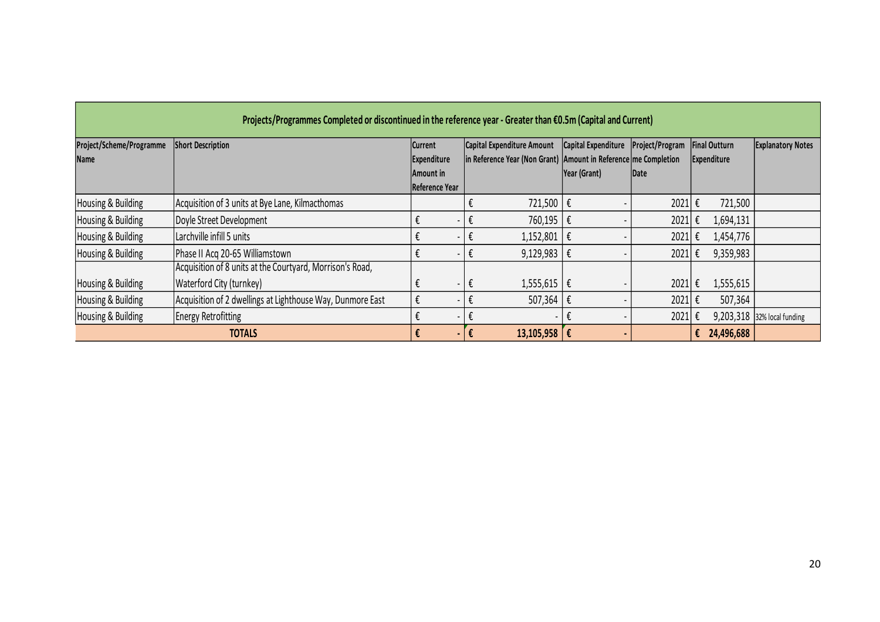| Projects/Programmes Completed or discontinued in the reference year - Greater than €0.5m (Capital and Current) | | | | | | | |
|---|---|---|---|---|---|---|---|
| Project/Scheme/Programme Name | Short Description | Current Expenditure Amount in Reference Year | Capital Expenditure Amount in Reference Year (Non Grant) | Capital Expenditure Amount in Reference Year (Grant) | Project/Programme Completion Date | Final Outturn Expenditure | Explanatory Notes |
| Housing & Building | Acquisition of 3 units at Bye Lane, Kilmacthomas | | € 721,500 | € - | 2021 | € 721,500 | |
| Housing & Building | Doyle Street Development | € - | € 760,195 | € - | 2021 | € 1,694,131 | |
| Housing & Building | Larchville infill 5 units | € - | € 1,152,801 | € - | 2021 | € 1,454,776 | |
| Housing & Building | Phase II Acq 20-65 Williamstown | € - | € 9,129,983 | € - | 2021 | € 9,359,983 | |
| Housing & Building | Acquisition of 8 units at the Courtyard, Morrison's Road, Waterford City (turnkey) | € - | € 1,555,615 | € - | 2021 | € 1,555,615 | |
| Housing & Building | Acquisition of 2 dwellings at Lighthouse Way, Dunmore East | € - | € 507,364 | € - | 2021 | € 507,364 | |
| Housing & Building | Energy Retrofitting | € - | € - | € - | 2021 | € 9,203,318 | 32% local funding |
| **TOTALS** | | **€ -** | **€ 13,105,958** | **€ -** | | **€ 24,496,688** | |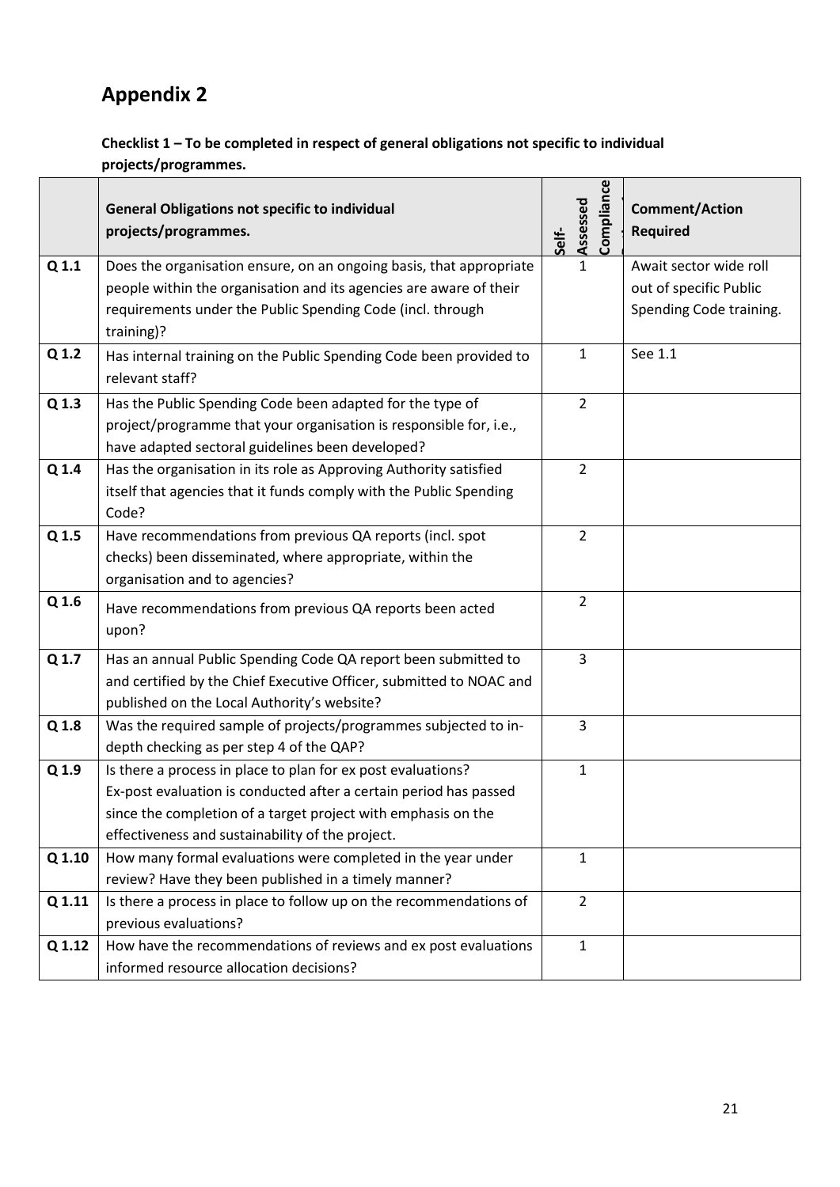# Appendix 2

**Checklist 1 – To be completed in respect of general obligations not specific to individual projects/programmes.**

| | General Obligations not specific to individual projects/programmes. | Self-Assessed Compliance | Comment/Action Required |
|---|---|---|---|
| Q 1.1 | Does the organisation ensure, on an ongoing basis, that appropriate people within the organisation and its agencies are aware of their requirements under the Public Spending Code (incl. through training)? | 1 | Await sector wide roll out of specific Public Spending Code training. |
| Q 1.2 | Has internal training on the Public Spending Code been provided to relevant staff? | 1 | See 1.1 |
| Q 1.3 | Has the Public Spending Code been adapted for the type of project/programme that your organisation is responsible for, i.e., have adapted sectoral guidelines been developed? | 2 | |
| Q 1.4 | Has the organisation in its role as Approving Authority satisfied itself that agencies that it funds comply with the Public Spending Code? | 2 | |
| Q 1.5 | Have recommendations from previous QA reports (incl. spot checks) been disseminated, where appropriate, within the organisation and to agencies? | 2 | |
| Q 1.6 | Have recommendations from previous QA reports been acted upon? | 2 | |
| Q 1.7 | Has an annual Public Spending Code QA report been submitted to and certified by the Chief Executive Officer, submitted to NOAC and published on the Local Authority's website? | 3 | |
| Q 1.8 | Was the required sample of projects/programmes subjected to in-depth checking as per step 4 of the QAP? | 3 | |
| Q 1.9 | Is there a process in place to plan for ex post evaluations? Ex-post evaluation is conducted after a certain period has passed since the completion of a target project with emphasis on the effectiveness and sustainability of the project. | 1 | |
| Q 1.10 | How many formal evaluations were completed in the year under review? Have they been published in a timely manner? | 1 | |
| Q 1.11 | Is there a process in place to follow up on the recommendations of previous evaluations? | 2 | |
| Q 1.12 | How have the recommendations of reviews and ex post evaluations informed resource allocation decisions? | 1 | |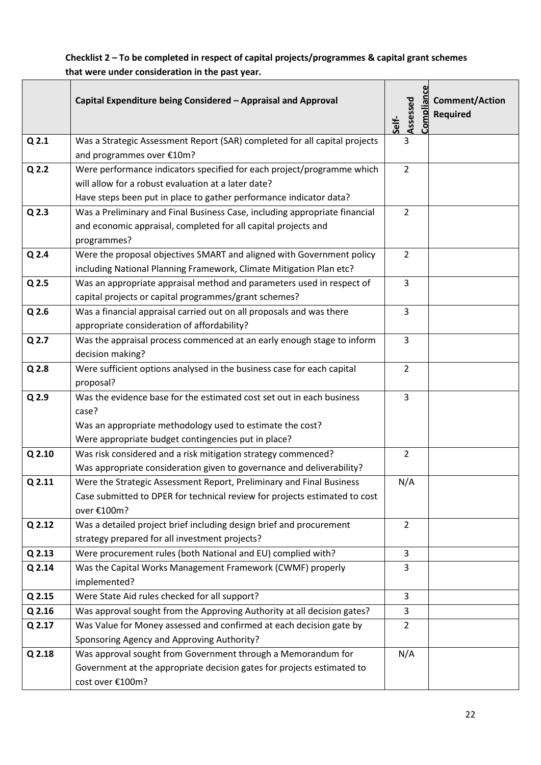**Checklist 2 – To be completed in respect of capital projects/programmes & capital grant schemes that were under consideration in the past year.**

| | Capital Expenditure being Considered – Appraisal and Approval | Self-Assessed Compliance | Comment/Action Required |
|---|---|---|---|
| Q 2.1 | Was a Strategic Assessment Report (SAR) completed for all capital projects and programmes over €10m? | 3 | |
| Q 2.2 | Were performance indicators specified for each project/programme which will allow for a robust evaluation at a later date?<br>Have steps been put in place to gather performance indicator data? | 2 | |
| Q 2.3 | Was a Preliminary and Final Business Case, including appropriate financial and economic appraisal, completed for all capital projects and programmes? | 2 | |
| Q 2.4 | Were the proposal objectives SMART and aligned with Government policy including National Planning Framework, Climate Mitigation Plan etc? | 2 | |
| Q 2.5 | Was an appropriate appraisal method and parameters used in respect of capital projects or capital programmes/grant schemes? | 3 | |
| Q 2.6 | Was a financial appraisal carried out on all proposals and was there appropriate consideration of affordability? | 3 | |
| Q 2.7 | Was the appraisal process commenced at an early enough stage to inform decision making? | 3 | |
| Q 2.8 | Were sufficient options analysed in the business case for each capital proposal? | 2 | |
| Q 2.9 | Was the evidence base for the estimated cost set out in each business case?<br>Was an appropriate methodology used to estimate the cost?<br>Were appropriate budget contingencies put in place? | 3 | |
| Q 2.10 | Was risk considered and a risk mitigation strategy commenced?<br>Was appropriate consideration given to governance and deliverability? | 2 | |
| Q 2.11 | Were the Strategic Assessment Report, Preliminary and Final Business Case submitted to DPER for technical review for projects estimated to cost over €100m? | N/A | |
| Q 2.12 | Was a detailed project brief including design brief and procurement strategy prepared for all investment projects? | 2 | |
| Q 2.13 | Were procurement rules (both National and EU) complied with? | 3 | |
| Q 2.14 | Was the Capital Works Management Framework (CWMF) properly implemented? | 3 | |
| Q 2.15 | Were State Aid rules checked for all support? | 3 | |
| Q 2.16 | Was approval sought from the Approving Authority at all decision gates? | 3 | |
| Q 2.17 | Was Value for Money assessed and confirmed at each decision gate by Sponsoring Agency and Approving Authority? | 2 | |
| Q 2.18 | Was approval sought from Government through a Memorandum for Government at the appropriate decision gates for projects estimated to cost over €100m? | N/A | |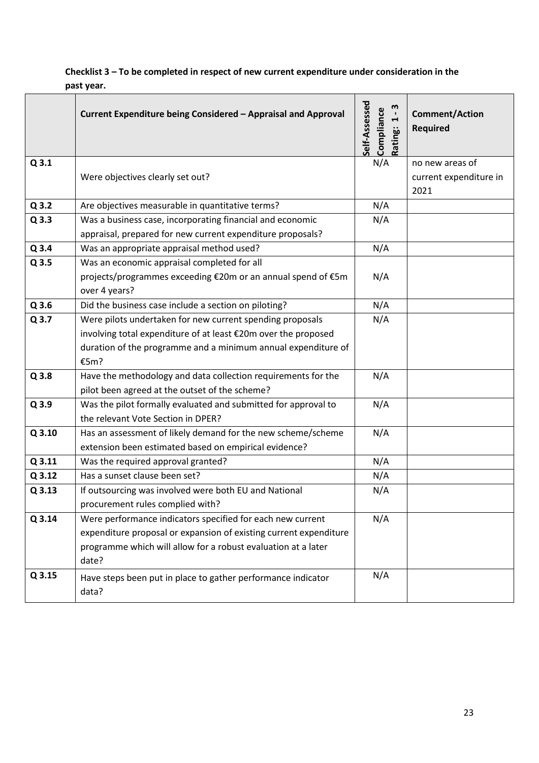**Checklist 3 – To be completed in respect of new current expenditure under consideration in the past year.**

| | Current Expenditure being Considered – Appraisal and Approval | Self-Assessed Compliance Rating: 1 - 3 | Comment/Action Required |
|---|---|---|---|
| Q 3.1 | Were objectives clearly set out? | N/A | no new areas of current expenditure in 2021 |
| Q 3.2 | Are objectives measurable in quantitative terms? | N/A | |
| Q 3.3 | Was a business case, incorporating financial and economic appraisal, prepared for new current expenditure proposals? | N/A | |
| Q 3.4 | Was an appropriate appraisal method used? | N/A | |
| Q 3.5 | Was an economic appraisal completed for all projects/programmes exceeding €20m or an annual spend of €5m over 4 years? | N/A | |
| Q 3.6 | Did the business case include a section on piloting? | N/A | |
| Q 3.7 | Were pilots undertaken for new current spending proposals involving total expenditure of at least €20m over the proposed duration of the programme and a minimum annual expenditure of €5m? | N/A | |
| Q 3.8 | Have the methodology and data collection requirements for the pilot been agreed at the outset of the scheme? | N/A | |
| Q 3.9 | Was the pilot formally evaluated and submitted for approval to the relevant Vote Section in DPER? | N/A | |
| Q 3.10 | Has an assessment of likely demand for the new scheme/scheme extension been estimated based on empirical evidence? | N/A | |
| Q 3.11 | Was the required approval granted? | N/A | |
| Q 3.12 | Has a sunset clause been set? | N/A | |
| Q 3.13 | If outsourcing was involved were both EU and National procurement rules complied with? | N/A | |
| Q 3.14 | Were performance indicators specified for each new current expenditure proposal or expansion of existing current expenditure programme which will allow for a robust evaluation at a later date? | N/A | |
| Q 3.15 | Have steps been put in place to gather performance indicator data? | N/A | |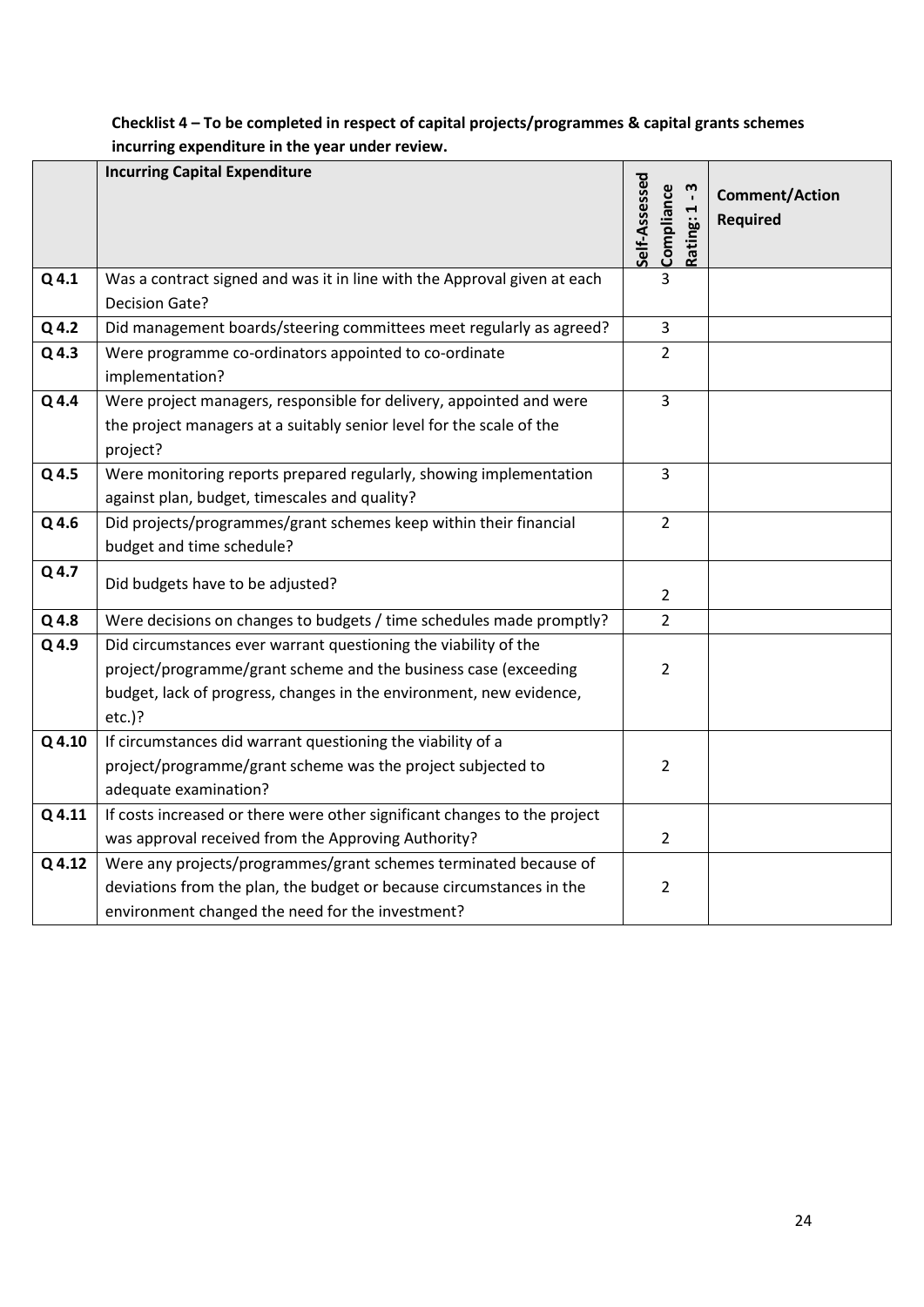**Checklist 4 – To be completed in respect of capital projects/programmes & capital grants schemes incurring expenditure in the year under review.**

| | Incurring Capital Expenditure | Self-Assessed Compliance Rating: 1 - 3 | Comment/Action Required |
|---|---|---|---|
| Q 4.1 | Was a contract signed and was it in line with the Approval given at each Decision Gate? | 3 | |
| Q 4.2 | Did management boards/steering committees meet regularly as agreed? | 3 | |
| Q 4.3 | Were programme co-ordinators appointed to co-ordinate implementation? | 2 | |
| Q 4.4 | Were project managers, responsible for delivery, appointed and were the project managers at a suitably senior level for the scale of the project? | 3 | |
| Q 4.5 | Were monitoring reports prepared regularly, showing implementation against plan, budget, timescales and quality? | 3 | |
| Q 4.6 | Did projects/programmes/grant schemes keep within their financial budget and time schedule? | 2 | |
| Q 4.7 | Did budgets have to be adjusted? | 2 | |
| Q 4.8 | Were decisions on changes to budgets / time schedules made promptly? | 2 | |
| Q 4.9 | Did circumstances ever warrant questioning the viability of the project/programme/grant scheme and the business case (exceeding budget, lack of progress, changes in the environment, new evidence, etc.)? | 2 | |
| Q 4.10 | If circumstances did warrant questioning the viability of a project/programme/grant scheme was the project subjected to adequate examination? | 2 | |
| Q 4.11 | If costs increased or there were other significant changes to the project was approval received from the Approving Authority? | 2 | |
| Q 4.12 | Were any projects/programmes/grant schemes terminated because of deviations from the plan, the budget or because circumstances in the environment changed the need for the investment? | 2 | |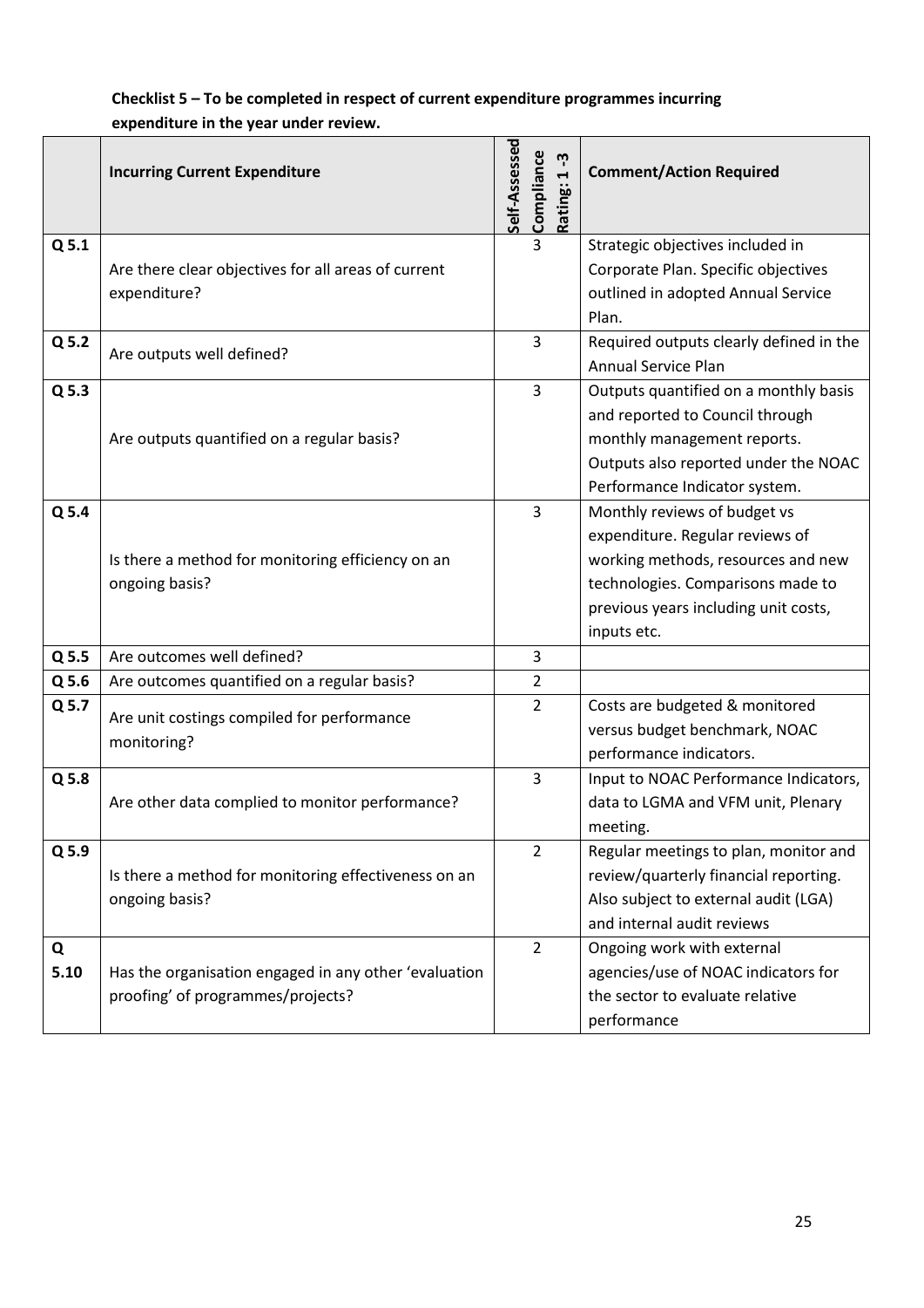**Checklist 5 – To be completed in respect of current expenditure programmes incurring expenditure in the year under review.**

| | Incurring Current Expenditure | Self-Assessed Compliance Rating: 1 - 3 | Comment/Action Required |
|---|---|---|---|
| Q 5.1 | Are there clear objectives for all areas of current expenditure? | 3 | Strategic objectives included in Corporate Plan. Specific objectives outlined in adopted Annual Service Plan. |
| Q 5.2 | Are outputs well defined? | 3 | Required outputs clearly defined in the Annual Service Plan |
| Q 5.3 | Are outputs quantified on a regular basis? | 3 | Outputs quantified on a monthly basis and reported to Council through monthly management reports. Outputs also reported under the NOAC Performance Indicator system. |
| Q 5.4 | Is there a method for monitoring efficiency on an ongoing basis? | 3 | Monthly reviews of budget vs expenditure. Regular reviews of working methods, resources and new technologies. Comparisons made to previous years including unit costs, inputs etc. |
| Q 5.5 | Are outcomes well defined? | 3 | |
| Q 5.6 | Are outcomes quantified on a regular basis? | 2 | |
| Q 5.7 | Are unit costings compiled for performance monitoring? | 2 | Costs are budgeted & monitored versus budget benchmark, NOAC performance indicators. |
| Q 5.8 | Are other data complied to monitor performance? | 3 | Input to NOAC Performance Indicators, data to LGMA and VFM unit, Plenary meeting. |
| Q 5.9 | Is there a method for monitoring effectiveness on an ongoing basis? | 2 | Regular meetings to plan, monitor and review/quarterly financial reporting. Also subject to external audit (LGA) and internal audit reviews |
| Q 5.10 | Has the organisation engaged in any other 'evaluation proofing' of programmes/projects? | 2 | Ongoing work with external agencies/use of NOAC indicators for the sector to evaluate relative performance |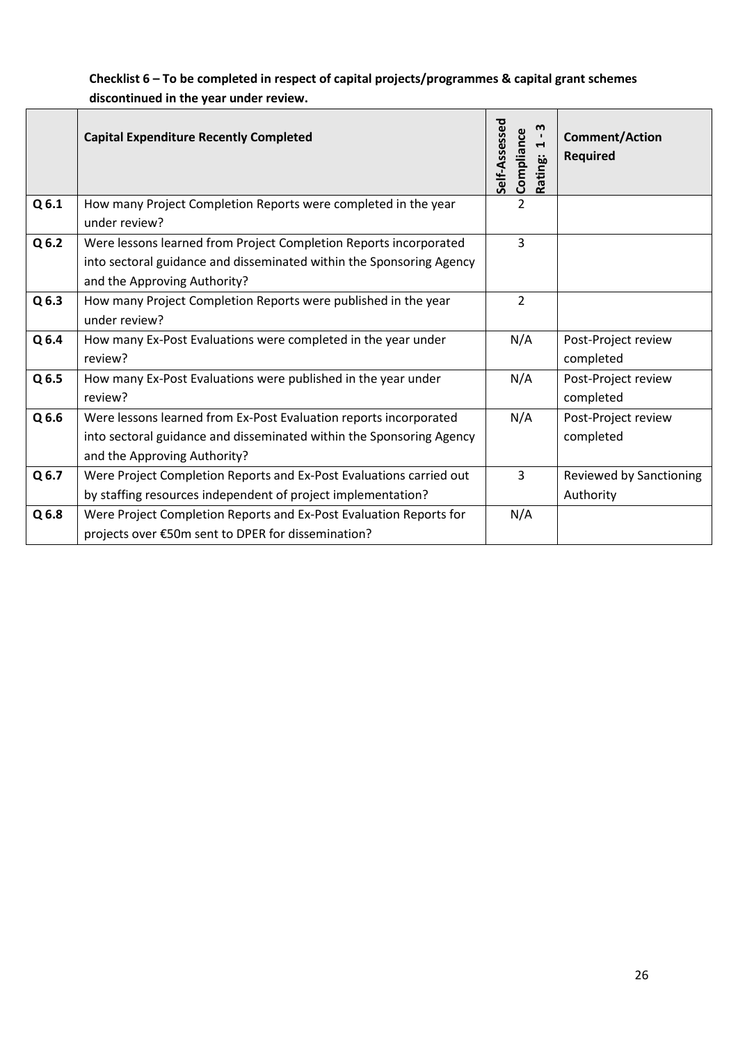**Checklist 6 – To be completed in respect of capital projects/programmes & capital grant schemes discontinued in the year under review.**

| | **Capital Expenditure Recently Completed** | **Self-Assessed Compliance Rating: 1 - 3** | **Comment/Action Required** |
|---|---|---|---|
| **Q 6.1** | How many Project Completion Reports were completed in the year under review? | 2 | |
| **Q 6.2** | Were lessons learned from Project Completion Reports incorporated into sectoral guidance and disseminated within the Sponsoring Agency and the Approving Authority? | 3 | |
| **Q 6.3** | How many Project Completion Reports were published in the year under review? | 2 | |
| **Q 6.4** | How many Ex-Post Evaluations were completed in the year under review? | N/A | Post-Project review completed |
| **Q 6.5** | How many Ex-Post Evaluations were published in the year under review? | N/A | Post-Project review completed |
| **Q 6.6** | Were lessons learned from Ex-Post Evaluation reports incorporated into sectoral guidance and disseminated within the Sponsoring Agency and the Approving Authority? | N/A | Post-Project review completed |
| **Q 6.7** | Were Project Completion Reports and Ex-Post Evaluations carried out by staffing resources independent of project implementation? | 3 | Reviewed by Sanctioning Authority |
| **Q 6.8** | Were Project Completion Reports and Ex-Post Evaluation Reports for projects over €50m sent to DPER for dissemination? | N/A | |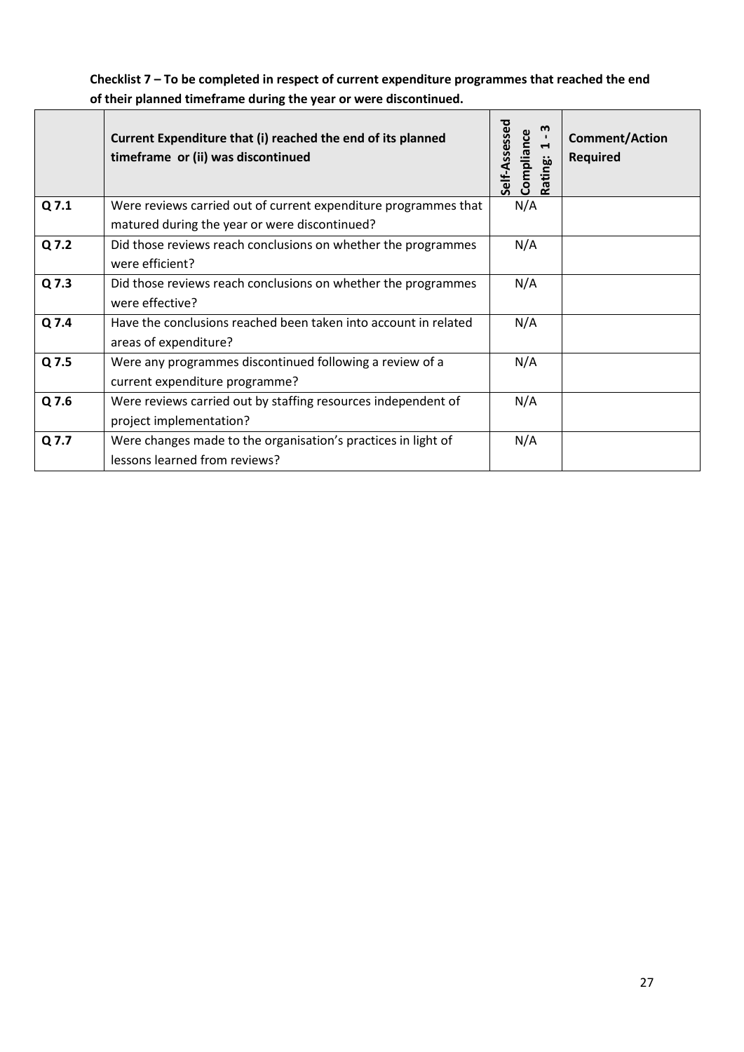**Checklist 7 – To be completed in respect of current expenditure programmes that reached the end of their planned timeframe during the year or were discontinued.**

| | Current Expenditure that (i) reached the end of its planned timeframe or (ii) was discontinued | Self-Assessed Compliance Rating: 1 - 3 | Comment/Action Required |
|---|---|---|---|
| Q 7.1 | Were reviews carried out of current expenditure programmes that matured during the year or were discontinued? | N/A | |
| Q 7.2 | Did those reviews reach conclusions on whether the programmes were efficient? | N/A | |
| Q 7.3 | Did those reviews reach conclusions on whether the programmes were effective? | N/A | |
| Q 7.4 | Have the conclusions reached been taken into account in related areas of expenditure? | N/A | |
| Q 7.5 | Were any programmes discontinued following a review of a current expenditure programme? | N/A | |
| Q 7.6 | Were reviews carried out by staffing resources independent of project implementation? | N/A | |
| Q 7.7 | Were changes made to the organisation's practices in light of lessons learned from reviews? | N/A | |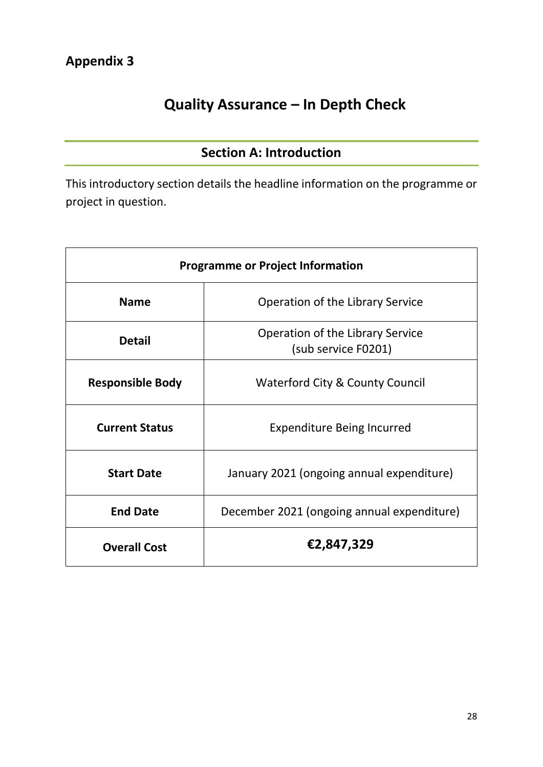## Appendix 3

# Quality Assurance – In Depth Check

## Section A: Introduction

This introductory section details the headline information on the programme or project in question.

| Programme or Project Information | |
|---|---|
| **Name** | Operation of the Library Service |
| **Detail** | Operation of the Library Service (sub service F0201) |
| **Responsible Body** | Waterford City & County Council |
| **Current Status** | Expenditure Being Incurred |
| **Start Date** | January 2021 (ongoing annual expenditure) |
| **End Date** | December 2021 (ongoing annual expenditure) |
| **Overall Cost** | **€2,847,329** |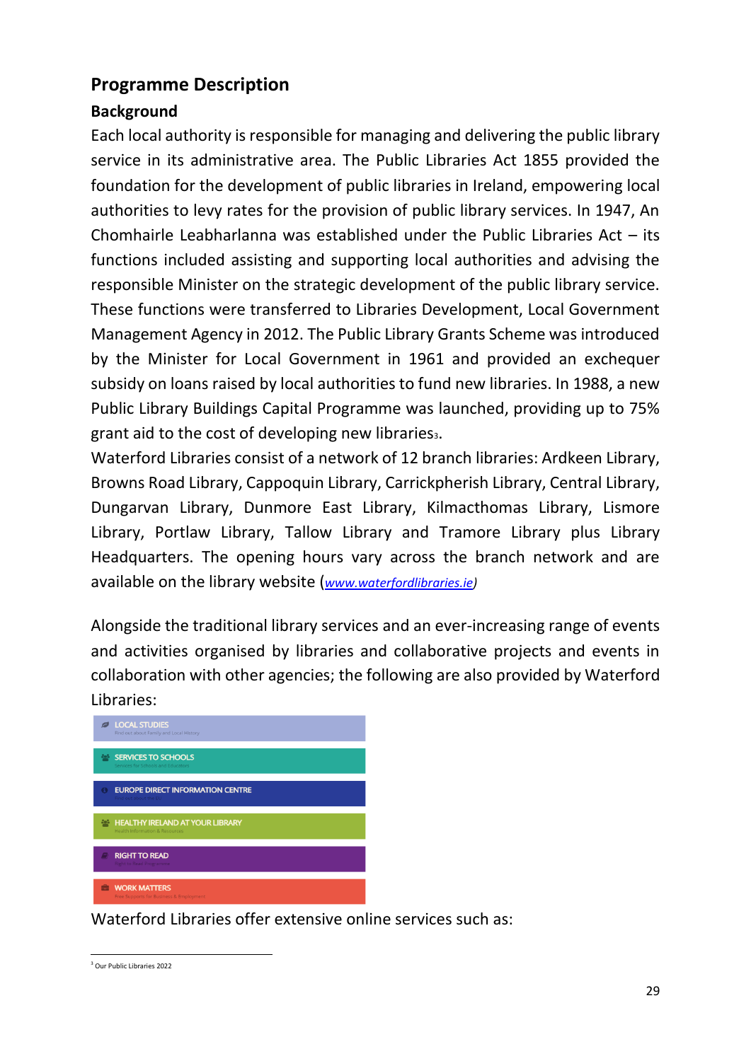## Programme Description

### Background

Each local authority is responsible for managing and delivering the public library service in its administrative area. The Public Libraries Act 1855 provided the foundation for the development of public libraries in Ireland, empowering local authorities to levy rates for the provision of public library services. In 1947, An Chomhairle Leabharlanna was established under the Public Libraries Act – its functions included assisting and supporting local authorities and advising the responsible Minister on the strategic development of the public library service. These functions were transferred to Libraries Development, Local Government Management Agency in 2012. The Public Library Grants Scheme was introduced by the Minister for Local Government in 1961 and provided an exchequer subsidy on loans raised by local authorities to fund new libraries. In 1988, a new Public Library Buildings Capital Programme was launched, providing up to 75% grant aid to the cost of developing new libraries[3].

Waterford Libraries consist of a network of 12 branch libraries: Ardkeen Library, Browns Road Library, Cappoquin Library, Carrickpherish Library, Central Library, Dungarvan Library, Dunmore East Library, Kilmacthomas Library, Lismore Library, Portlaw Library, Tallow Library and Tramore Library plus Library Headquarters. The opening hours vary across the branch network and are available on the library website (*www.waterfordlibraries.ie*)

Alongside the traditional library services and an ever-increasing range of events and activities organised by libraries and collaborative projects and events in collaboration with other agencies; the following are also provided by Waterford Libraries:

- LOCAL STUDIES – Find out about Family and Local History
- SERVICES TO SCHOOLS – Services for Schools and Educators
- EUROPE DIRECT INFORMATION CENTRE – Find out about the EU
- HEALTHY IRELAND AT YOUR LIBRARY – Health Information & Resources
- RIGHT TO READ – Right to Read Programme
- WORK MATTERS – Free Supports for Business & Employment

Waterford Libraries offer extensive online services such as:

[3] Our Public Libraries 2022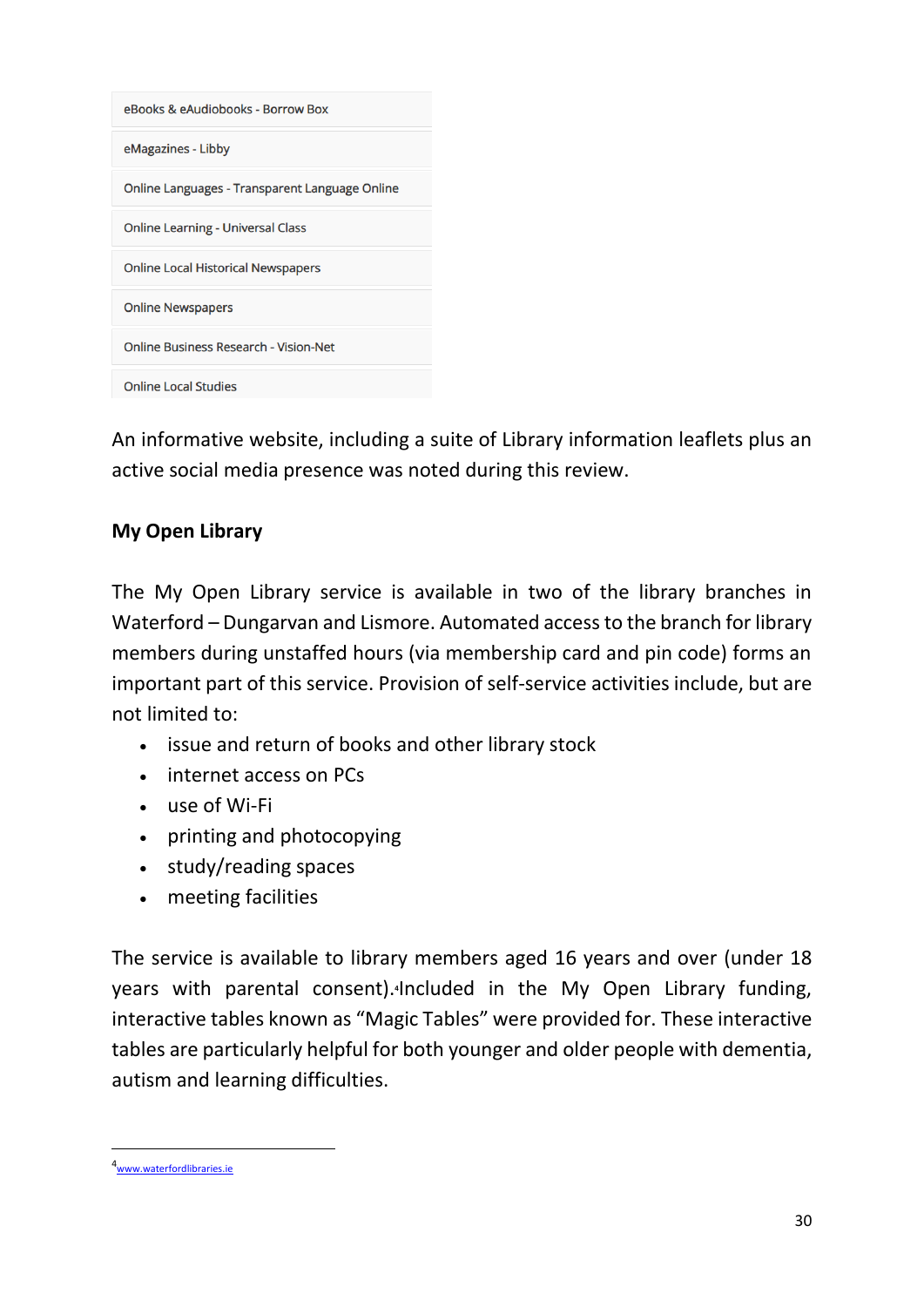- eBooks & eAudiobooks - Borrow Box
- eMagazines - Libby
- Online Languages - Transparent Language Online
- Online Learning - Universal Class
- Online Local Historical Newspapers
- Online Newspapers
- Online Business Research - Vision-Net
- Online Local Studies

An informative website, including a suite of Library information leaflets plus an active social media presence was noted during this review.

**My Open Library**

The My Open Library service is available in two of the library branches in Waterford – Dungarvan and Lismore. Automated access to the branch for library members during unstaffed hours (via membership card and pin code) forms an important part of this service. Provision of self-service activities include, but are not limited to:

- issue and return of books and other library stock
- internet access on PCs
- use of Wi-Fi
- printing and photocopying
- study/reading spaces
- meeting facilities

The service is available to library members aged 16 years and over (under 18 years with parental consent).[4] Included in the My Open Library funding, interactive tables known as "Magic Tables" were provided for. These interactive tables are particularly helpful for both younger and older people with dementia, autism and learning difficulties.

---

[4] www.waterfordlibraries.ie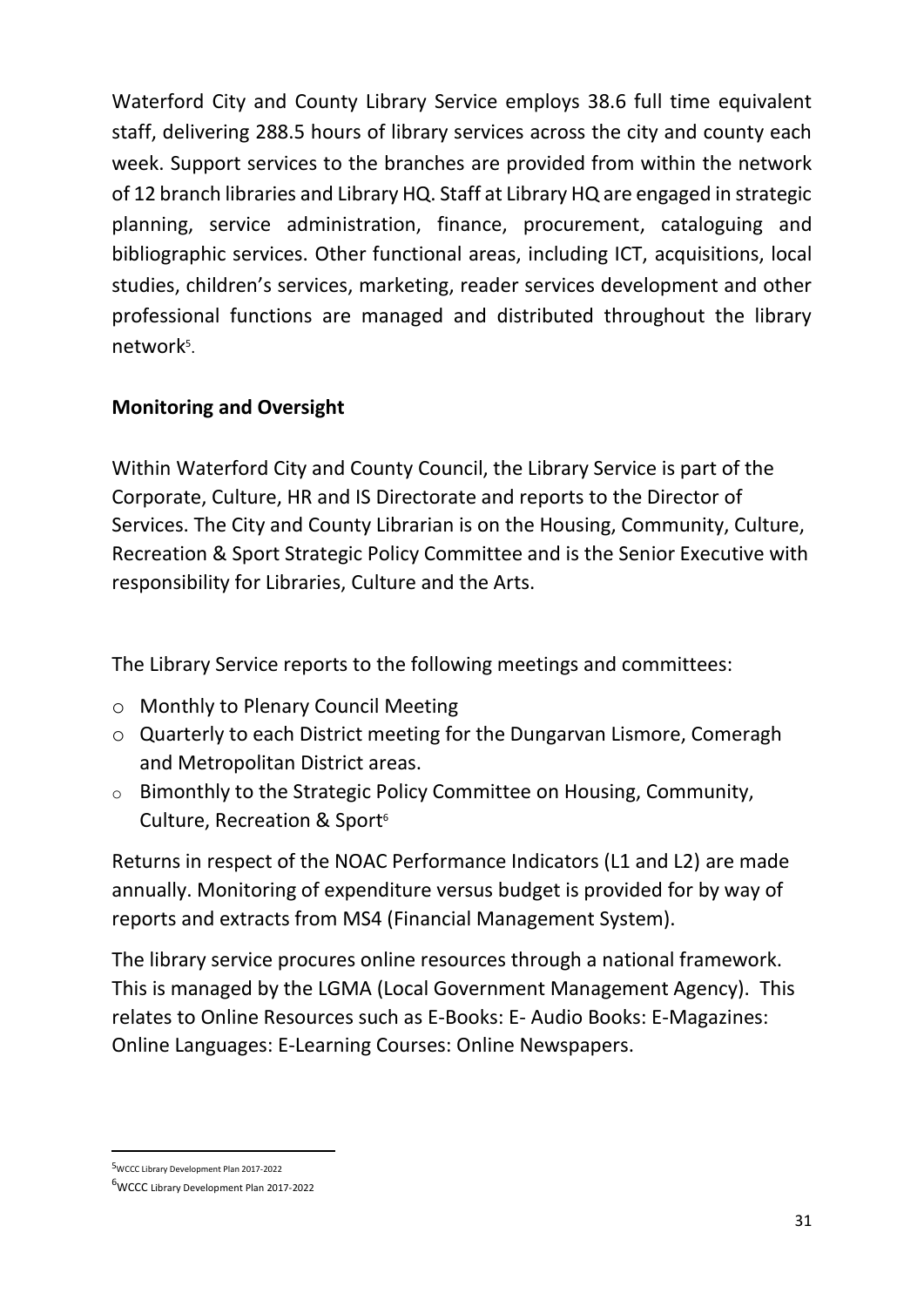Waterford City and County Library Service employs 38.6 full time equivalent staff, delivering 288.5 hours of library services across the city and county each week. Support services to the branches are provided from within the network of 12 branch libraries and Library HQ. Staff at Library HQ are engaged in strategic planning, service administration, finance, procurement, cataloguing and bibliographic services. Other functional areas, including ICT, acquisitions, local studies, children's services, marketing, reader services development and other professional functions are managed and distributed throughout the library network[5].

**Monitoring and Oversight**

Within Waterford City and County Council, the Library Service is part of the Corporate, Culture, HR and IS Directorate and reports to the Director of Services. The City and County Librarian is on the Housing, Community, Culture, Recreation & Sport Strategic Policy Committee and is the Senior Executive with responsibility for Libraries, Culture and the Arts.

The Library Service reports to the following meetings and committees:

- Monthly to Plenary Council Meeting
- Quarterly to each District meeting for the Dungarvan Lismore, Comeragh and Metropolitan District areas.
- Bimonthly to the Strategic Policy Committee on Housing, Community, Culture, Recreation & Sport[6]

Returns in respect of the NOAC Performance Indicators (L1 and L2) are made annually. Monitoring of expenditure versus budget is provided for by way of reports and extracts from MS4 (Financial Management System).

The library service procures online resources through a national framework. This is managed by the LGMA (Local Government Management Agency). This relates to Online Resources such as E-Books: E- Audio Books: E-Magazines: Online Languages: E-Learning Courses: Online Newspapers.

[5] WCCC Library Development Plan 2017-2022

[6] WCCC Library Development Plan 2017-2022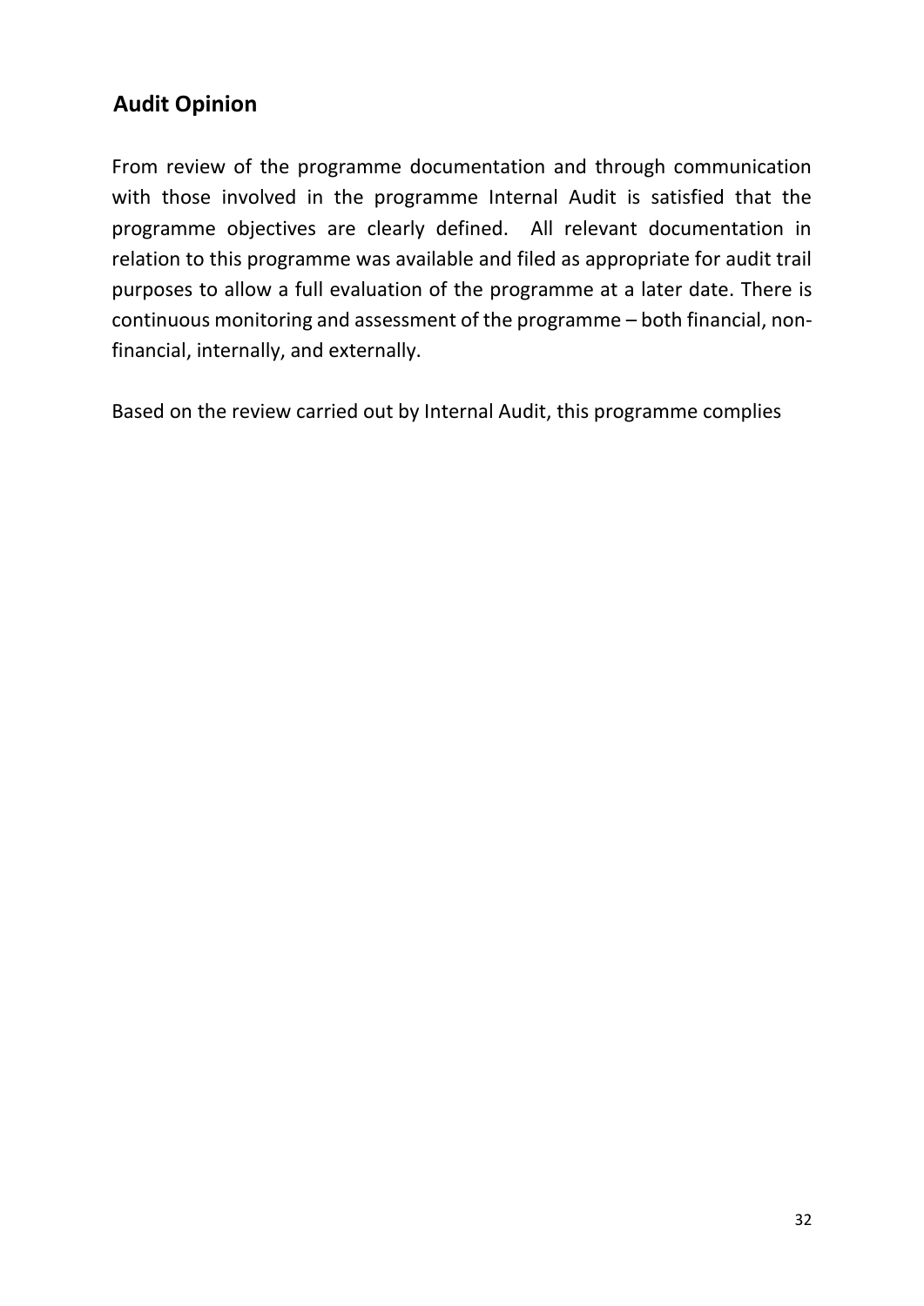## Audit Opinion

From review of the programme documentation and through communication with those involved in the programme Internal Audit is satisfied that the programme objectives are clearly defined. All relevant documentation in relation to this programme was available and filed as appropriate for audit trail purposes to allow a full evaluation of the programme at a later date. There is continuous monitoring and assessment of the programme – both financial, non-financial, internally, and externally.

Based on the review carried out by Internal Audit, this programme complies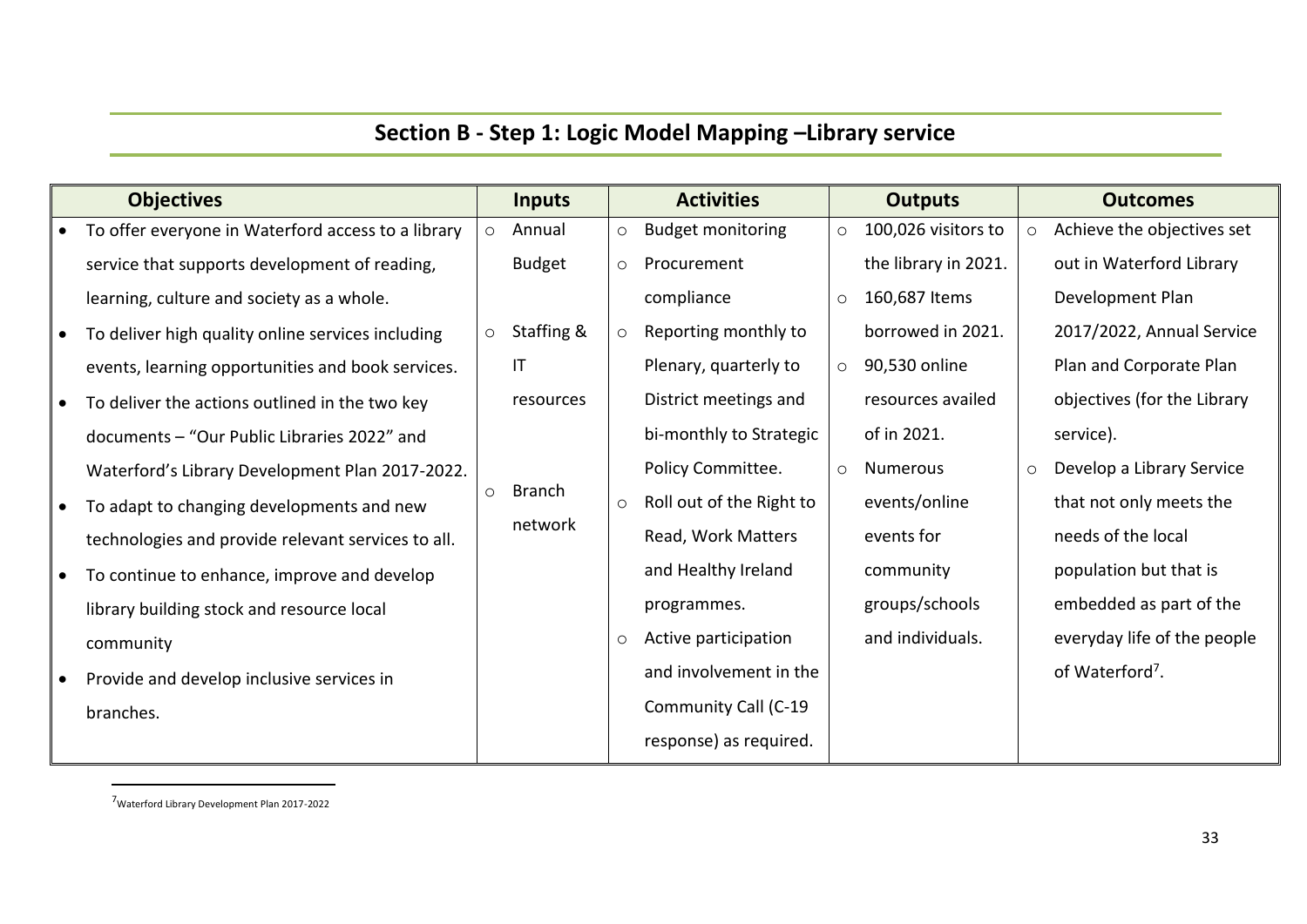## Section B - Step 1: Logic Model Mapping –Library service

| Objectives | Inputs | Activities | Outputs | Outcomes |
|---|---|---|---|---|
| • To offer everyone in Waterford access to a library service that supports development of reading, learning, culture and society as a whole.<br>• To deliver high quality online services including events, learning opportunities and book services.<br>• To deliver the actions outlined in the two key documents – "Our Public Libraries 2022" and Waterford's Library Development Plan 2017-2022.<br>• To adapt to changing developments and new technologies and provide relevant services to all.<br>• To continue to enhance, improve and develop library building stock and resource local community<br>• Provide and develop inclusive services in branches. | ○ Annual Budget<br>○ Staffing & IT resources<br>○ Branch network | ○ Budget monitoring<br>○ Procurement compliance<br>○ Reporting monthly to Plenary, quarterly to District meetings and bi-monthly to Strategic Policy Committee.<br>○ Roll out of the Right to Read, Work Matters and Healthy Ireland programmes.<br>○ Active participation and involvement in the Community Call (C-19 response) as required. | ○ 100,026 visitors to the library in 2021.<br>○ 160,687 Items borrowed in 2021.<br>○ 90,530 online resources availed of in 2021.<br>○ Numerous events/online events for community groups/schools and individuals. | ○ Achieve the objectives set out in Waterford Library Development Plan 2017/2022, Annual Service Plan and Corporate Plan objectives (for the Library service).<br>○ Develop a Library Service that not only meets the needs of the local population but that is embedded as part of the everyday life of the people of Waterford[7]. |

[7] Waterford Library Development Plan 2017-2022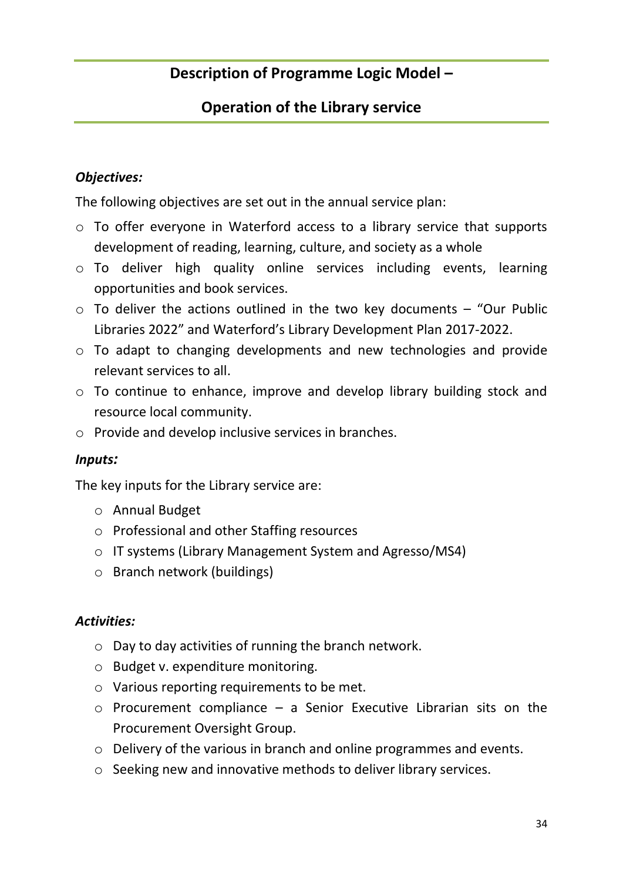## Description of Programme Logic Model –

## Operation of the Library service

***Objectives:***

The following objectives are set out in the annual service plan:

- To offer everyone in Waterford access to a library service that supports development of reading, learning, culture, and society as a whole
- To deliver high quality online services including events, learning opportunities and book services.
- To deliver the actions outlined in the two key documents – "Our Public Libraries 2022" and Waterford's Library Development Plan 2017-2022.
- To adapt to changing developments and new technologies and provide relevant services to all.
- To continue to enhance, improve and develop library building stock and resource local community.
- Provide and develop inclusive services in branches.

***Inputs:***

The key inputs for the Library service are:

- Annual Budget
- Professional and other Staffing resources
- IT systems (Library Management System and Agresso/MS4)
- Branch network (buildings)

***Activities:***

- Day to day activities of running the branch network.
- Budget v. expenditure monitoring.
- Various reporting requirements to be met.
- Procurement compliance – a Senior Executive Librarian sits on the Procurement Oversight Group.
- Delivery of the various in branch and online programmes and events.
- Seeking new and innovative methods to deliver library services.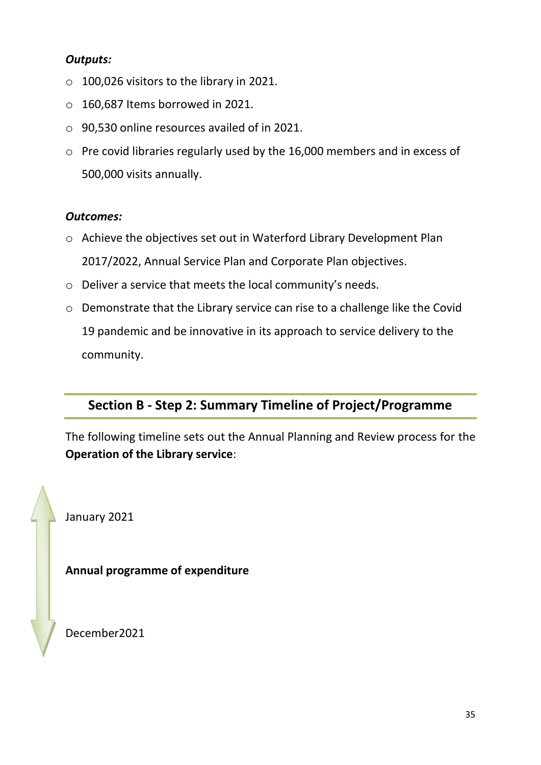***Outputs:***

- 100,026 visitors to the library in 2021.
- 160,687 Items borrowed in 2021.
- 90,530 online resources availed of in 2021.
- Pre covid libraries regularly used by the 16,000 members and in excess of 500,000 visits annually.

***Outcomes:***

- Achieve the objectives set out in Waterford Library Development Plan 2017/2022, Annual Service Plan and Corporate Plan objectives.
- Deliver a service that meets the local community's needs.
- Demonstrate that the Library service can rise to a challenge like the Covid 19 pandemic and be innovative in its approach to service delivery to the community.

## Section B - Step 2: Summary Timeline of Project/Programme

The following timeline sets out the Annual Planning and Review process for the **Operation of the Library service**:

January 2021

**Annual programme of expenditure**

December2021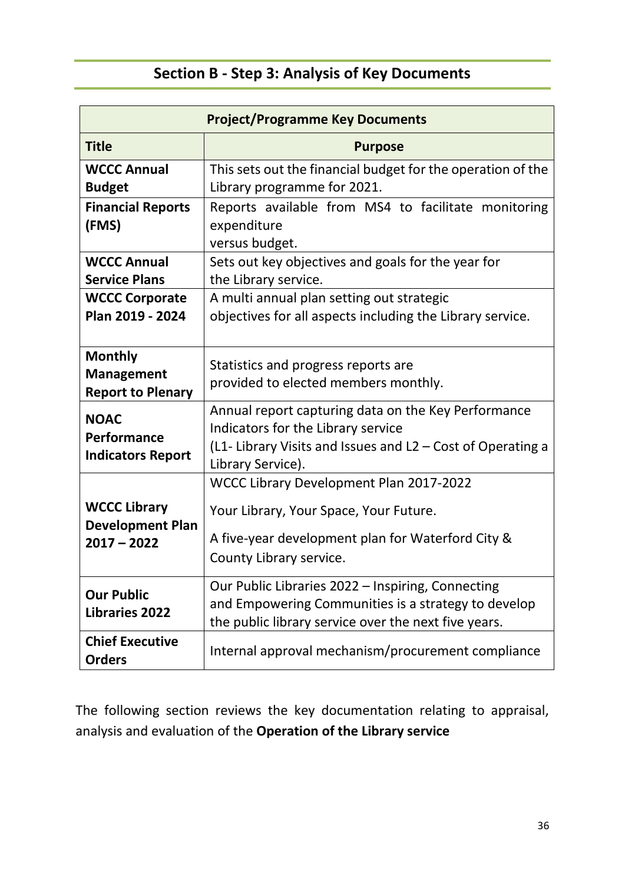## Section B - Step 3: Analysis of Key Documents

| Project/Programme Key Documents | |
|---|---|
| **Title** | **Purpose** |
| **WCCC Annual Budget** | This sets out the financial budget for the operation of the Library programme for 2021. |
| **Financial Reports (FMS)** | Reports available from MS4 to facilitate monitoring expenditure versus budget. |
| **WCCC Annual Service Plans** | Sets out key objectives and goals for the year for the Library service. |
| **WCCC Corporate Plan 2019 - 2024** | A multi annual plan setting out strategic objectives for all aspects including the Library service. |
| **Monthly Management Report to Plenary** | Statistics and progress reports are provided to elected members monthly. |
| **NOAC Performance Indicators Report** | Annual report capturing data on the Key Performance Indicators for the Library service (L1- Library Visits and Issues and L2 – Cost of Operating a Library Service). |
| **WCCC Library Development Plan 2017 – 2022** | WCCC Library Development Plan 2017-2022<br><br>Your Library, Your Space, Your Future.<br><br>A five-year development plan for Waterford City & County Library service. |
| **Our Public Libraries 2022** | Our Public Libraries 2022 – Inspiring, Connecting and Empowering Communities is a strategy to develop the public library service over the next five years. |
| **Chief Executive Orders** | Internal approval mechanism/procurement compliance |

The following section reviews the key documentation relating to appraisal, analysis and evaluation of the **Operation of the Library service**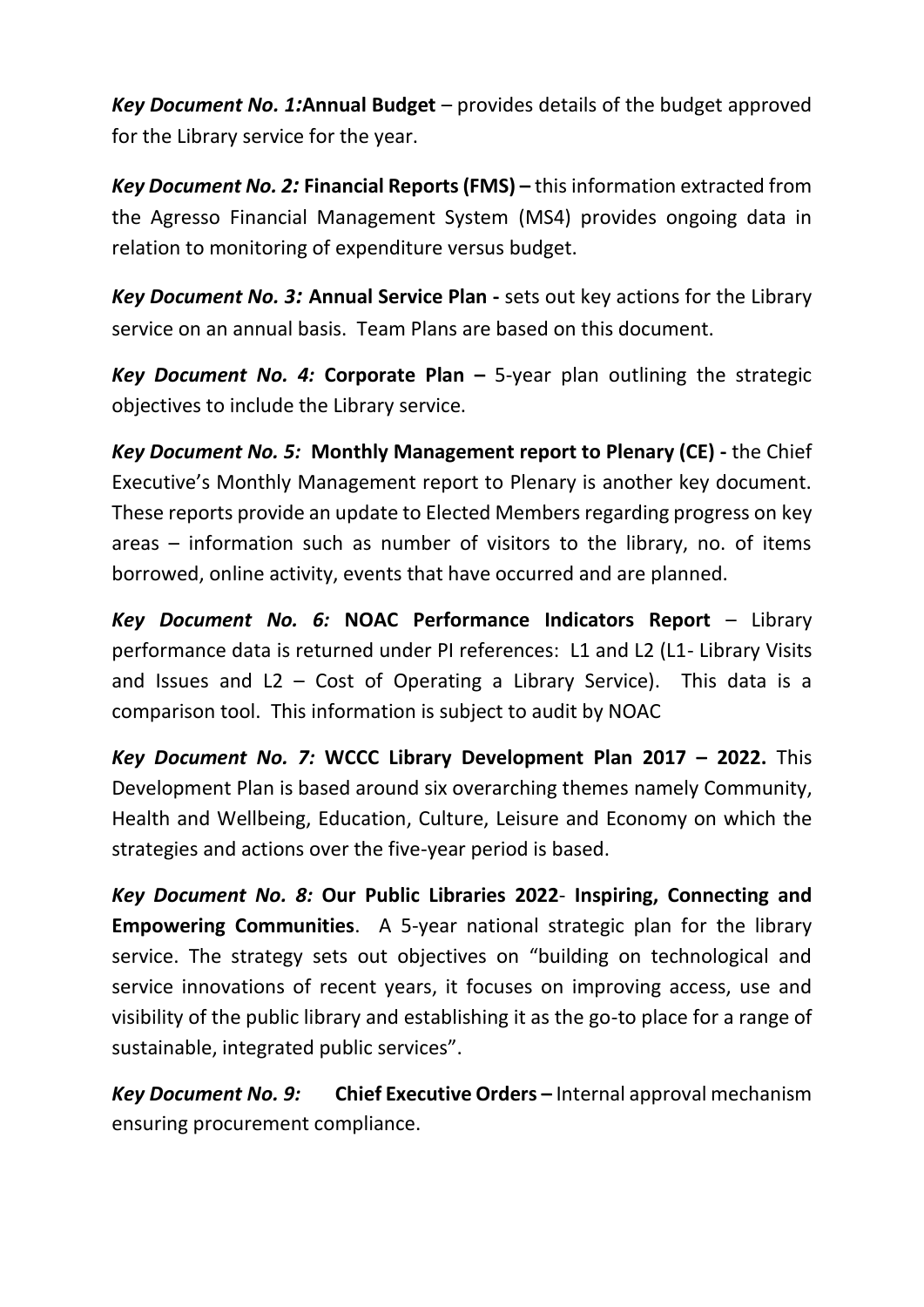***Key Document No. 1:*****Annual Budget** – provides details of the budget approved for the Library service for the year.

***Key Document No. 2:*** **Financial Reports (FMS) –** this information extracted from the Agresso Financial Management System (MS4) provides ongoing data in relation to monitoring of expenditure versus budget.

***Key Document No. 3:*** **Annual Service Plan -** sets out key actions for the Library service on an annual basis. Team Plans are based on this document.

***Key Document No. 4:*** **Corporate Plan –** 5-year plan outlining the strategic objectives to include the Library service.

***Key Document No. 5:*** **Monthly Management report to Plenary (CE) -** the Chief Executive's Monthly Management report to Plenary is another key document. These reports provide an update to Elected Members regarding progress on key areas – information such as number of visitors to the library, no. of items borrowed, online activity, events that have occurred and are planned.

***Key Document No. 6:*** **NOAC Performance Indicators Report** – Library performance data is returned under PI references: L1 and L2 (L1- Library Visits and Issues and L2 – Cost of Operating a Library Service). This data is a comparison tool. This information is subject to audit by NOAC

***Key Document No. 7:*** **WCCC Library Development Plan 2017 – 2022.** This Development Plan is based around six overarching themes namely Community, Health and Wellbeing, Education, Culture, Leisure and Economy on which the strategies and actions over the five-year period is based.

***Key Document No. 8:*** **Our Public Libraries 2022**- **Inspiring, Connecting and Empowering Communities**. A 5-year national strategic plan for the library service. The strategy sets out objectives on "building on technological and service innovations of recent years, it focuses on improving access, use and visibility of the public library and establishing it as the go-to place for a range of sustainable, integrated public services".

***Key Document No. 9:*** **Chief Executive Orders –** Internal approval mechanism ensuring procurement compliance.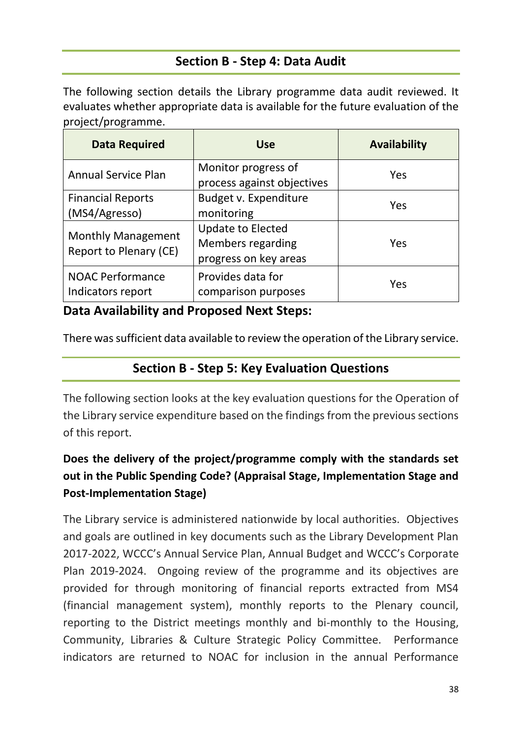## Section B - Step 4: Data Audit

The following section details the Library programme data audit reviewed. It evaluates whether appropriate data is available for the future evaluation of the project/programme.

| Data Required | Use | Availability |
|---|---|---|
| Annual Service Plan | Monitor progress of process against objectives | Yes |
| Financial Reports (MS4/Agresso) | Budget v. Expenditure monitoring | Yes |
| Monthly Management Report to Plenary (CE) | Update to Elected Members regarding progress on key areas | Yes |
| NOAC Performance Indicators report | Provides data for comparison purposes | Yes |

**Data Availability and Proposed Next Steps:**

There was sufficient data available to review the operation of the Library service.

## Section B - Step 5: Key Evaluation Questions

The following section looks at the key evaluation questions for the Operation of the Library service expenditure based on the findings from the previous sections of this report.

**Does the delivery of the project/programme comply with the standards set out in the Public Spending Code? (Appraisal Stage, Implementation Stage and Post-Implementation Stage)**

The Library service is administered nationwide by local authorities. Objectives and goals are outlined in key documents such as the Library Development Plan 2017-2022, WCCC's Annual Service Plan, Annual Budget and WCCC's Corporate Plan 2019-2024. Ongoing review of the programme and its objectives are provided for through monitoring of financial reports extracted from MS4 (financial management system), monthly reports to the Plenary council, reporting to the District meetings monthly and bi-monthly to the Housing, Community, Libraries & Culture Strategic Policy Committee. Performance indicators are returned to NOAC for inclusion in the annual Performance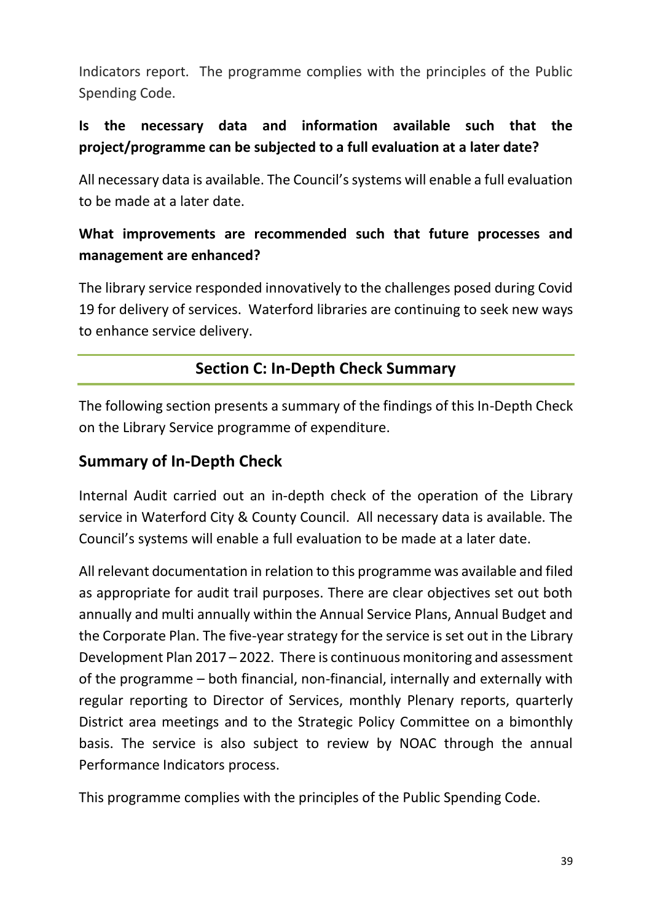Indicators report. The programme complies with the principles of the Public Spending Code.

**Is the necessary data and information available such that the project/programme can be subjected to a full evaluation at a later date?**

All necessary data is available. The Council's systems will enable a full evaluation to be made at a later date.

**What improvements are recommended such that future processes and management are enhanced?**

The library service responded innovatively to the challenges posed during Covid 19 for delivery of services. Waterford libraries are continuing to seek new ways to enhance service delivery.

## Section C: In-Depth Check Summary

The following section presents a summary of the findings of this In-Depth Check on the Library Service programme of expenditure.

### Summary of In-Depth Check

Internal Audit carried out an in-depth check of the operation of the Library service in Waterford City & County Council. All necessary data is available. The Council's systems will enable a full evaluation to be made at a later date.

All relevant documentation in relation to this programme was available and filed as appropriate for audit trail purposes. There are clear objectives set out both annually and multi annually within the Annual Service Plans, Annual Budget and the Corporate Plan. The five-year strategy for the service is set out in the Library Development Plan 2017 – 2022. There is continuous monitoring and assessment of the programme – both financial, non-financial, internally and externally with regular reporting to Director of Services, monthly Plenary reports, quarterly District area meetings and to the Strategic Policy Committee on a bimonthly basis. The service is also subject to review by NOAC through the annual Performance Indicators process.

This programme complies with the principles of the Public Spending Code.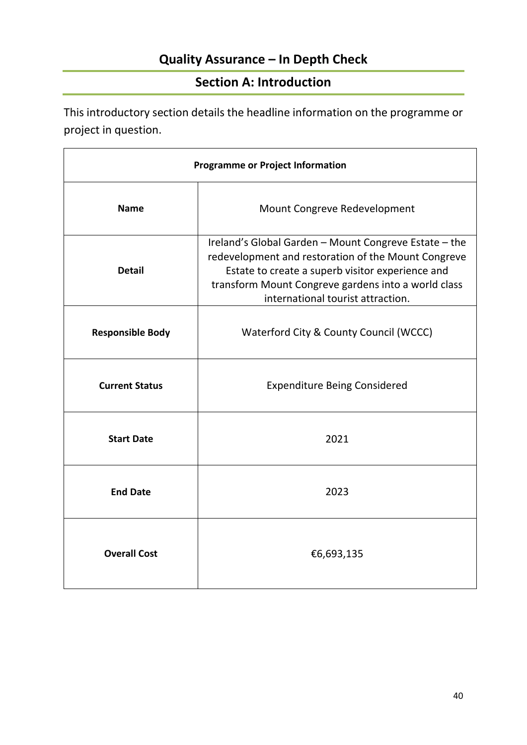# Quality Assurance – In Depth Check

## Section A: Introduction

This introductory section details the headline information on the programme or project in question.

| Programme or Project Information | |
|---|---|
| **Name** | Mount Congreve Redevelopment |
| **Detail** | Ireland's Global Garden – Mount Congreve Estate – the redevelopment and restoration of the Mount Congreve Estate to create a superb visitor experience and transform Mount Congreve gardens into a world class international tourist attraction. |
| **Responsible Body** | Waterford City & County Council (WCCC) |
| **Current Status** | Expenditure Being Considered |
| **Start Date** | 2021 |
| **End Date** | 2023 |
| **Overall Cost** | €6,693,135 |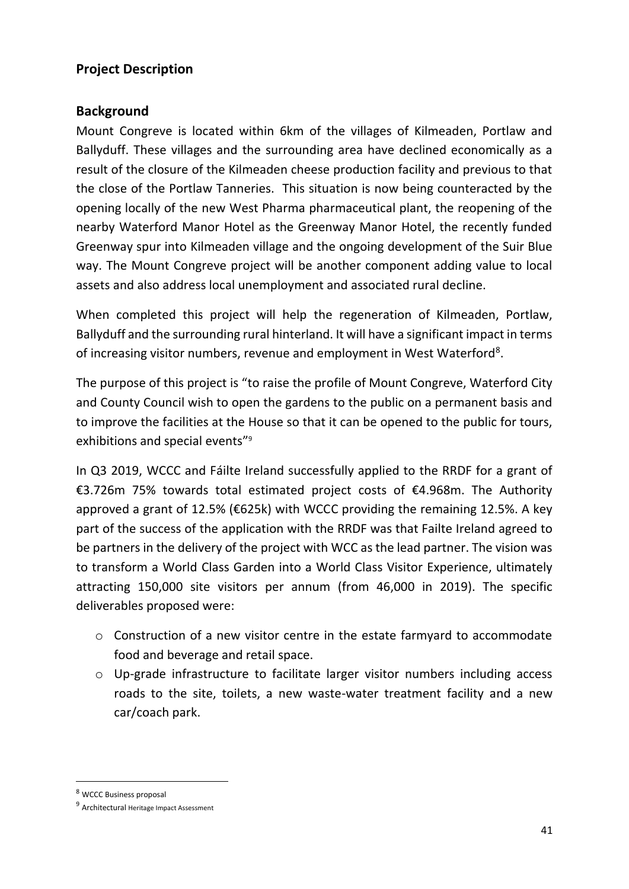## Project Description

### Background

Mount Congreve is located within 6km of the villages of Kilmeaden, Portlaw and Ballyduff. These villages and the surrounding area have declined economically as a result of the closure of the Kilmeaden cheese production facility and previous to that the close of the Portlaw Tanneries. This situation is now being counteracted by the opening locally of the new West Pharma pharmaceutical plant, the reopening of the nearby Waterford Manor Hotel as the Greenway Manor Hotel, the recently funded Greenway spur into Kilmeaden village and the ongoing development of the Suir Blue way. The Mount Congreve project will be another component adding value to local assets and also address local unemployment and associated rural decline.

When completed this project will help the regeneration of Kilmeaden, Portlaw, Ballyduff and the surrounding rural hinterland. It will have a significant impact in terms of increasing visitor numbers, revenue and employment in West Waterford[8].

The purpose of this project is "to raise the profile of Mount Congreve, Waterford City and County Council wish to open the gardens to the public on a permanent basis and to improve the facilities at the House so that it can be opened to the public for tours, exhibitions and special events"[9]

In Q3 2019, WCCC and Fáilte Ireland successfully applied to the RRDF for a grant of €3.726m 75% towards total estimated project costs of €4.968m. The Authority approved a grant of 12.5% (€625k) with WCCC providing the remaining 12.5%. A key part of the success of the application with the RRDF was that Failte Ireland agreed to be partners in the delivery of the project with WCC as the lead partner. The vision was to transform a World Class Garden into a World Class Visitor Experience, ultimately attracting 150,000 site visitors per annum (from 46,000 in 2019). The specific deliverables proposed were:

- Construction of a new visitor centre in the estate farmyard to accommodate food and beverage and retail space.
- Up-grade infrastructure to facilitate larger visitor numbers including access roads to the site, toilets, a new waste-water treatment facility and a new car/coach park.

[8] WCCC Business proposal

[9] Architectural Heritage Impact Assessment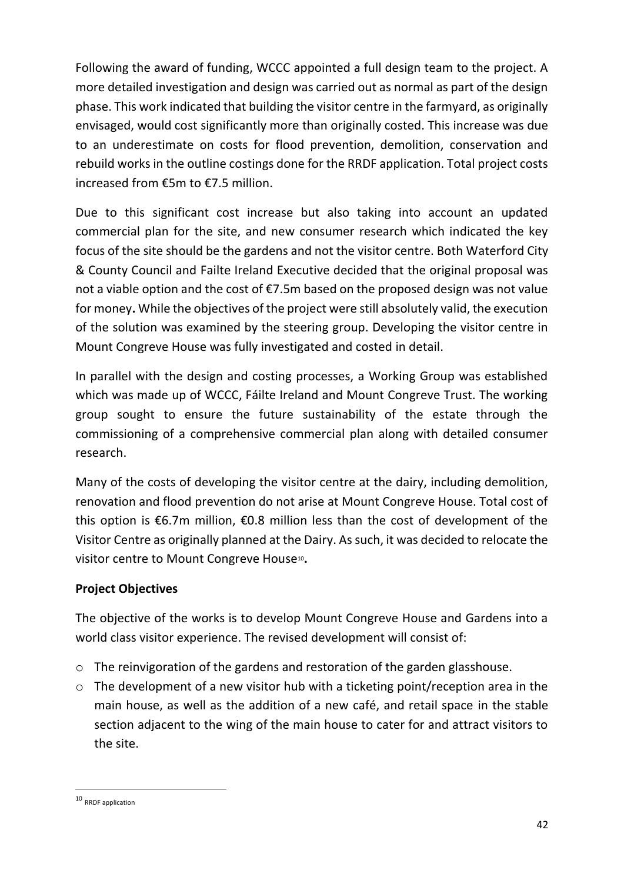Following the award of funding, WCCC appointed a full design team to the project. A more detailed investigation and design was carried out as normal as part of the design phase. This work indicated that building the visitor centre in the farmyard, as originally envisaged, would cost significantly more than originally costed. This increase was due to an underestimate on costs for flood prevention, demolition, conservation and rebuild works in the outline costings done for the RRDF application. Total project costs increased from €5m to €7.5 million.

Due to this significant cost increase but also taking into account an updated commercial plan for the site, and new consumer research which indicated the key focus of the site should be the gardens and not the visitor centre. Both Waterford City & County Council and Failte Ireland Executive decided that the original proposal was not a viable option and the cost of €7.5m based on the proposed design was not value for money**.** While the objectives of the project were still absolutely valid, the execution of the solution was examined by the steering group. Developing the visitor centre in Mount Congreve House was fully investigated and costed in detail.

In parallel with the design and costing processes, a Working Group was established which was made up of WCCC, Fáilte Ireland and Mount Congreve Trust. The working group sought to ensure the future sustainability of the estate through the commissioning of a comprehensive commercial plan along with detailed consumer research.

Many of the costs of developing the visitor centre at the dairy, including demolition, renovation and flood prevention do not arise at Mount Congreve House. Total cost of this option is €6.7m million, €0.8 million less than the cost of development of the Visitor Centre as originally planned at the Dairy. As such, it was decided to relocate the visitor centre to Mount Congreve House[10]**.**

**Project Objectives**

The objective of the works is to develop Mount Congreve House and Gardens into a world class visitor experience. The revised development will consist of:

- The reinvigoration of the gardens and restoration of the garden glasshouse.
- The development of a new visitor hub with a ticketing point/reception area in the main house, as well as the addition of a new café, and retail space in the stable section adjacent to the wing of the main house to cater for and attract visitors to the site.

[10] RRDF application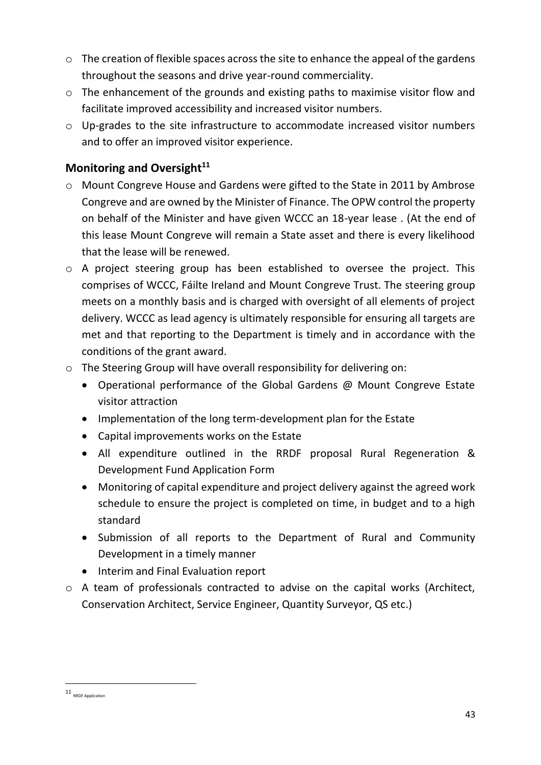- The creation of flexible spaces across the site to enhance the appeal of the gardens throughout the seasons and drive year-round commerciality.
- The enhancement of the grounds and existing paths to maximise visitor flow and facilitate improved accessibility and increased visitor numbers.
- Up-grades to the site infrastructure to accommodate increased visitor numbers and to offer an improved visitor experience.

## Monitoring and Oversight[11]

- Mount Congreve House and Gardens were gifted to the State in 2011 by Ambrose Congreve and are owned by the Minister of Finance. The OPW control the property on behalf of the Minister and have given WCCC an 18-year lease . (At the end of this lease Mount Congreve will remain a State asset and there is every likelihood that the lease will be renewed.
- A project steering group has been established to oversee the project. This comprises of WCCC, Fáilte Ireland and Mount Congreve Trust. The steering group meets on a monthly basis and is charged with oversight of all elements of project delivery. WCCC as lead agency is ultimately responsible for ensuring all targets are met and that reporting to the Department is timely and in accordance with the conditions of the grant award.
- The Steering Group will have overall responsibility for delivering on:
  - Operational performance of the Global Gardens @ Mount Congreve Estate visitor attraction
  - Implementation of the long term-development plan for the Estate
  - Capital improvements works on the Estate
  - All expenditure outlined in the RRDF proposal Rural Regeneration & Development Fund Application Form
  - Monitoring of capital expenditure and project delivery against the agreed work schedule to ensure the project is completed on time, in budget and to a high standard
  - Submission of all reports to the Department of Rural and Community Development in a timely manner
  - Interim and Final Evaluation report
- A team of professionals contracted to advise on the capital works (Architect, Conservation Architect, Service Engineer, Quantity Surveyor, QS etc.)

[11] RRDF Application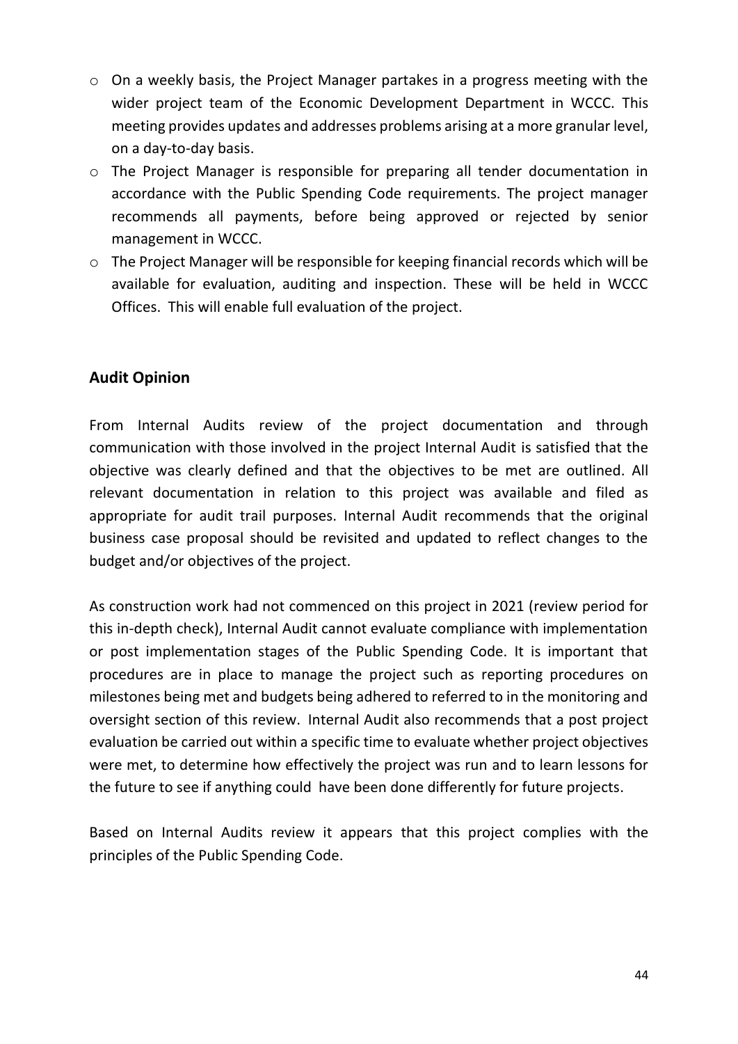- On a weekly basis, the Project Manager partakes in a progress meeting with the wider project team of the Economic Development Department in WCCC. This meeting provides updates and addresses problems arising at a more granular level, on a day-to-day basis.
- The Project Manager is responsible for preparing all tender documentation in accordance with the Public Spending Code requirements. The project manager recommends all payments, before being approved or rejected by senior management in WCCC.
- The Project Manager will be responsible for keeping financial records which will be available for evaluation, auditing and inspection. These will be held in WCCC Offices. This will enable full evaluation of the project.

## Audit Opinion

From Internal Audits review of the project documentation and through communication with those involved in the project Internal Audit is satisfied that the objective was clearly defined and that the objectives to be met are outlined. All relevant documentation in relation to this project was available and filed as appropriate for audit trail purposes. Internal Audit recommends that the original business case proposal should be revisited and updated to reflect changes to the budget and/or objectives of the project.

As construction work had not commenced on this project in 2021 (review period for this in-depth check), Internal Audit cannot evaluate compliance with implementation or post implementation stages of the Public Spending Code. It is important that procedures are in place to manage the project such as reporting procedures on milestones being met and budgets being adhered to referred to in the monitoring and oversight section of this review. Internal Audit also recommends that a post project evaluation be carried out within a specific time to evaluate whether project objectives were met, to determine how effectively the project was run and to learn lessons for the future to see if anything could have been done differently for future projects.

Based on Internal Audits review it appears that this project complies with the principles of the Public Spending Code.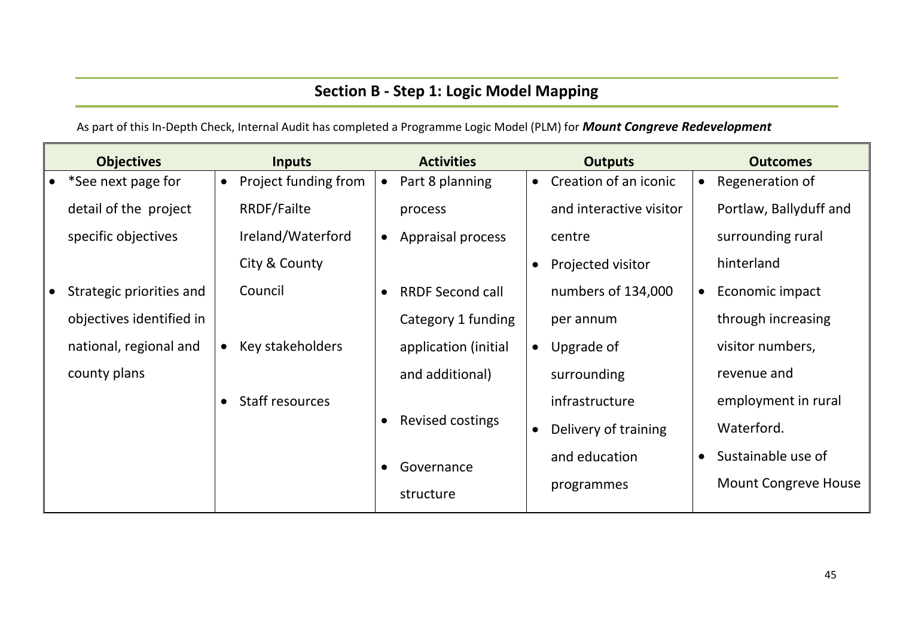## Section B - Step 1: Logic Model Mapping

As part of this In-Depth Check, Internal Audit has completed a Programme Logic Model (PLM) for ***Mount Congreve Redevelopment***

| Objectives | Inputs | Activities | Outputs | Outcomes |
|---|---|---|---|---|
| • *See next page for detail of the project specific objectives<br><br>• Strategic priorities and objectives identified in national, regional and county plans | • Project funding from RRDF/Failte Ireland/Waterford City & County Council<br><br>• Key stakeholders<br><br>• Staff resources | • Part 8 planning process<br>• Appraisal process<br><br>• RRDF Second call Category 1 funding application (initial and additional)<br><br>• Revised costings<br><br>• Governance structure | • Creation of an iconic and interactive visitor centre<br>• Projected visitor numbers of 134,000 per annum<br>• Upgrade of surrounding infrastructure<br>• Delivery of training and education programmes | • Regeneration of Portlaw, Ballyduff and surrounding rural hinterland<br>• Economic impact through increasing visitor numbers, revenue and employment in rural Waterford.<br>• Sustainable use of Mount Congreve House |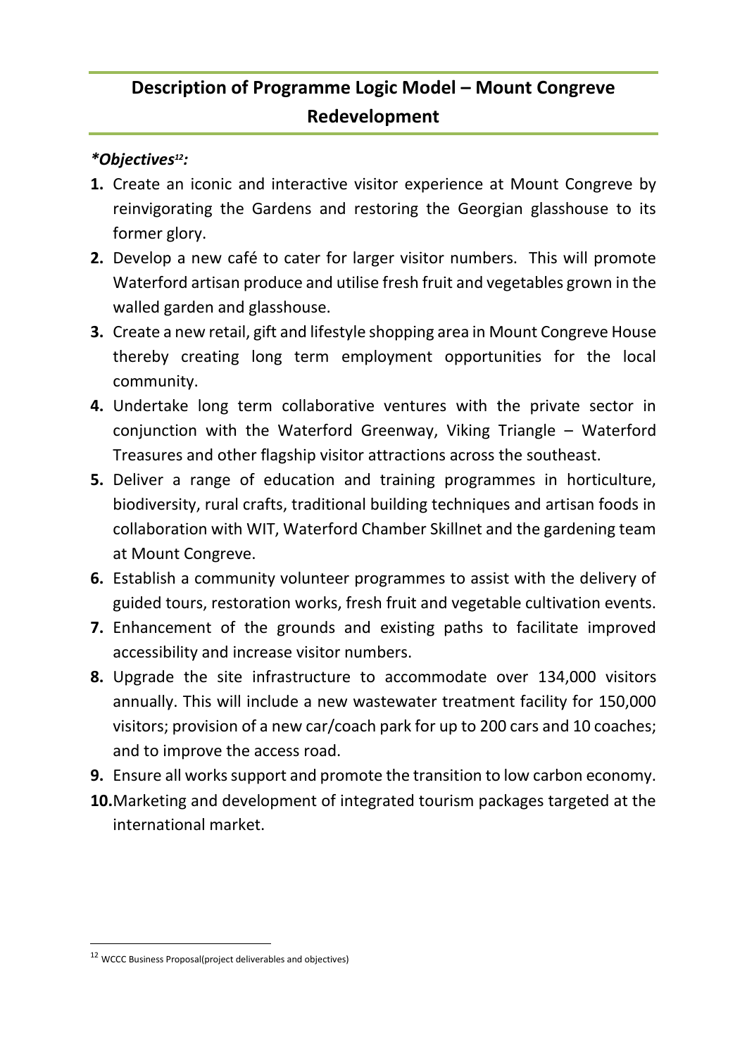## Description of Programme Logic Model – Mount Congreve Redevelopment

***Objectives[12]:***

1. Create an iconic and interactive visitor experience at Mount Congreve by reinvigorating the Gardens and restoring the Georgian glasshouse to its former glory.
2. Develop a new café to cater for larger visitor numbers. This will promote Waterford artisan produce and utilise fresh fruit and vegetables grown in the walled garden and glasshouse.
3. Create a new retail, gift and lifestyle shopping area in Mount Congreve House thereby creating long term employment opportunities for the local community.
4. Undertake long term collaborative ventures with the private sector in conjunction with the Waterford Greenway, Viking Triangle – Waterford Treasures and other flagship visitor attractions across the southeast.
5. Deliver a range of education and training programmes in horticulture, biodiversity, rural crafts, traditional building techniques and artisan foods in collaboration with WIT, Waterford Chamber Skillnet and the gardening team at Mount Congreve.
6. Establish a community volunteer programmes to assist with the delivery of guided tours, restoration works, fresh fruit and vegetable cultivation events.
7. Enhancement of the grounds and existing paths to facilitate improved accessibility and increase visitor numbers.
8. Upgrade the site infrastructure to accommodate over 134,000 visitors annually. This will include a new wastewater treatment facility for 150,000 visitors; provision of a new car/coach park for up to 200 cars and 10 coaches; and to improve the access road.
9. Ensure all works support and promote the transition to low carbon economy.
10. Marketing and development of integrated tourism packages targeted at the international market.

[12] WCCC Business Proposal(project deliverables and objectives)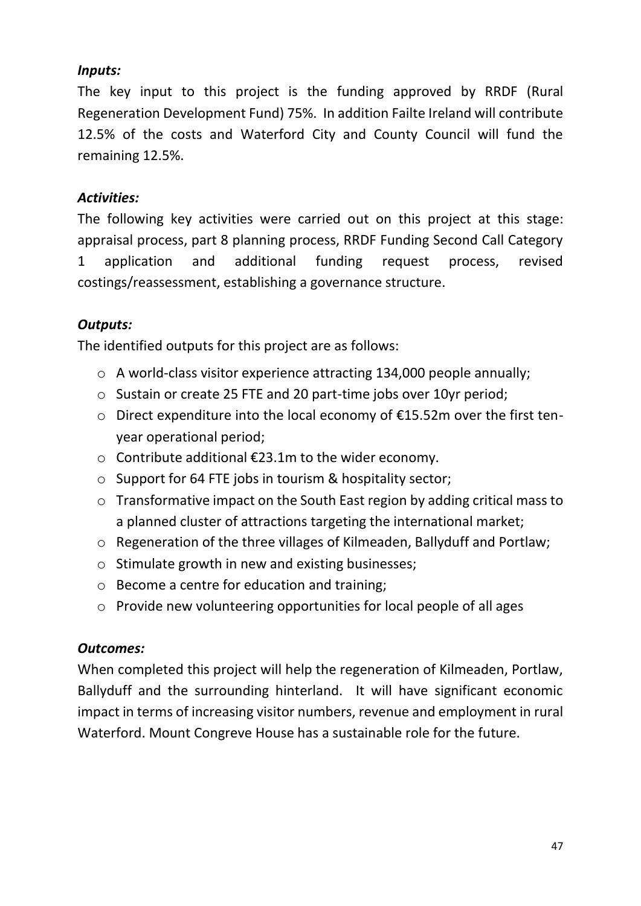***Inputs:***

The key input to this project is the funding approved by RRDF (Rural Regeneration Development Fund) 75%. In addition Failte Ireland will contribute 12.5% of the costs and Waterford City and County Council will fund the remaining 12.5%.

***Activities:***

The following key activities were carried out on this project at this stage: appraisal process, part 8 planning process, RRDF Funding Second Call Category 1 application and additional funding request process, revised costings/reassessment, establishing a governance structure.

***Outputs:***

The identified outputs for this project are as follows:

- A world-class visitor experience attracting 134,000 people annually;
- Sustain or create 25 FTE and 20 part-time jobs over 10yr period;
- Direct expenditure into the local economy of €15.52m over the first ten-year operational period;
- Contribute additional €23.1m to the wider economy.
- Support for 64 FTE jobs in tourism & hospitality sector;
- Transformative impact on the South East region by adding critical mass to a planned cluster of attractions targeting the international market;
- Regeneration of the three villages of Kilmeaden, Ballyduff and Portlaw;
- Stimulate growth in new and existing businesses;
- Become a centre for education and training;
- Provide new volunteering opportunities for local people of all ages

***Outcomes:***

When completed this project will help the regeneration of Kilmeaden, Portlaw, Ballyduff and the surrounding hinterland. It will have significant economic impact in terms of increasing visitor numbers, revenue and employment in rural Waterford. Mount Congreve House has a sustainable role for the future.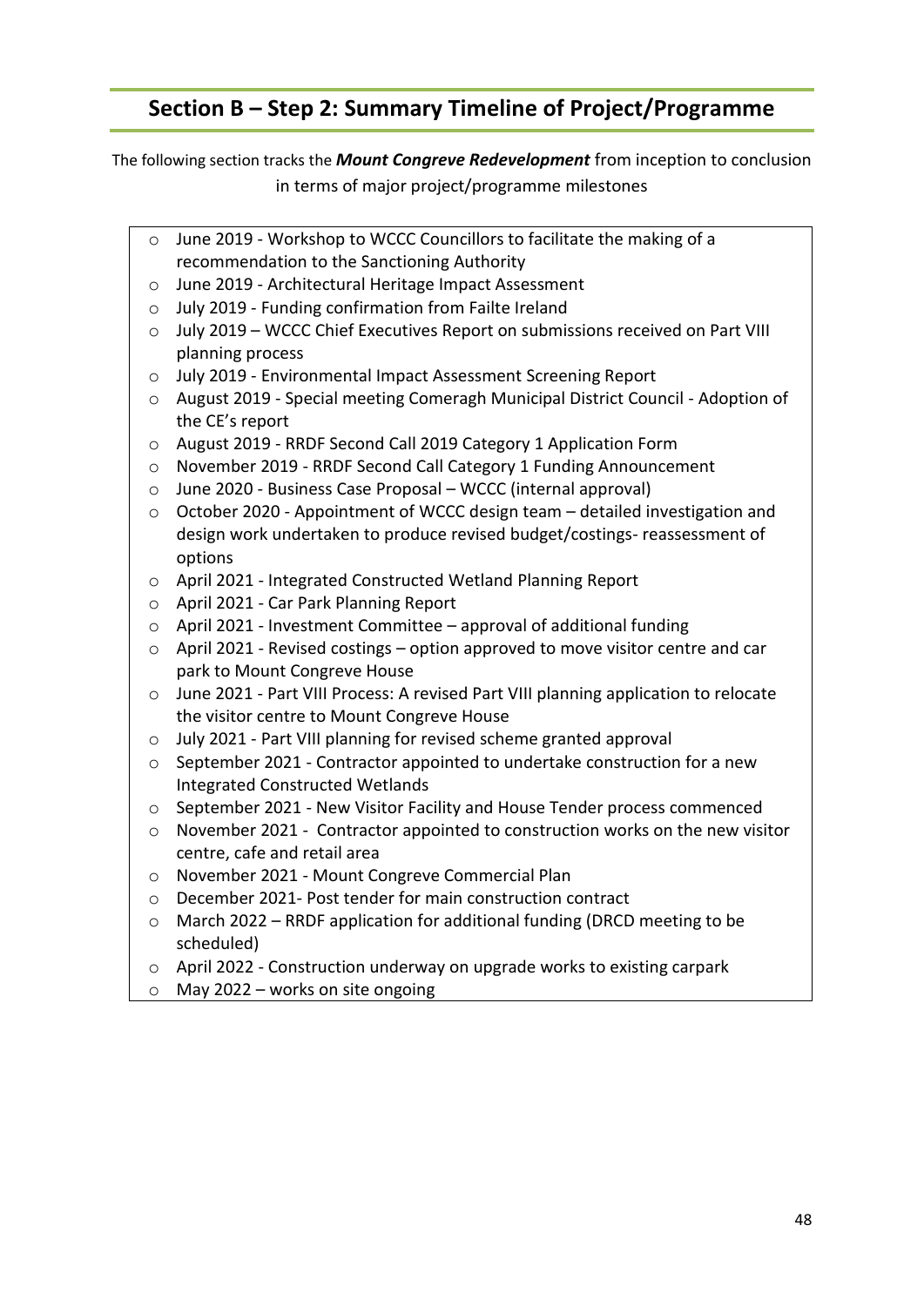## Section B – Step 2: Summary Timeline of Project/Programme

The following section tracks the ***Mount Congreve Redevelopment*** from inception to conclusion in terms of major project/programme milestones

- June 2019 - Workshop to WCCC Councillors to facilitate the making of a recommendation to the Sanctioning Authority
- June 2019 - Architectural Heritage Impact Assessment
- July 2019 - Funding confirmation from Failte Ireland
- July 2019 – WCCC Chief Executives Report on submissions received on Part VIII planning process
- July 2019 - Environmental Impact Assessment Screening Report
- August 2019 - Special meeting Comeragh Municipal District Council - Adoption of the CE's report
- August 2019 - RRDF Second Call 2019 Category 1 Application Form
- November 2019 - RRDF Second Call Category 1 Funding Announcement
- June 2020 - Business Case Proposal – WCCC (internal approval)
- October 2020 - Appointment of WCCC design team – detailed investigation and design work undertaken to produce revised budget/costings- reassessment of options
- April 2021 - Integrated Constructed Wetland Planning Report
- April 2021 - Car Park Planning Report
- April 2021 - Investment Committee – approval of additional funding
- April 2021 - Revised costings – option approved to move visitor centre and car park to Mount Congreve House
- June 2021 - Part VIII Process: A revised Part VIII planning application to relocate the visitor centre to Mount Congreve House
- July 2021 - Part VIII planning for revised scheme granted approval
- September 2021 - Contractor appointed to undertake construction for a new Integrated Constructed Wetlands
- September 2021 - New Visitor Facility and House Tender process commenced
- November 2021 - Contractor appointed to construction works on the new visitor centre, cafe and retail area
- November 2021 - Mount Congreve Commercial Plan
- December 2021- Post tender for main construction contract
- March 2022 – RRDF application for additional funding (DRCD meeting to be scheduled)
- April 2022 - Construction underway on upgrade works to existing carpark
- May 2022 – works on site ongoing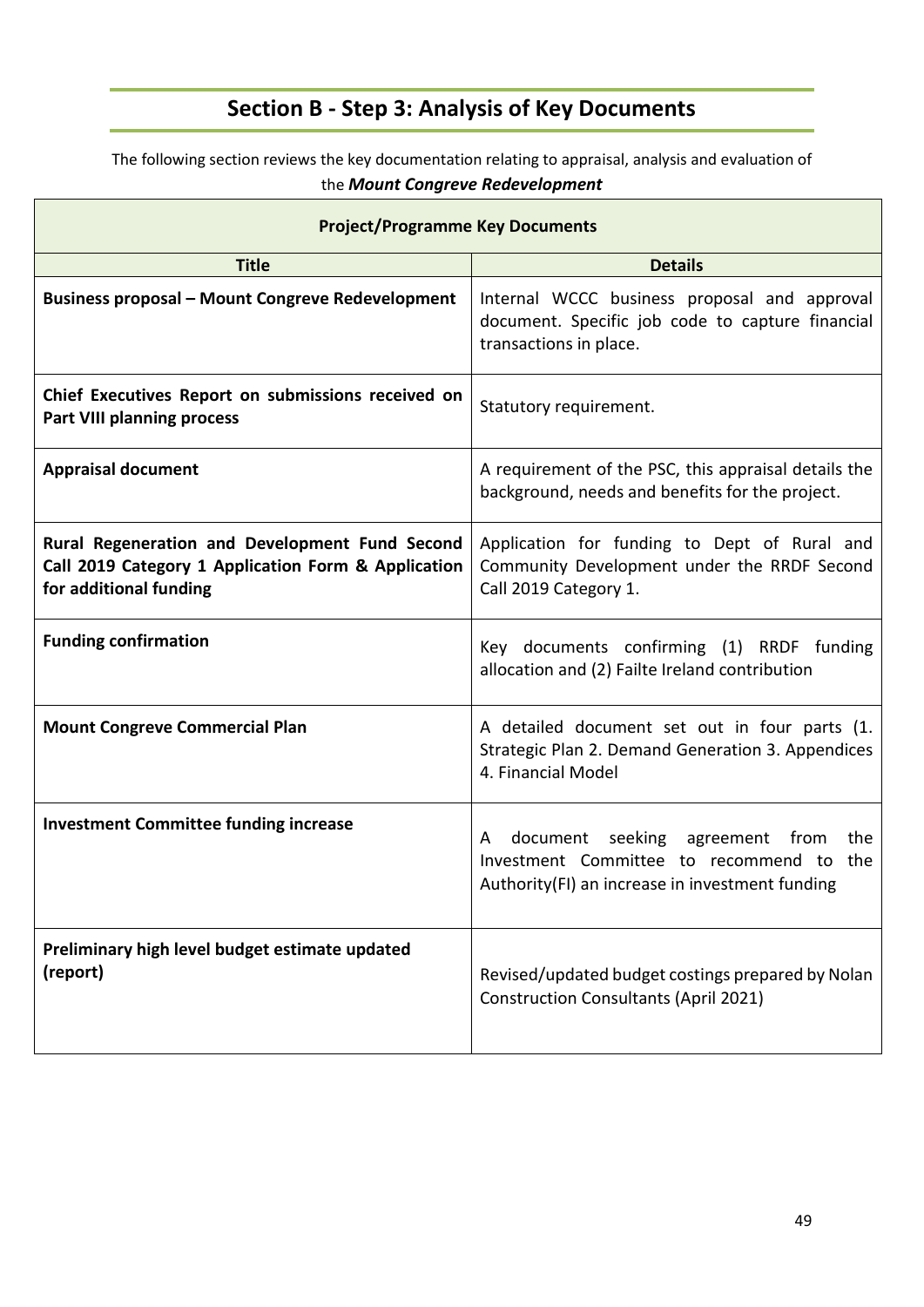## Section B - Step 3: Analysis of Key Documents

The following section reviews the key documentation relating to appraisal, analysis and evaluation of the ***Mount Congreve Redevelopment***

| Project/Programme Key Documents | |
|---|---|
| **Title** | **Details** |
| **Business proposal – Mount Congreve Redevelopment** | Internal WCCC business proposal and approval document. Specific job code to capture financial transactions in place. |
| **Chief Executives Report on submissions received on Part VIII planning process** | Statutory requirement. |
| **Appraisal document** | A requirement of the PSC, this appraisal details the background, needs and benefits for the project. |
| **Rural Regeneration and Development Fund Second Call 2019 Category 1 Application Form & Application for additional funding** | Application for funding to Dept of Rural and Community Development under the RRDF Second Call 2019 Category 1. |
| **Funding confirmation** | Key documents confirming (1) RRDF funding allocation and (2) Failte Ireland contribution |
| **Mount Congreve Commercial Plan** | A detailed document set out in four parts (1. Strategic Plan 2. Demand Generation 3. Appendices 4. Financial Model |
| **Investment Committee funding increase** | A document seeking agreement from the Investment Committee to recommend to the Authority(FI) an increase in investment funding |
| **Preliminary high level budget estimate updated (report)** | Revised/updated budget costings prepared by Nolan Construction Consultants (April 2021) |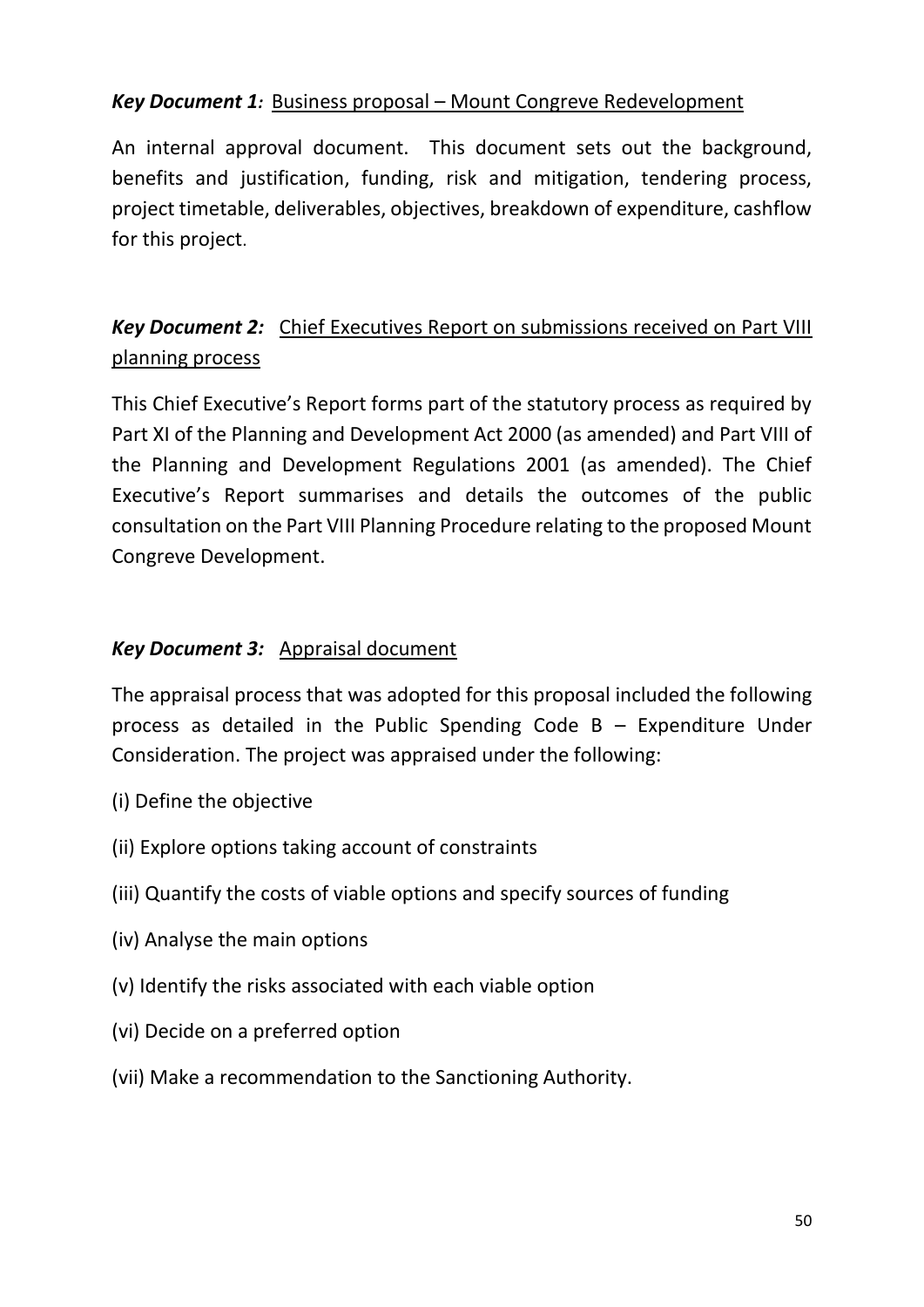***Key Document 1:*** Business proposal – Mount Congreve Redevelopment

An internal approval document. This document sets out the background, benefits and justification, funding, risk and mitigation, tendering process, project timetable, deliverables, objectives, breakdown of expenditure, cashflow for this project.

***Key Document 2:*** Chief Executives Report on submissions received on Part VIII planning process

This Chief Executive's Report forms part of the statutory process as required by Part XI of the Planning and Development Act 2000 (as amended) and Part VIII of the Planning and Development Regulations 2001 (as amended). The Chief Executive's Report summarises and details the outcomes of the public consultation on the Part VIII Planning Procedure relating to the proposed Mount Congreve Development.

***Key Document 3:*** Appraisal document

The appraisal process that was adopted for this proposal included the following process as detailed in the Public Spending Code B – Expenditure Under Consideration. The project was appraised under the following:

(i) Define the objective

(ii) Explore options taking account of constraints

(iii) Quantify the costs of viable options and specify sources of funding

(iv) Analyse the main options

(v) Identify the risks associated with each viable option

(vi) Decide on a preferred option

(vii) Make a recommendation to the Sanctioning Authority.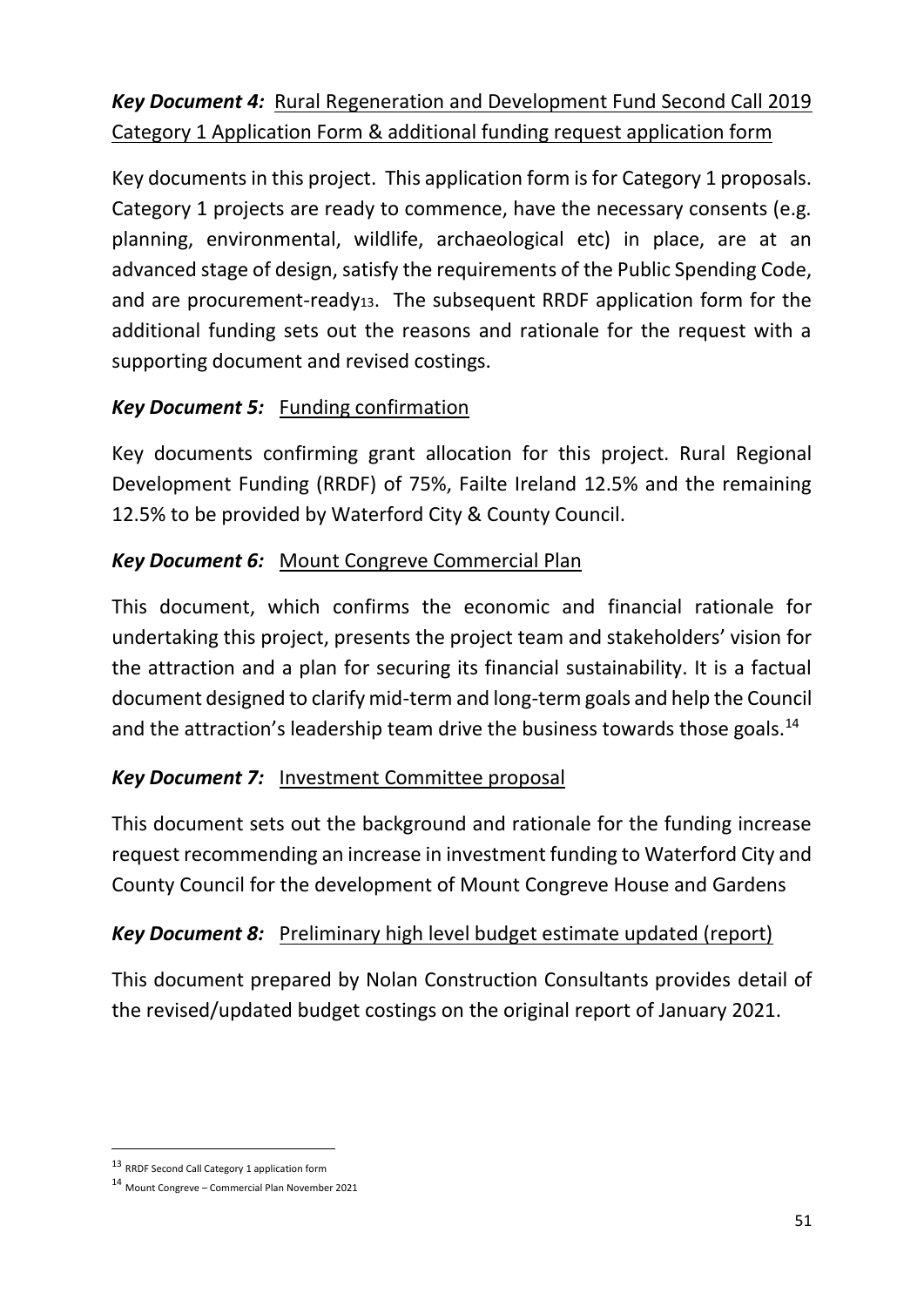***Key Document 4:*** Rural Regeneration and Development Fund Second Call 2019 Category 1 Application Form & additional funding request application form

Key documents in this project. This application form is for Category 1 proposals. Category 1 projects are ready to commence, have the necessary consents (e.g. planning, environmental, wildlife, archaeological etc) in place, are at an advanced stage of design, satisfy the requirements of the Public Spending Code, and are procurement-ready[13]. The subsequent RRDF application form for the additional funding sets out the reasons and rationale for the request with a supporting document and revised costings.

***Key Document 5:*** Funding confirmation

Key documents confirming grant allocation for this project. Rural Regional Development Funding (RRDF) of 75%, Failte Ireland 12.5% and the remaining 12.5% to be provided by Waterford City & County Council.

***Key Document 6:*** Mount Congreve Commercial Plan

This document, which confirms the economic and financial rationale for undertaking this project, presents the project team and stakeholders' vision for the attraction and a plan for securing its financial sustainability. It is a factual document designed to clarify mid-term and long-term goals and help the Council and the attraction's leadership team drive the business towards those goals.[14]

***Key Document 7:*** Investment Committee proposal

This document sets out the background and rationale for the funding increase request recommending an increase in investment funding to Waterford City and County Council for the development of Mount Congreve House and Gardens

***Key Document 8:*** Preliminary high level budget estimate updated (report)

This document prepared by Nolan Construction Consultants provides detail of the revised/updated budget costings on the original report of January 2021.

---

[13] RRDF Second Call Category 1 application form

[14] Mount Congreve – Commercial Plan November 2021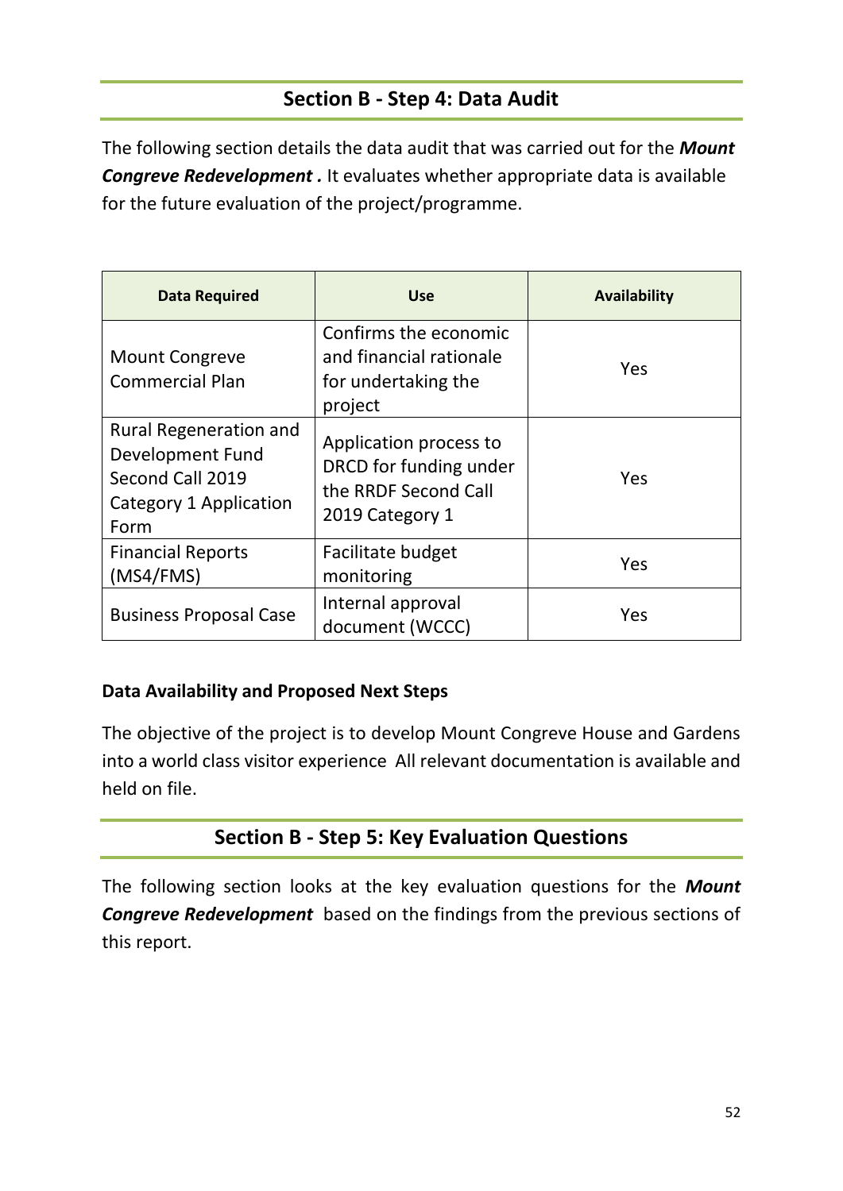## Section B - Step 4: Data Audit

The following section details the data audit that was carried out for the ***Mount Congreve Redevelopment .*** It evaluates whether appropriate data is available for the future evaluation of the project/programme.

| Data Required | Use | Availability |
|---|---|---|
| Mount Congreve Commercial Plan | Confirms the economic and financial rationale for undertaking the project | Yes |
| Rural Regeneration and Development Fund Second Call 2019 Category 1 Application Form | Application process to DRCD for funding under the RRDF Second Call 2019 Category 1 | Yes |
| Financial Reports (MS4/FMS) | Facilitate budget monitoring | Yes |
| Business Proposal Case | Internal approval document (WCCC) | Yes |

**Data Availability and Proposed Next Steps**

The objective of the project is to develop Mount Congreve House and Gardens into a world class visitor experience  All relevant documentation is available and held on file.

## Section B - Step 5: Key Evaluation Questions

The following section looks at the key evaluation questions for the ***Mount Congreve Redevelopment*** based on the findings from the previous sections of this report.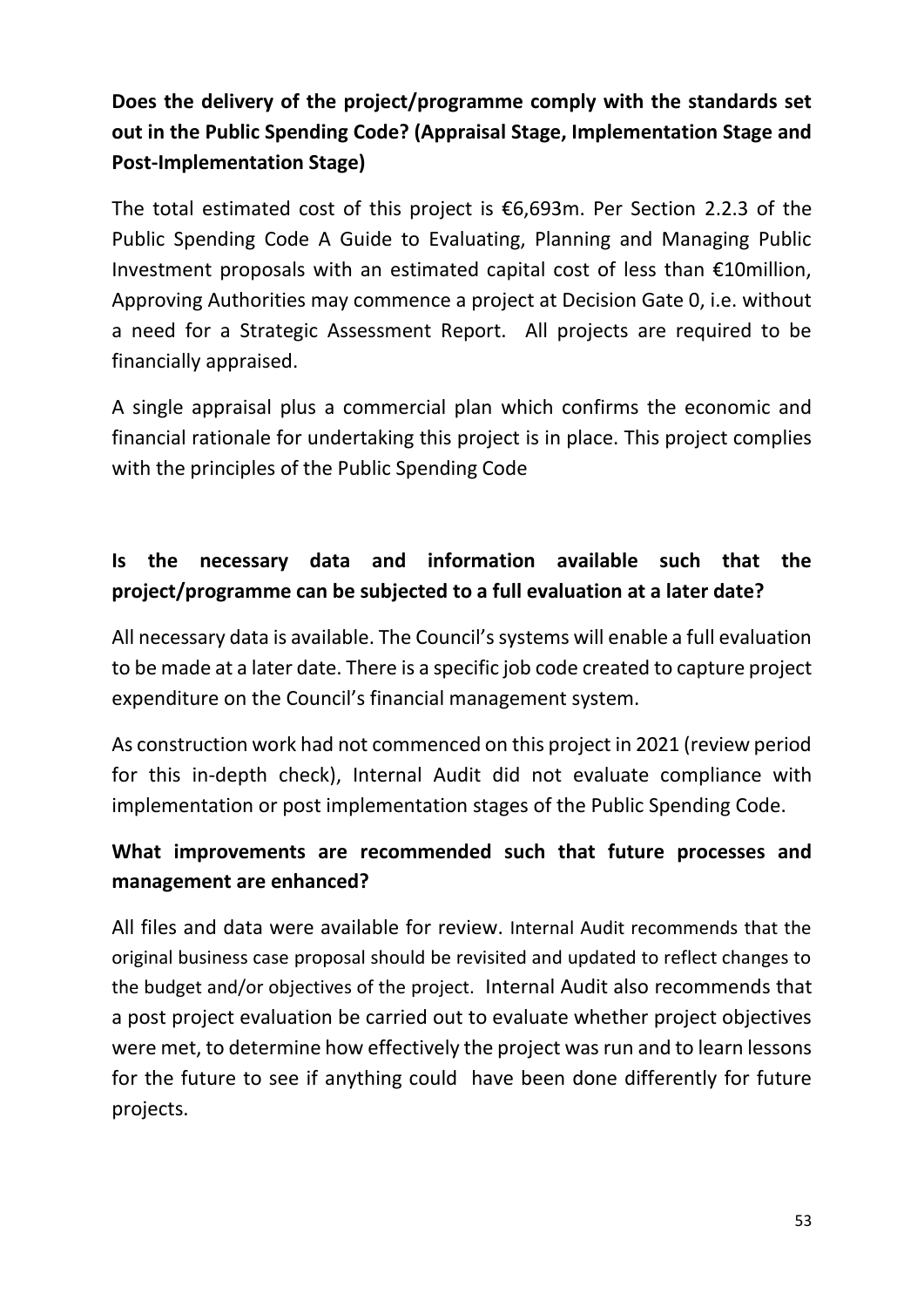**Does the delivery of the project/programme comply with the standards set out in the Public Spending Code? (Appraisal Stage, Implementation Stage and Post-Implementation Stage)**

The total estimated cost of this project is €6,693m. Per Section 2.2.3 of the Public Spending Code A Guide to Evaluating, Planning and Managing Public Investment proposals with an estimated capital cost of less than €10million, Approving Authorities may commence a project at Decision Gate 0, i.e. without a need for a Strategic Assessment Report. All projects are required to be financially appraised.

A single appraisal plus a commercial plan which confirms the economic and financial rationale for undertaking this project is in place. This project complies with the principles of the Public Spending Code

**Is the necessary data and information available such that the project/programme can be subjected to a full evaluation at a later date?**

All necessary data is available. The Council's systems will enable a full evaluation to be made at a later date. There is a specific job code created to capture project expenditure on the Council's financial management system.

As construction work had not commenced on this project in 2021 (review period for this in-depth check), Internal Audit did not evaluate compliance with implementation or post implementation stages of the Public Spending Code.

**What improvements are recommended such that future processes and management are enhanced?**

All files and data were available for review. Internal Audit recommends that the original business case proposal should be revisited and updated to reflect changes to the budget and/or objectives of the project. Internal Audit also recommends that a post project evaluation be carried out to evaluate whether project objectives were met, to determine how effectively the project was run and to learn lessons for the future to see if anything could have been done differently for future projects.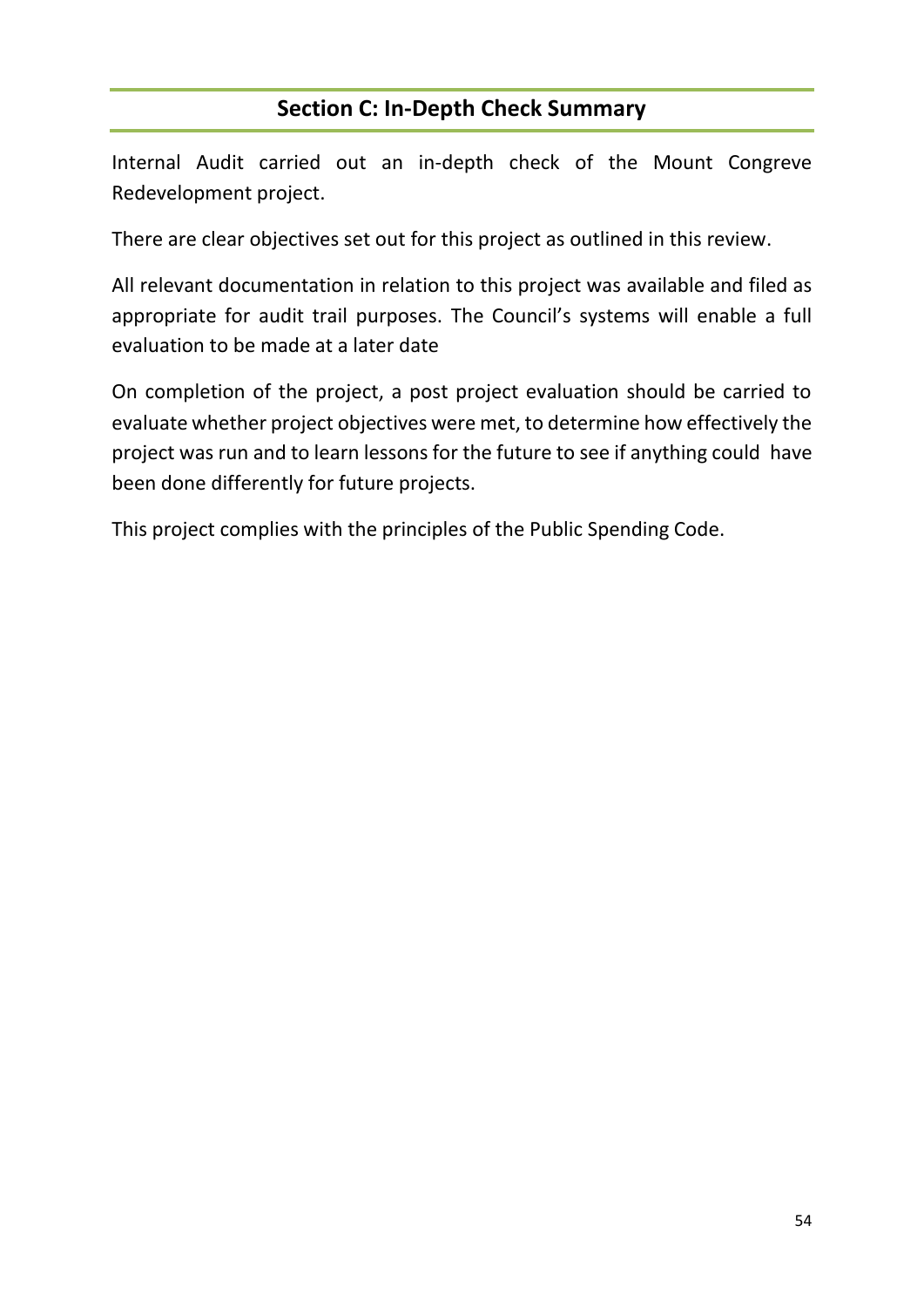## Section C: In-Depth Check Summary

Internal Audit carried out an in-depth check of the Mount Congreve Redevelopment project.

There are clear objectives set out for this project as outlined in this review.

All relevant documentation in relation to this project was available and filed as appropriate for audit trail purposes. The Council's systems will enable a full evaluation to be made at a later date

On completion of the project, a post project evaluation should be carried to evaluate whether project objectives were met, to determine how effectively the project was run and to learn lessons for the future to see if anything could have been done differently for future projects.

This project complies with the principles of the Public Spending Code.